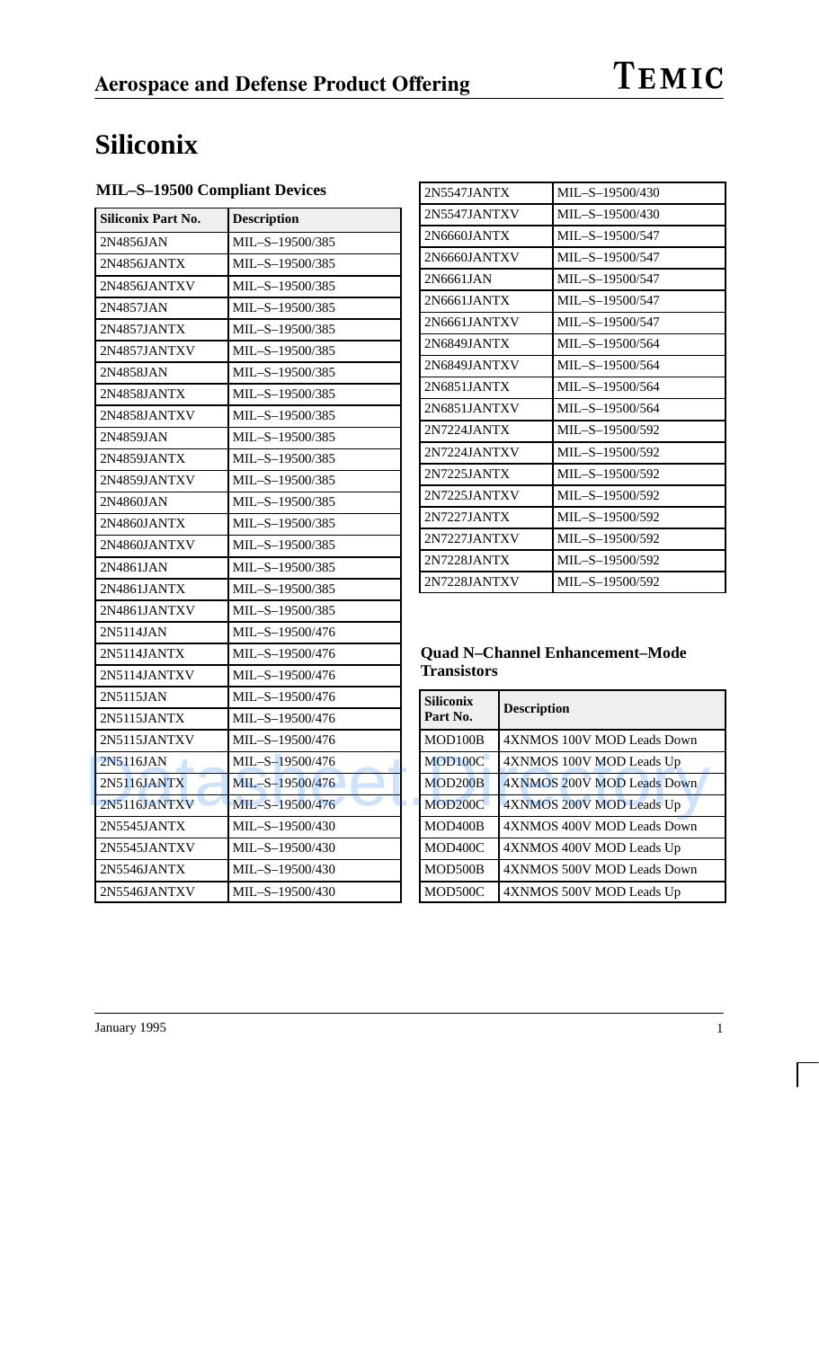# Siliconix

### MIL–S–19500 Compliant Devices

| Siliconix Part No. | Description |
|---|---|
| 2N4856JAN | MIL–S–19500/385 |
| 2N4856JANTX | MIL–S–19500/385 |
| 2N4856JANTXV | MIL–S–19500/385 |
| 2N4857JAN | MIL–S–19500/385 |
| 2N4857JANTX | MIL–S–19500/385 |
| 2N4857JANTXV | MIL–S–19500/385 |
| 2N4858JAN | MIL–S–19500/385 |
| 2N4858JANTX | MIL–S–19500/385 |
| 2N4858JANTXV | MIL–S–19500/385 |
| 2N4859JAN | MIL–S–19500/385 |
| 2N4859JANTX | MIL–S–19500/385 |
| 2N4859JANTXV | MIL–S–19500/385 |
| 2N4860JAN | MIL–S–19500/385 |
| 2N4860JANTX | MIL–S–19500/385 |
| 2N4860JANTXV | MIL–S–19500/385 |
| 2N4861JAN | MIL–S–19500/385 |
| 2N4861JANTX | MIL–S–19500/385 |
| 2N4861JANTXV | MIL–S–19500/385 |
| 2N5114JAN | MIL–S–19500/476 |
| 2N5114JANTX | MIL–S–19500/476 |
| 2N5114JANTXV | MIL–S–19500/476 |
| 2N5115JAN | MIL–S–19500/476 |
| 2N5115JANTX | MIL–S–19500/476 |
| 2N5115JANTXV | MIL–S–19500/476 |
| 2N5116JAN | MIL–S–19500/476 |
| 2N5116JANTX | MIL–S–19500/476 |
| 2N5116JANTXV | MIL–S–19500/476 |
| 2N5545JANTX | MIL–S–19500/430 |
| 2N5545JANTXV | MIL–S–19500/430 |
| 2N5546JANTX | MIL–S–19500/430 |
| 2N5546JANTXV | MIL–S–19500/430 |
| 2N5547JANTX | MIL–S–19500/430 |
| 2N5547JANTXV | MIL–S–19500/430 |
| 2N6660JANTX | MIL–S–19500/547 |
| 2N6660JANTXV | MIL–S–19500/547 |
| 2N6661JAN | MIL–S–19500/547 |
| 2N6661JANTX | MIL–S–19500/547 |
| 2N6661JANTXV | MIL–S–19500/547 |
| 2N6849JANTX | MIL–S–19500/564 |
| 2N6849JANTXV | MIL–S–19500/564 |
| 2N6851JANTX | MIL–S–19500/564 |
| 2N6851JANTXV | MIL–S–19500/564 |
| 2N7224JANTX | MIL–S–19500/592 |
| 2N7224JANTXV | MIL–S–19500/592 |
| 2N7225JANTX | MIL–S–19500/592 |
| 2N7225JANTXV | MIL–S–19500/592 |
| 2N7227JANTX | MIL–S–19500/592 |
| 2N7227JANTXV | MIL–S–19500/592 |
| 2N7228JANTX | MIL–S–19500/592 |
| 2N7228JANTXV | MIL–S–19500/592 |

### Quad N–Channel Enhancement–Mode Transistors

| Siliconix Part No. | Description |
|---|---|
| MOD100B | 4XNMOS 100V MOD Leads Down |
| MOD100C | 4XNMOS 100V MOD Leads Up |
| MOD200B | 4XNMOS 200V MOD Leads Down |
| MOD200C | 4XNMOS 200V MOD Leads Up |
| MOD400B | 4XNMOS 400V MOD Leads Down |
| MOD400C | 4XNMOS 400V MOD Leads Up |
| MOD500B | 4XNMOS 500V MOD Leads Down |
| MOD500C | 4XNMOS 500V MOD Leads Up |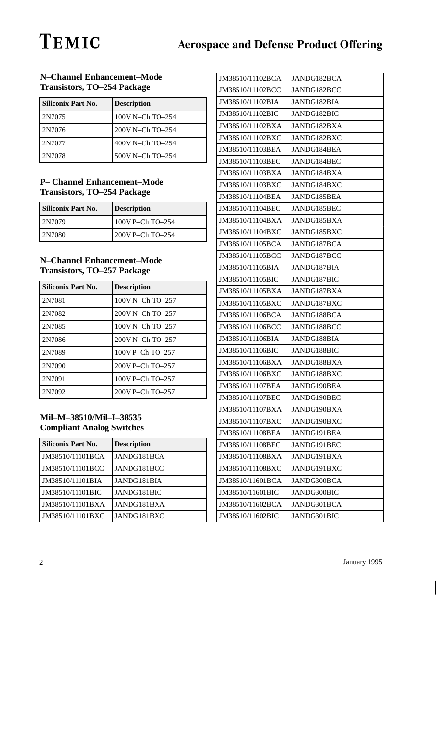### N–Channel Enhancement–Mode Transistors, TO–254 Package

| Siliconix Part No. | Description |
|---|---|
| 2N7075 | 100V N–Ch TO–254 |
| 2N7076 | 200V N–Ch TO–254 |
| 2N7077 | 400V N–Ch TO–254 |
| 2N7078 | 500V N–Ch TO–254 |

### P– Channel Enhancement–Mode Transistors, TO–254 Package

| Siliconix Part No. | Description |
|---|---|
| 2N7079 | 100V P–Ch TO–254 |
| 2N7080 | 200V P–Ch TO–254 |

### N–Channel Enhancement–Mode Transistors, TO–257 Package

| Siliconix Part No. | Description |
|---|---|
| 2N7081 | 100V N–Ch TO–257 |
| 2N7082 | 200V N–Ch TO–257 |
| 2N7085 | 100V N–Ch TO–257 |
| 2N7086 | 200V N–Ch TO–257 |
| 2N7089 | 100V P–Ch TO–257 |
| 2N7090 | 200V P–Ch TO–257 |
| 2N7091 | 100V P–Ch TO–257 |
| 2N7092 | 200V P–Ch TO–257 |

### Mil–M–38510/Mil–I–38535 Compliant Analog Switches

| Siliconix Part No. | Description |
|---|---|
| JM38510/11101BCA | JANDG181BCA |
| JM38510/11101BCC | JANDG181BCC |
| JM38510/11101BIA | JANDG181BIA |
| JM38510/11101BIC | JANDG181BIC |
| JM38510/11101BXA | JANDG181BXA |
| JM38510/11101BXC | JANDG181BXC |
| JM38510/11102BCA | JANDG182BCA |
| JM38510/11102BCC | JANDG182BCC |
| JM38510/11102BIA | JANDG182BIA |
| JM38510/11102BIC | JANDG182BIC |
| JM38510/11102BXA | JANDG182BXA |
| JM38510/11102BXC | JANDG182BXC |
| JM38510/11103BEA | JANDG184BEA |
| JM38510/11103BEC | JANDG184BEC |
| JM38510/11103BXA | JANDG184BXA |
| JM38510/11103BXC | JANDG184BXC |
| JM38510/11104BEA | JANDG185BEA |
| JM38510/11104BEC | JANDG185BEC |
| JM38510/11104BXA | JANDG185BXA |
| JM38510/11104BXC | JANDG185BXC |
| JM38510/11105BCA | JANDG187BCA |
| JM38510/11105BCC | JANDG187BCC |
| JM38510/11105BIA | JANDG187BIA |
| JM38510/11105BIC | JANDG187BIC |
| JM38510/11105BXA | JANDG187BXA |
| JM38510/11105BXC | JANDG187BXC |
| JM38510/11106BCA | JANDG188BCA |
| JM38510/11106BCC | JANDG188BCC |
| JM38510/11106BIA | JANDG188BIA |
| JM38510/11106BIC | JANDG188BIC |
| JM38510/11106BXA | JANDG188BXA |
| JM38510/11106BXC | JANDG188BXC |
| JM38510/11107BEA | JANDG190BEA |
| JM38510/11107BEC | JANDG190BEC |
| JM38510/11107BXA | JANDG190BXA |
| JM38510/11107BXC | JANDG190BXC |
| JM38510/11108BEA | JANDG191BEA |
| JM38510/11108BEC | JANDG191BEC |
| JM38510/11108BXA | JANDG191BXA |
| JM38510/11108BXC | JANDG191BXC |
| JM38510/11601BCA | JANDG300BCA |
| JM38510/11601BIC | JANDG300BIC |
| JM38510/11602BCA | JANDG301BCA |
| JM38510/11602BIC | JANDG301BIC |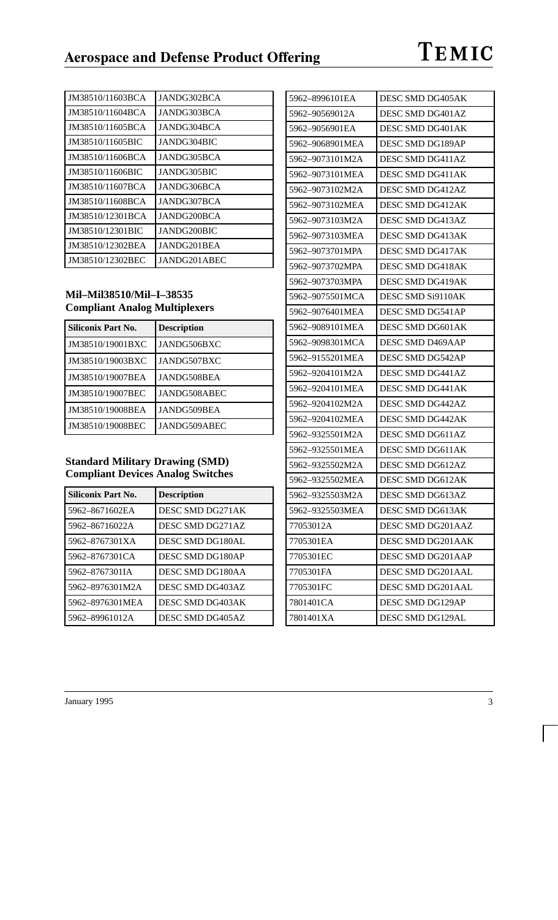| JM38510/11603BCA | JANDG302BCA |
|---|---|
| JM38510/11604BCA | JANDG303BCA |
| JM38510/11605BCA | JANDG304BCA |
| JM38510/11605BIC | JANDG304BIC |
| JM38510/11606BCA | JANDG305BCA |
| JM38510/11606BIC | JANDG305BIC |
| JM38510/11607BCA | JANDG306BCA |
| JM38510/11608BCA | JANDG307BCA |
| JM38510/12301BCA | JANDG200BCA |
| JM38510/12301BIC | JANDG200BIC |
| JM38510/12302BEA | JANDG201BEA |
| JM38510/12302BEC | JANDG201ABEC |

### Mil–Mil38510/Mil–I–38535 Compliant Analog Multiplexers

| Siliconix Part No. | Description |
|---|---|
| JM38510/19001BXC | JANDG506BXC |
| JM38510/19003BXC | JANDG507BXC |
| JM38510/19007BEA | JANDG508BEA |
| JM38510/19007BEC | JANDG508ABEC |
| JM38510/19008BEA | JANDG509BEA |
| JM38510/19008BEC | JANDG509ABEC |

### Standard Military Drawing (SMD) Compliant Devices Analog Switches

| Siliconix Part No. | Description |
|---|---|
| 5962–8671602EA | DESC SMD DG271AK |
| 5962–86716022A | DESC SMD DG271AZ |
| 5962–8767301XA | DESC SMD DG180AL |
| 5962–8767301CA | DESC SMD DG180AP |
| 5962–8767301IA | DESC SMD DG180AA |
| 5962–8976301M2A | DESC SMD DG403AZ |
| 5962–8976301MEA | DESC SMD DG403AK |
| 5962–89961012A | DESC SMD DG405AZ |
| 5962–8996101EA | DESC SMD DG405AK |
| 5962–90569012A | DESC SMD DG401AZ |
| 5962–9056901EA | DESC SMD DG401AK |
| 5962–9068901MEA | DESC SMD DG189AP |
| 5962–9073101M2A | DESC SMD DG411AZ |
| 5962–9073101MEA | DESC SMD DG411AK |
| 5962–9073102M2A | DESC SMD DG412AZ |
| 5962–9073102MEA | DESC SMD DG412AK |
| 5962–9073103M2A | DESC SMD DG413AZ |
| 5962–9073103MEA | DESC SMD DG413AK |
| 5962–9073701MPA | DESC SMD DG417AK |
| 5962–9073702MPA | DESC SMD DG418AK |
| 5962–9073703MPA | DESC SMD DG419AK |
| 5962–9075501MCA | DESC SMD Si9110AK |
| 5962–9076401MEA | DESC SMD DG541AP |
| 5962–9089101MEA | DESC SMD DG601AK |
| 5962–9098301MCA | DESC SMD D469AAP |
| 5962–9155201MEA | DESC SMD DG542AP |
| 5962–9204101M2A | DESC SMD DG441AZ |
| 5962–9204101MEA | DESC SMD DG441AK |
| 5962–9204102M2A | DESC SMD DG442AZ |
| 5962–9204102MEA | DESC SMD DG442AK |
| 5962–9325501M2A | DESC SMD DG611AZ |
| 5962–9325501MEA | DESC SMD DG611AK |
| 5962–9325502M2A | DESC SMD DG612AZ |
| 5962–9325502MEA | DESC SMD DG612AK |
| 5962–9325503M2A | DESC SMD DG613AZ |
| 5962–9325503MEA | DESC SMD DG613AK |
| 77053012A | DESC SMD DG201AAZ |
| 7705301EA | DESC SMD DG201AAK |
| 7705301EC | DESC SMD DG201AAP |
| 7705301FA | DESC SMD DG201AAL |
| 7705301FC | DESC SMD DG201AAL |
| 7801401CA | DESC SMD DG129AP |
| 7801401XA | DESC SMD DG129AL |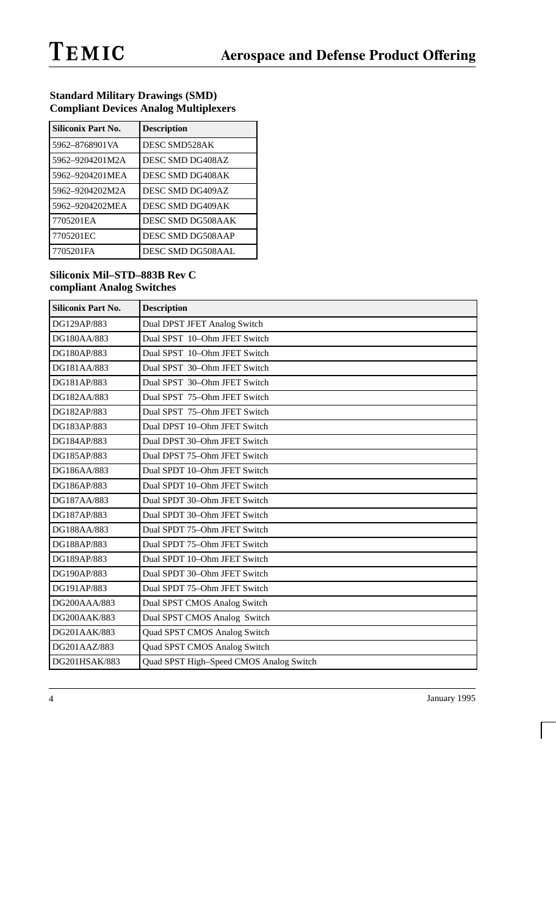### Standard Military Drawings (SMD) Compliant Devices Analog Multiplexers

| Siliconix Part No. | Description |
|---|---|
| 5962–8768901VA | DESC SMD528AK |
| 5962–9204201M2A | DESC SMD DG408AZ |
| 5962–9204201MEA | DESC SMD DG408AK |
| 5962–9204202M2A | DESC SMD DG409AZ |
| 5962–9204202MEA | DESC SMD DG409AK |
| 7705201EA | DESC SMD DG508AAK |
| 7705201EC | DESC SMD DG508AAP |
| 7705201FA | DESC SMD DG508AAL |

### Siliconix Mil–STD–883B Rev C compliant Analog Switches

| Siliconix Part No. | Description |
|---|---|
| DG129AP/883 | Dual DPST JFET Analog Switch |
| DG180AA/883 | Dual SPST 10–Ohm JFET Switch |
| DG180AP/883 | Dual SPST 10–Ohm JFET Switch |
| DG181AA/883 | Dual SPST 30–Ohm JFET Switch |
| DG181AP/883 | Dual SPST 30–Ohm JFET Switch |
| DG182AA/883 | Dual SPST 75–Ohm JFET Switch |
| DG182AP/883 | Dual SPST 75–Ohm JFET Switch |
| DG183AP/883 | Dual DPST 10–Ohm JFET Switch |
| DG184AP/883 | Dual DPST 30–Ohm JFET Switch |
| DG185AP/883 | Dual DPST 75–Ohm JFET Switch |
| DG186AA/883 | Dual SPDT 10–Ohm JFET Switch |
| DG186AP/883 | Dual SPDT 10–Ohm JFET Switch |
| DG187AA/883 | Dual SPDT 30–Ohm JFET Switch |
| DG187AP/883 | Dual SPDT 30–Ohm JFET Switch |
| DG188AA/883 | Dual SPDT 75–Ohm JFET Switch |
| DG188AP/883 | Dual SPDT 75–Ohm JFET Switch |
| DG189AP/883 | Dual SPDT 10–Ohm JFET Switch |
| DG190AP/883 | Dual SPDT 30–Ohm JFET Switch |
| DG191AP/883 | Dual SPDT 75–Ohm JFET Switch |
| DG200AAA/883 | Dual SPST CMOS Analog Switch |
| DG200AAK/883 | Dual SPST CMOS Analog Switch |
| DG201AAK/883 | Quad SPST CMOS Analog Switch |
| DG201AAZ/883 | Quad SPST CMOS Analog Switch |
| DG201HSAK/883 | Quad SPST High–Speed CMOS Analog Switch |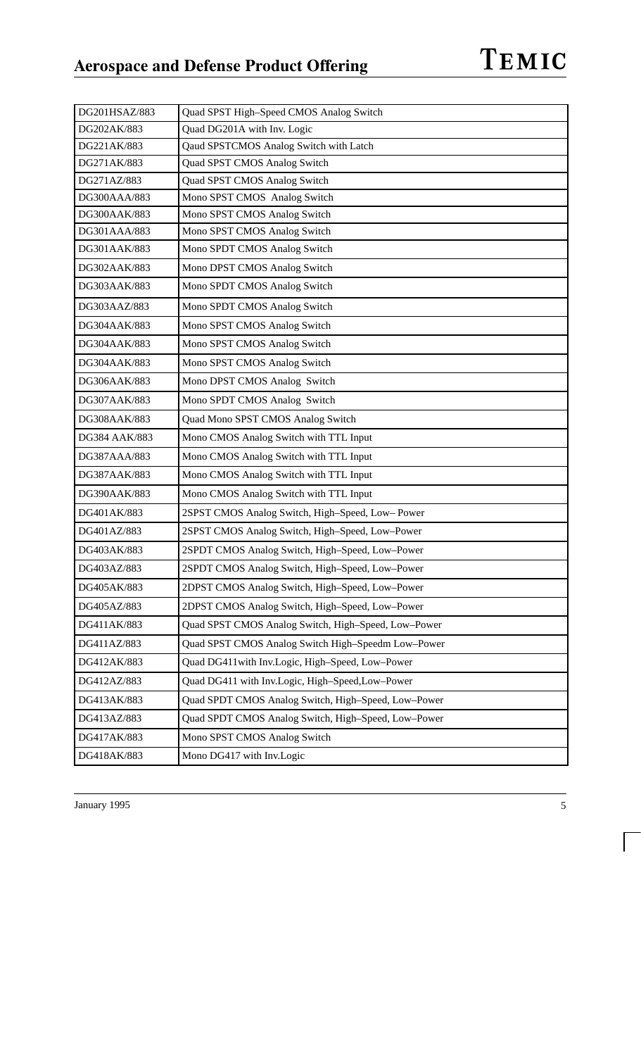| DG201HSAZ/883 | Quad SPST High–Speed CMOS Analog Switch |
|---|---|
| DG202AK/883 | Quad DG201A with Inv. Logic |
| DG221AK/883 | Qaud SPSTCMOS Analog Switch with Latch |
| DG271AK/883 | Quad SPST CMOS Analog Switch |
| DG271AZ/883 | Quad SPST CMOS Analog Switch |
| DG300AAA/883 | Mono SPST CMOS Analog Switch |
| DG300AAK/883 | Mono SPST CMOS Analog Switch |
| DG301AAA/883 | Mono SPST CMOS Analog Switch |
| DG301AAK/883 | Mono SPDT CMOS Analog Switch |
| DG302AAK/883 | Mono DPST CMOS Analog Switch |
| DG303AAK/883 | Mono SPDT CMOS Analog Switch |
| DG303AAZ/883 | Mono SPDT CMOS Analog Switch |
| DG304AAK/883 | Mono SPST CMOS Analog Switch |
| DG304AAK/883 | Mono SPST CMOS Analog Switch |
| DG304AAK/883 | Mono SPST CMOS Analog Switch |
| DG306AAK/883 | Mono DPST CMOS Analog Switch |
| DG307AAK/883 | Mono SPDT CMOS Analog Switch |
| DG308AAK/883 | Quad Mono SPST CMOS Analog Switch |
| DG384 AAK/883 | Mono CMOS Analog Switch with TTL Input |
| DG387AAA/883 | Mono CMOS Analog Switch with TTL Input |
| DG387AAK/883 | Mono CMOS Analog Switch with TTL Input |
| DG390AAK/883 | Mono CMOS Analog Switch with TTL Input |
| DG401AK/883 | 2SPST CMOS Analog Switch, High–Speed, Low– Power |
| DG401AZ/883 | 2SPST CMOS Analog Switch, High–Speed, Low–Power |
| DG403AK/883 | 2SPDT CMOS Analog Switch, High–Speed, Low–Power |
| DG403AZ/883 | 2SPDT CMOS Analog Switch, High–Speed, Low–Power |
| DG405AK/883 | 2DPST CMOS Analog Switch, High–Speed, Low–Power |
| DG405AZ/883 | 2DPST CMOS Analog Switch, High–Speed, Low–Power |
| DG411AK/883 | Quad SPST CMOS Analog Switch, High–Speed, Low–Power |
| DG411AZ/883 | Quad SPST CMOS Analog Switch High–Speedm Low–Power |
| DG412AK/883 | Quad DG411with Inv.Logic, High–Speed, Low–Power |
| DG412AZ/883 | Quad DG411 with Inv.Logic, High–Speed,Low–Power |
| DG413AK/883 | Quad SPDT CMOS Analog Switch, High–Speed, Low–Power |
| DG413AZ/883 | Quad SPDT CMOS Analog Switch, High–Speed, Low–Power |
| DG417AK/883 | Mono SPST CMOS Analog Switch |
| DG418AK/883 | Mono DG417 with Inv.Logic |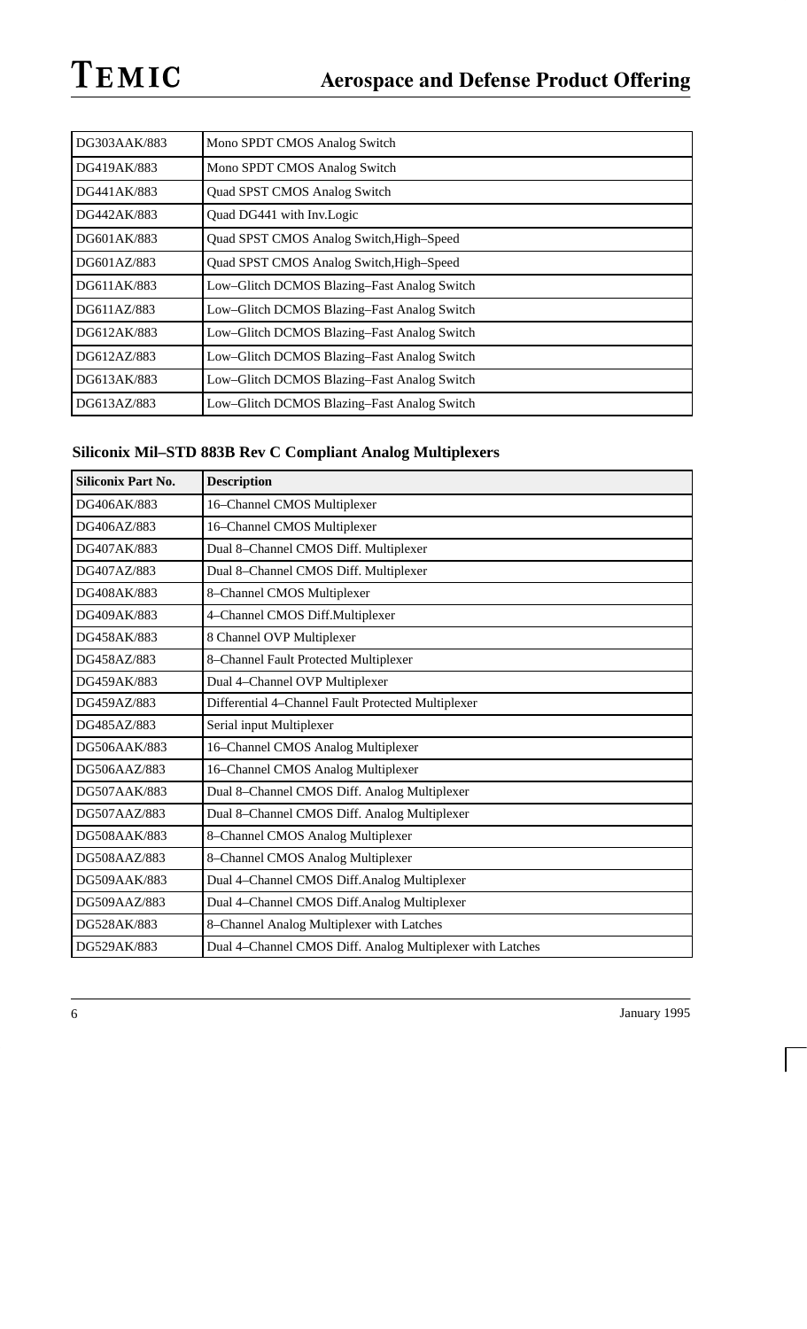| | |
|---|---|
| DG303AAK/883 | Mono SPDT CMOS Analog Switch |
| DG419AK/883 | Mono SPDT CMOS Analog Switch |
| DG441AK/883 | Quad SPST CMOS Analog Switch |
| DG442AK/883 | Quad DG441 with Inv.Logic |
| DG601AK/883 | Quad SPST CMOS Analog Switch,High–Speed |
| DG601AZ/883 | Quad SPST CMOS Analog Switch,High–Speed |
| DG611AK/883 | Low–Glitch DCMOS Blazing–Fast Analog Switch |
| DG611AZ/883 | Low–Glitch DCMOS Blazing–Fast Analog Switch |
| DG612AK/883 | Low–Glitch DCMOS Blazing–Fast Analog Switch |
| DG612AZ/883 | Low–Glitch DCMOS Blazing–Fast Analog Switch |
| DG613AK/883 | Low–Glitch DCMOS Blazing–Fast Analog Switch |
| DG613AZ/883 | Low–Glitch DCMOS Blazing–Fast Analog Switch |

### Siliconix Mil–STD 883B Rev C Compliant Analog Multiplexers

| Siliconix Part No. | Description |
|---|---|
| DG406AK/883 | 16–Channel CMOS Multiplexer |
| DG406AZ/883 | 16–Channel CMOS Multiplexer |
| DG407AK/883 | Dual 8–Channel CMOS Diff. Multiplexer |
| DG407AZ/883 | Dual 8–Channel CMOS Diff. Multiplexer |
| DG408AK/883 | 8–Channel CMOS Multiplexer |
| DG409AK/883 | 4–Channel CMOS Diff.Multiplexer |
| DG458AK/883 | 8 Channel OVP Multiplexer |
| DG458AZ/883 | 8–Channel Fault Protected Multiplexer |
| DG459AK/883 | Dual 4–Channel OVP Multiplexer |
| DG459AZ/883 | Differential 4–Channel Fault Protected Multiplexer |
| DG485AZ/883 | Serial input Multiplexer |
| DG506AAK/883 | 16–Channel CMOS Analog Multiplexer |
| DG506AAZ/883 | 16–Channel CMOS Analog Multiplexer |
| DG507AAK/883 | Dual 8–Channel CMOS Diff. Analog Multiplexer |
| DG507AAZ/883 | Dual 8–Channel CMOS Diff. Analog Multiplexer |
| DG508AAK/883 | 8–Channel CMOS Analog Multiplexer |
| DG508AAZ/883 | 8–Channel CMOS Analog Multiplexer |
| DG509AAK/883 | Dual 4–Channel CMOS Diff.Analog Multiplexer |
| DG509AAZ/883 | Dual 4–Channel CMOS Diff.Analog Multiplexer |
| DG528AK/883 | 8–Channel Analog Multiplexer with Latches |
| DG529AK/883 | Dual 4–Channel CMOS Diff. Analog Multiplexer with Latches |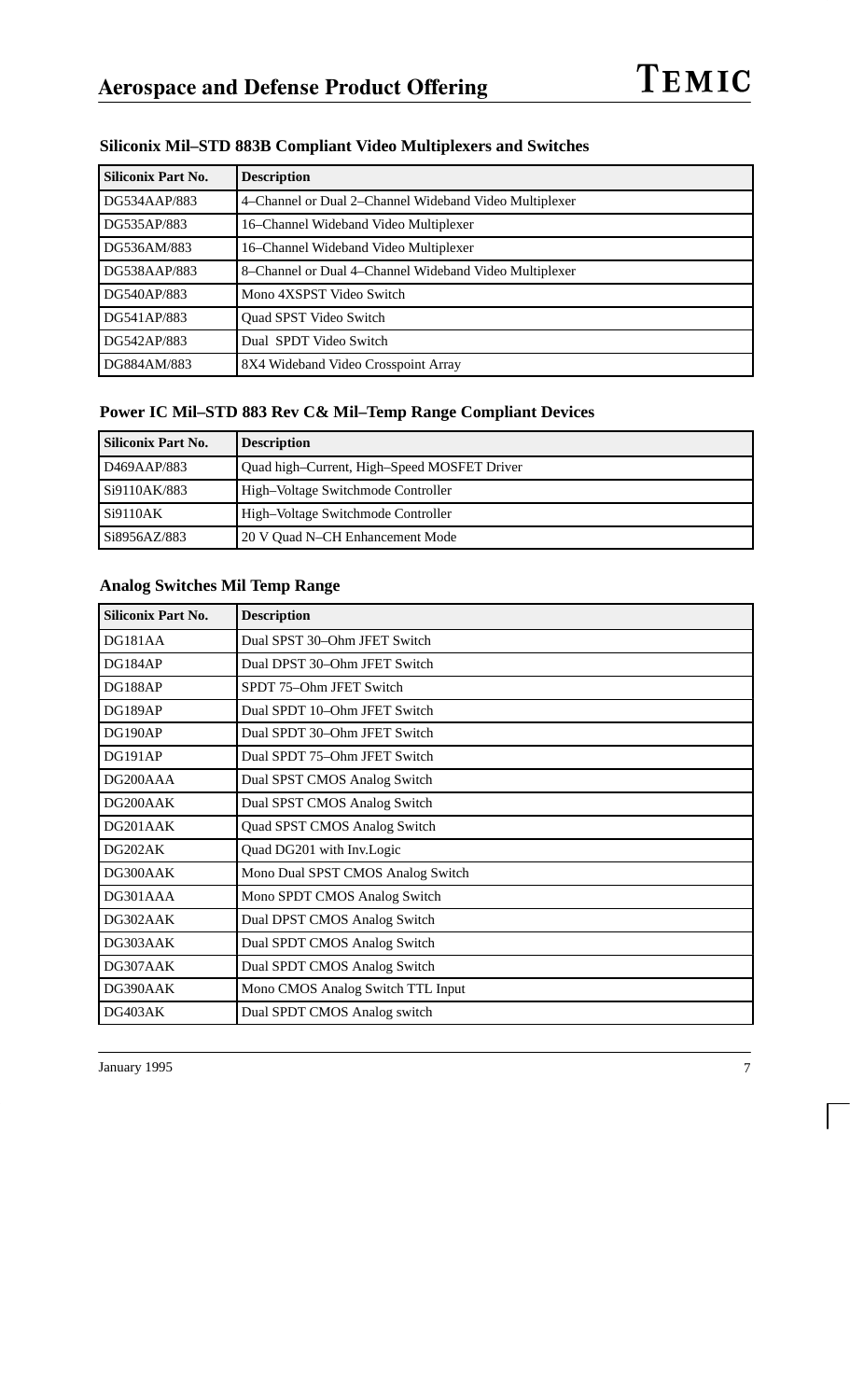### Siliconix Mil–STD 883B Compliant Video Multiplexers and Switches

| Siliconix Part No. | Description |
|---|---|
| DG534AAP/883 | 4–Channel or Dual 2–Channel Wideband Video Multiplexer |
| DG535AP/883 | 16–Channel Wideband Video Multiplexer |
| DG536AM/883 | 16–Channel Wideband Video Multiplexer |
| DG538AAP/883 | 8–Channel or Dual 4–Channel Wideband Video Multiplexer |
| DG540AP/883 | Mono 4XSPST Video Switch |
| DG541AP/883 | Quad SPST Video Switch |
| DG542AP/883 | Dual SPDT Video Switch |
| DG884AM/883 | 8X4 Wideband Video Crosspoint Array |

### Power IC Mil–STD 883 Rev C& Mil–Temp Range Compliant Devices

| Siliconix Part No. | Description |
|---|---|
| D469AAP/883 | Quad high–Current, High–Speed MOSFET Driver |
| Si9110AK/883 | High–Voltage Switchmode Controller |
| Si9110AK | High–Voltage Switchmode Controller |
| Si8956AZ/883 | 20 V Quad N–CH Enhancement Mode |

### Analog Switches Mil Temp Range

| Siliconix Part No. | Description |
|---|---|
| DG181AA | Dual SPST 30–Ohm JFET Switch |
| DG184AP | Dual DPST 30–Ohm JFET Switch |
| DG188AP | SPDT 75–Ohm JFET Switch |
| DG189AP | Dual SPDT 10–Ohm JFET Switch |
| DG190AP | Dual SPDT 30–Ohm JFET Switch |
| DG191AP | Dual SPDT 75–Ohm JFET Switch |
| DG200AAA | Dual SPST CMOS Analog Switch |
| DG200AAK | Dual SPST CMOS Analog Switch |
| DG201AAK | Quad SPST CMOS Analog Switch |
| DG202AK | Quad DG201 with Inv.Logic |
| DG300AAK | Mono Dual SPST CMOS Analog Switch |
| DG301AAA | Mono SPDT CMOS Analog Switch |
| DG302AAK | Dual DPST CMOS Analog Switch |
| DG303AAK | Dual SPDT CMOS Analog Switch |
| DG307AAK | Dual SPDT CMOS Analog Switch |
| DG390AAK | Mono CMOS Analog Switch TTL Input |
| DG403AK | Dual SPDT CMOS Analog switch |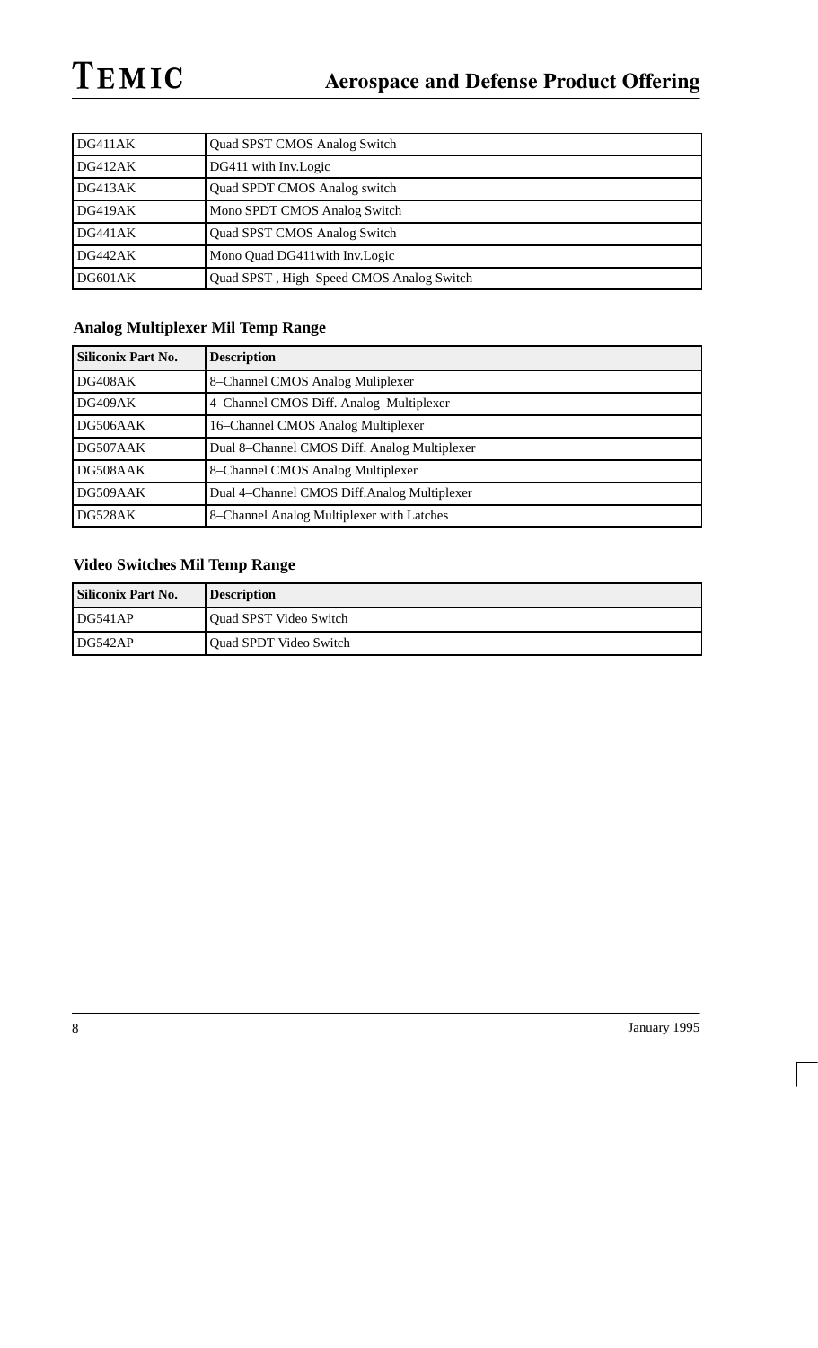| | |
|---|---|
| DG411AK | Quad SPST CMOS Analog Switch |
| DG412AK | DG411 with Inv.Logic |
| DG413AK | Quad SPDT CMOS Analog switch |
| DG419AK | Mono SPDT CMOS Analog Switch |
| DG441AK | Quad SPST CMOS Analog Switch |
| DG442AK | Mono Quad DG411with Inv.Logic |
| DG601AK | Quad SPST , High–Speed CMOS Analog Switch |

### Analog Multiplexer Mil Temp Range

| Siliconix Part No. | Description |
|---|---|
| DG408AK | 8–Channel CMOS Analog Muliplexer |
| DG409AK | 4–Channel CMOS Diff. Analog Multiplexer |
| DG506AAK | 16–Channel CMOS Analog Multiplexer |
| DG507AAK | Dual 8–Channel CMOS Diff. Analog Multiplexer |
| DG508AAK | 8–Channel CMOS Analog Multiplexer |
| DG509AAK | Dual 4–Channel CMOS Diff.Analog Multiplexer |
| DG528AK | 8–Channel Analog Multiplexer with Latches |

### Video Switches Mil Temp Range

| Siliconix Part No. | Description |
|---|---|
| DG541AP | Quad SPST Video Switch |
| DG542AP | Quad SPDT Video Switch |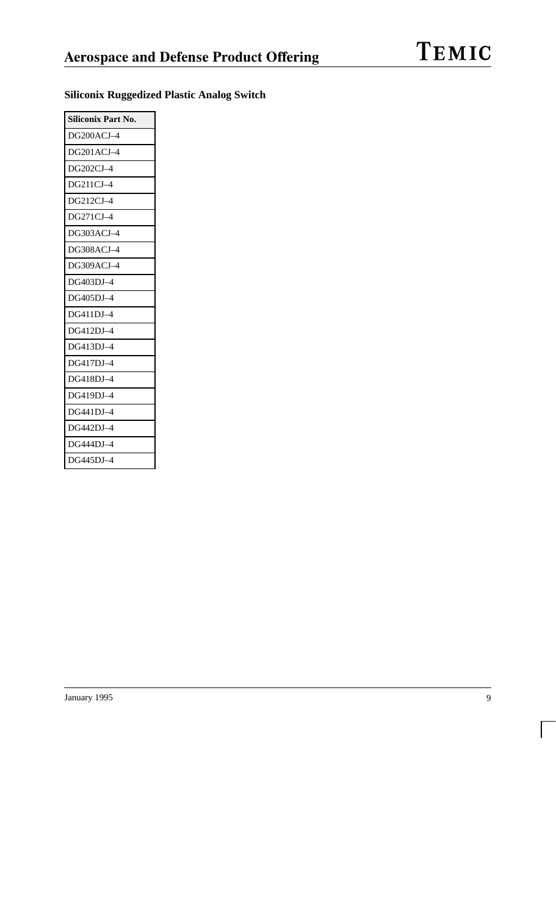### Siliconix Ruggedized Plastic Analog Switch

| Siliconix Part No. |
|---|
| DG200ACJ–4 |
| DG201ACJ–4 |
| DG202CJ–4 |
| DG211CJ–4 |
| DG212CJ–4 |
| DG271CJ–4 |
| DG303ACJ–4 |
| DG308ACJ–4 |
| DG309ACJ–4 |
| DG403DJ–4 |
| DG405DJ–4 |
| DG411DJ–4 |
| DG412DJ–4 |
| DG413DJ–4 |
| DG417DJ–4 |
| DG418DJ–4 |
| DG419DJ–4 |
| DG441DJ–4 |
| DG442DJ–4 |
| DG444DJ–4 |
| DG445DJ–4 |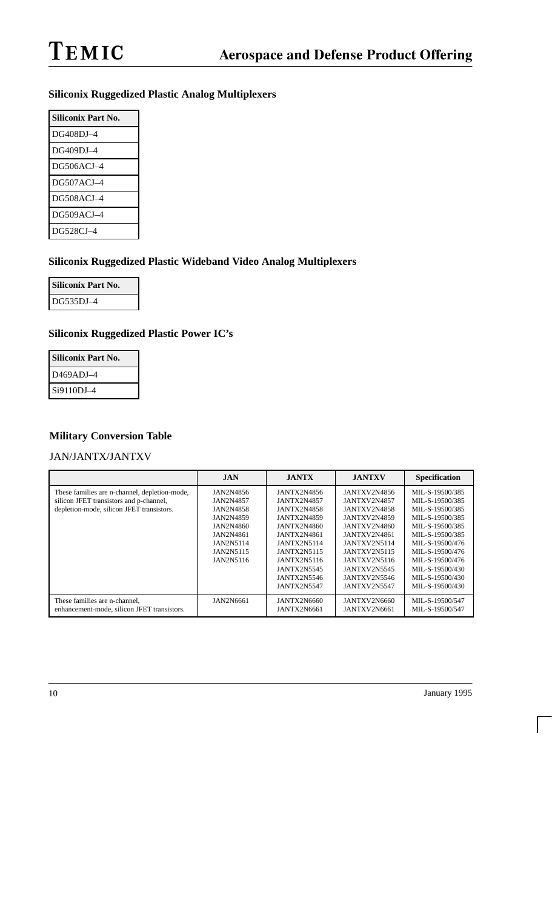## Siliconix Ruggedized Plastic Analog Multiplexers

| Siliconix Part No. |
|---|
| DG408DJ–4 |
| DG409DJ–4 |
| DG506ACJ–4 |
| DG507ACJ–4 |
| DG508ACJ–4 |
| DG509ACJ–4 |
| DG528CJ–4 |

## Siliconix Ruggedized Plastic Wideband Video Analog Multiplexers

| Siliconix Part No. |
|---|
| DG535DJ–4 |

## Siliconix Ruggedized Plastic Power IC's

| Siliconix Part No. |
|---|
| D469ADJ–4 |
| Si9110DJ–4 |

## Military Conversion Table

JAN/JANTX/JANTXV

| | JAN | JANTX | JANTXV | Specification |
|---|---|---|---|---|
| These families are n-channel, depletion-mode, silicon JFET transistors and p-channel, depletion-mode, silicon JFET transistors. | JAN2N4856<br>JAN2N4857<br>JAN2N4858<br>JAN2N4859<br>JAN2N4860<br>JAN2N4861<br>JAN2N5114<br>JAN2N5115<br>JAN2N5116 | JANTX2N4856<br>JANTX2N4857<br>JANTX2N4858<br>JANTX2N4859<br>JANTX2N4860<br>JANTX2N4861<br>JANTX2N5114<br>JANTX2N5115<br>JANTX2N5116<br>JANTX2N5545<br>JANTX2N5546<br>JANTX2N5547 | JANTXV2N4856<br>JANTXV2N4857<br>JANTXV2N4858<br>JANTXV2N4859<br>JANTXV2N4860<br>JANTXV2N4861<br>JANTXV2N5114<br>JANTXV2N5115<br>JANTXV2N5116<br>JANTXV2N5545<br>JANTXV2N5546<br>JANTXV2N5547 | MIL-S-19500/385<br>MIL-S-19500/385<br>MIL-S-19500/385<br>MIL-S-19500/385<br>MIL-S-19500/385<br>MIL-S-19500/385<br>MIL-S-19500/476<br>MIL-S-19500/476<br>MIL-S-19500/476<br>MIL-S-19500/430<br>MIL-S-19500/430<br>MIL-S-19500/430 |
| These families are n-channel, enhancement-mode, silicon JFET transistors. | JAN2N6661 | JANTX2N6660<br>JANTX2N6661 | JANTXV2N6660<br>JANTXV2N6661 | MIL-S-19500/547<br>MIL-S-19500/547 |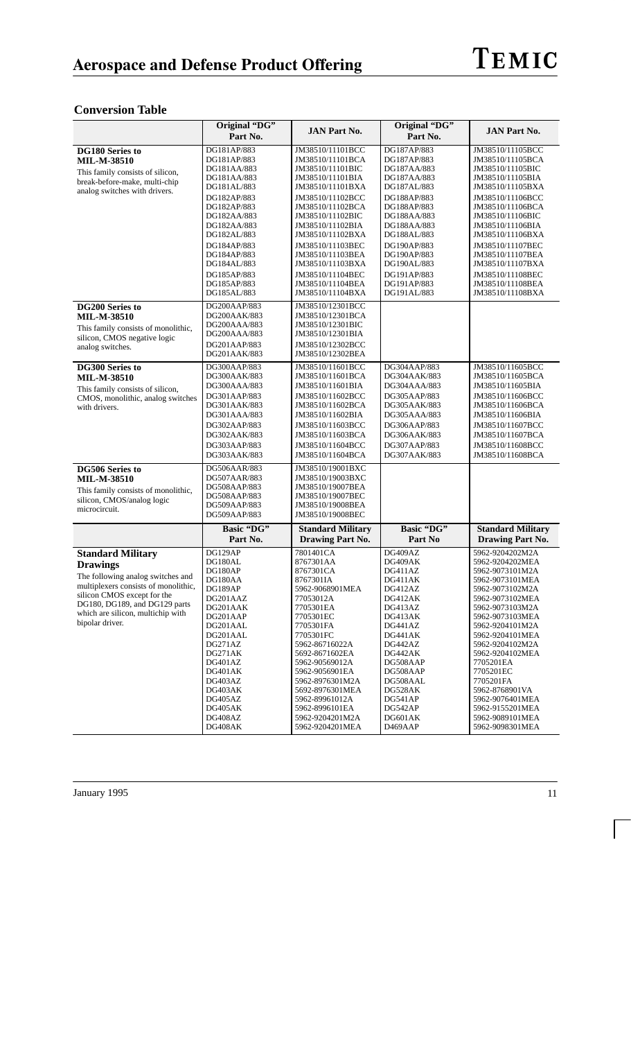## Conversion Table

| | Original "DG" Part No. | JAN Part No. | Original "DG" Part No. | JAN Part No. |
|---|---|---|---|---|
| **DG180 Series to MIL-M-38510**<br>This family consists of silicon, break-before-make, multi-chip analog switches with drivers. | DG181AP/883<br>DG181AP/883<br>DG181AA/883<br>DG181AA/883<br>DG181AL/883<br>DG182AP/883<br>DG182AP/883<br>DG182AA/883<br>DG182AA/883<br>DG182AL/883<br>DG184AP/883<br>DG184AP/883<br>DG184AL/883<br>DG185AP/883<br>DG185AP/883<br>DG185AL/883 | JM38510/11101BCC<br>JM38510/11101BCA<br>JM38510/11101BIC<br>JM38510/11101BIA<br>JM38510/11101BXA<br>JM38510/11102BCC<br>JM38510/11102BCA<br>JM38510/11102BIC<br>JM38510/11102BIA<br>JM38510/11102BXA<br>JM38510/11103BEC<br>JM38510/11103BEA<br>JM38510/11103BXA<br>JM38510/11104BEC<br>JM38510/11104BEA<br>JM38510/11104BXA | DG187AP/883<br>DG187AP/883<br>DG187AA/883<br>DG187AA/883<br>DG187AL/883<br>DG188AP/883<br>DG188AP/883<br>DG188AA/883<br>DG188AA/883<br>DG188AL/883<br>DG190AP/883<br>DG190AP/883<br>DG190AL/883<br>DG191AP/883<br>DG191AP/883<br>DG191AL/883 | JM38510/11105BCC<br>JM38510/11105BCA<br>JM38510/11105BIC<br>JM38510/11105BIA<br>JM38510/11105BXA<br>JM38510/11106BCC<br>JM38510/11106BCA<br>JM38510/11106BIC<br>JM38510/11106BIA<br>JM38510/11106BXA<br>JM38510/11107BEC<br>JM38510/11107BEA<br>JM38510/11107BXA<br>JM38510/11108BEC<br>JM38510/11108BEA<br>JM38510/11108BXA |
| **DG200 Series to MIL-M-38510**<br>This family consists of monolithic, silicon, CMOS negative logic analog switches. | DG200AAP/883<br>DG200AAK/883<br>DG200AAA/883<br>DG200AAA/883<br>DG201AAP/883<br>DG201AAK/883 | JM38510/12301BCC<br>JM38510/12301BCA<br>JM38510/12301BIC<br>JM38510/12301BIA<br>JM38510/12302BCC<br>JM38510/12302BEA | | |
| **DG300 Series to MIL-M-38510**<br>This family consists of silicon, CMOS, monolithic, analog switches with drivers. | DG300AAP/883<br>DG300AAK/883<br>DG300AAA/883<br>DG301AAP/883<br>DG301AAK/883<br>DG301AAA/883<br>DG302AAP/883<br>DG302AAK/883<br>DG303AAP/883<br>DG303AAK/883 | JM38510/11601BCC<br>JM38510/11601BCA<br>JM38510/11601BIA<br>JM38510/11602BCC<br>JM38510/11602BCA<br>JM38510/11602BIA<br>JM38510/11603BCC<br>JM38510/11603BCA<br>JM38510/11604BCC<br>JM38510/11604BCA | DG304AAP/883<br>DG304AAK/883<br>DG304AAA/883<br>DG305AAP/883<br>DG305AAK/883<br>DG305AAA/883<br>DG306AAP/883<br>DG306AAK/883<br>DG307AAP/883<br>DG307AAK/883 | JM38510/11605BCC<br>JM38510/11605BCA<br>JM38510/11605BIA<br>JM38510/11606BCC<br>JM38510/11606BCA<br>JM38510/11606BIA<br>JM38510/11607BCC<br>JM38510/11607BCA<br>JM38510/11608BCC<br>JM38510/11608BCA |
| **DG506 Series to MIL-M-38510**<br>This family consists of monolithic, silicon, CMOS/analog logic microcircuit. | DG506AAR/883<br>DG507AAR/883<br>DG508AAP/883<br>DG508AAP/883<br>DG509AAP/883<br>DG509AAP/883 | JM38510/19001BXC<br>JM38510/19003BXC<br>JM38510/19007BEA<br>JM38510/19007BEC<br>JM38510/19008BEA<br>JM38510/19008BEC | | |
| | **Basic "DG" Part No.** | **Standard Military Drawing Part No.** | **Basic "DG" Part No** | **Standard Military Drawing Part No.** |
| **Standard Military Drawings**<br>The following analog switches and multiplexers consists of monolithic, silicon CMOS except for the DG180, DG189, and DG129 parts which are silicon, multichip with bipolar driver. | DG129AP<br>DG180AL<br>DG180AP<br>DG180AA<br>DG189AP<br>DG201AAZ<br>DG201AAK<br>DG201AAP<br>DG201AAL<br>DG201AAL<br>DG271AZ<br>DG271AK<br>DG401AZ<br>DG401AK<br>DG403AZ<br>DG403AK<br>DG405AZ<br>DG405AK<br>DG408AZ<br>DG408AK | 7801401CA<br>8767301AA<br>8767301CA<br>8767301IA<br>5962-9068901MEA<br>77053012A<br>7705301EA<br>7705301EC<br>7705301FA<br>7705301FC<br>5962-86716022A<br>5692-8671602EA<br>5962-90569012A<br>5962-9056901EA<br>5962-8976301M2A<br>5692-8976301MEA<br>5962-89961012A<br>5962-8996101EA<br>5962-9204201M2A<br>5962-9204201MEA | DG409AZ<br>DG409AK<br>DG411AZ<br>DG411AK<br>DG412AZ<br>DG412AK<br>DG413AZ<br>DG413AK<br>DG441AZ<br>DG441AK<br>DG442AZ<br>DG442AK<br>DG508AAP<br>DG508AAP<br>DG508AAL<br>DG528AK<br>DG541AP<br>DG542AP<br>DG601AK<br>D469AAP | 5962-9204202M2A<br>5962-9204202MEA<br>5962-9073101M2A<br>5962-9073101MEA<br>5962-9073102M2A<br>5962-9073102MEA<br>5962-9073103M2A<br>5962-9073103MEA<br>5962-9204101M2A<br>5962-9204101MEA<br>5962-9204102M2A<br>5962-9204102MEA<br>7705201EA<br>7705201EC<br>7705201FA<br>5962-8768901VA<br>5962-9076401MEA<br>5962-9155201MEA<br>5962-9089101MEA<br>5962-9098301MEA |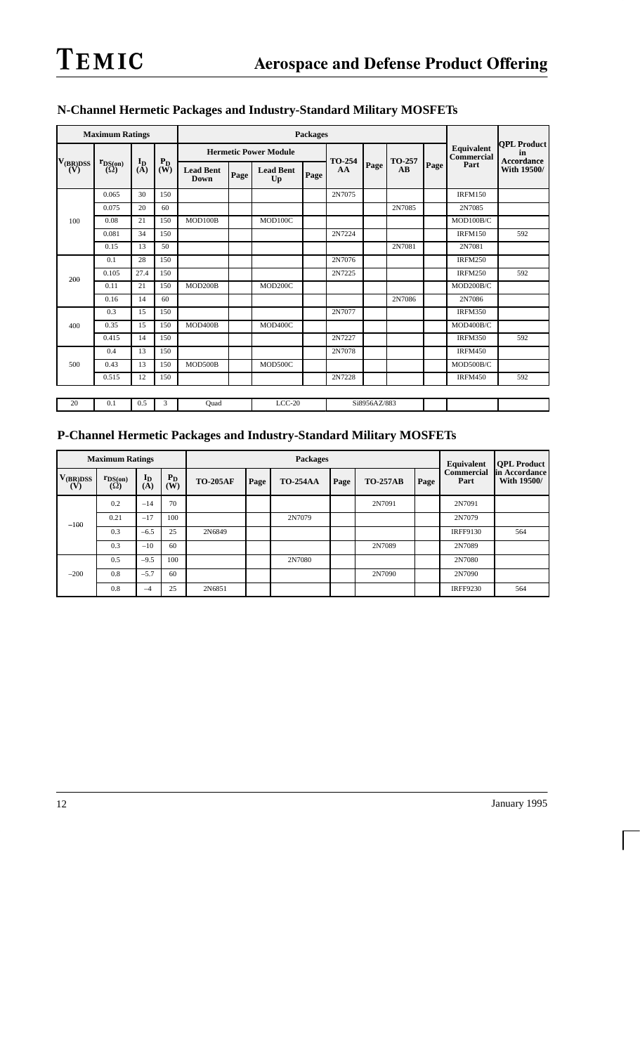## N-Channel Hermetic Packages and Industry-Standard Military MOSFETs

| Maximum Ratings | | | | Packages | | | | | | | | Equivalent Commercial Part | QPL Product in Accordance With 19500/ |
|---|---|---|---|---|---|---|---|---|---|---|---|---|---|
| | | | | Hermetic Power Module | | | | | | | | | |
| $V_{(BR)DSS}$ (V) | $r_{DS(on)}$ (Ω) | $I_D$ (A) | $P_D$ (W) | Lead Bent Down | Page | Lead Bent Up | Page | TO-254 AA | Page | TO-257 AB | Page | | |
| 100 | 0.065 | 30 | 150 | | | | | 2N7075 | | | | IRFM150 | |
| | 0.075 | 20 | 60 | | | | | | | 2N7085 | | 2N7085 | |
| | 0.08 | 21 | 150 | MOD100B | | MOD100C | | | | | | MOD100B/C | |
| | 0.081 | 34 | 150 | | | | | 2N7224 | | | | IRFM150 | 592 |
| | 0.15 | 13 | 50 | | | | | | | 2N7081 | | 2N7081 | |
| 200 | 0.1 | 28 | 150 | | | | | 2N7076 | | | | IRFM250 | |
| | 0.105 | 27.4 | 150 | | | | | 2N7225 | | | | IRFM250 | 592 |
| | 0.11 | 21 | 150 | MOD200B | | MOD200C | | | | | | MOD200B/C | |
| | 0.16 | 14 | 60 | | | | | | | 2N7086 | | 2N7086 | |
| 400 | 0.3 | 15 | 150 | | | | | 2N7077 | | | | IRFM350 | |
| | 0.35 | 15 | 150 | MOD400B | | MOD400C | | | | | | MOD400B/C | |
| | 0.415 | 14 | 150 | | | | | 2N7227 | | | | IRFM350 | 592 |
| 500 | 0.4 | 13 | 150 | | | | | 2N7078 | | | | IRFM450 | |
| | 0.43 | 13 | 150 | MOD500B | | MOD500C | | | | | | MOD500B/C | |
| | 0.515 | 12 | 150 | | | | | 2N7228 | | | | IRFM450 | 592 |
| 20 | 0.1 | 0.5 | 3 | Quad | | LCC-20 | | Si8956AZ/883 | | | | | |

## P-Channel Hermetic Packages and Industry-Standard Military MOSFETs

| Maximum Ratings | | | | Packages | | | | | | Equivalent Commercial Part | QPL Product in Accordance With 19500/ |
|---|---|---|---|---|---|---|---|---|---|---|---|
| $V_{(BR)DSS}$ (V) | $r_{DS(on)}$ (Ω) | $I_D$ (A) | $P_D$ (W) | TO-205AF | Page | TO-254AA | Page | TO-257AB | Page | | |
| –100 | 0.2 | –14 | 70 | | | | | 2N7091 | | 2N7091 | |
| | 0.21 | –17 | 100 | | | 2N7079 | | | | 2N7079 | |
| | 0.3 | –6.5 | 25 | 2N6849 | | | | | | IRFF9130 | 564 |
| | 0.3 | –10 | 60 | | | | | 2N7089 | | 2N7089 | |
| –200 | 0.5 | –9.5 | 100 | | | 2N7080 | | | | 2N7080 | |
| | 0.8 | –5.7 | 60 | | | | | 2N7090 | | 2N7090 | |
| | 0.8 | –4 | 25 | 2N6851 | | | | | | IRFF9230 | 564 |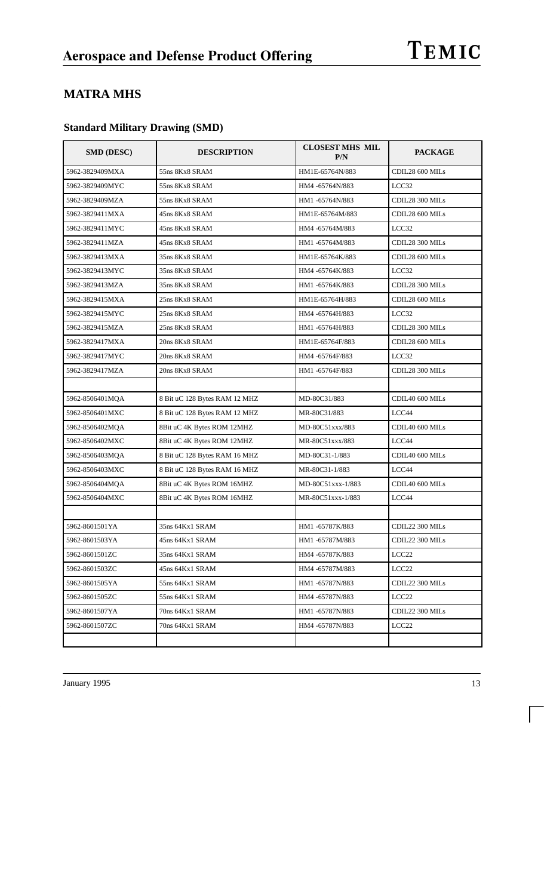## MATRA MHS

### Standard Military Drawing (SMD)

| SMD (DESC) | DESCRIPTION | CLOSEST MHS MIL P/N | PACKAGE |
|---|---|---|---|
| 5962-3829409MXA | 55ns 8Kx8 SRAM | HM1E-65764N/883 | CDIL28 600 MILs |
| 5962-3829409MYC | 55ns 8Kx8 SRAM | HM4 -65764N/883 | LCC32 |
| 5962-3829409MZA | 55ns 8Kx8 SRAM | HM1 -65764N/883 | CDIL28 300 MILs |
| 5962-3829411MXA | 45ns 8Kx8 SRAM | HM1E-65764M/883 | CDIL28 600 MILs |
| 5962-3829411MYC | 45ns 8Kx8 SRAM | HM4 -65764M/883 | LCC32 |
| 5962-3829411MZA | 45ns 8Kx8 SRAM | HM1 -65764M/883 | CDIL28 300 MILs |
| 5962-3829413MXA | 35ns 8Kx8 SRAM | HM1E-65764K/883 | CDIL28 600 MILs |
| 5962-3829413MYC | 35ns 8Kx8 SRAM | HM4 -65764K/883 | LCC32 |
| 5962-3829413MZA | 35ns 8Kx8 SRAM | HM1 -65764K/883 | CDIL28 300 MILs |
| 5962-3829415MXA | 25ns 8Kx8 SRAM | HM1E-65764H/883 | CDIL28 600 MILs |
| 5962-3829415MYC | 25ns 8Kx8 SRAM | HM4 -65764H/883 | LCC32 |
| 5962-3829415MZA | 25ns 8Kx8 SRAM | HM1 -65764H/883 | CDIL28 300 MILs |
| 5962-3829417MXA | 20ns 8Kx8 SRAM | HM1E-65764F/883 | CDIL28 600 MILs |
| 5962-3829417MYC | 20ns 8Kx8 SRAM | HM4 -65764F/883 | LCC32 |
| 5962-3829417MZA | 20ns 8Kx8 SRAM | HM1 -65764F/883 | CDIL28 300 MILs |
| | | | |
| 5962-8506401MQA | 8 Bit uC 128 Bytes RAM 12 MHZ | MD-80C31/883 | CDIL40 600 MILs |
| 5962-8506401MXC | 8 Bit uC 128 Bytes RAM 12 MHZ | MR-80C31/883 | LCC44 |
| 5962-8506402MQA | 8Bit uC 4K Bytes ROM 12MHZ | MD-80C51xxx/883 | CDIL40 600 MILs |
| 5962-8506402MXC | 8Bit uC 4K Bytes ROM 12MHZ | MR-80C51xxx/883 | LCC44 |
| 5962-8506403MQA | 8 Bit uC 128 Bytes RAM 16 MHZ | MD-80C31-1/883 | CDIL40 600 MILs |
| 5962-8506403MXC | 8 Bit uC 128 Bytes RAM 16 MHZ | MR-80C31-1/883 | LCC44 |
| 5962-8506404MQA | 8Bit uC 4K Bytes ROM 16MHZ | MD-80C51xxx-1/883 | CDIL40 600 MILs |
| 5962-8506404MXC | 8Bit uC 4K Bytes ROM 16MHZ | MR-80C51xxx-1/883 | LCC44 |
| | | | |
| 5962-8601501YA | 35ns 64Kx1 SRAM | HM1 -65787K/883 | CDIL22 300 MILs |
| 5962-8601503YA | 45ns 64Kx1 SRAM | HM1 -65787M/883 | CDIL22 300 MILs |
| 5962-8601501ZC | 35ns 64Kx1 SRAM | HM4 -65787K/883 | LCC22 |
| 5962-8601503ZC | 45ns 64Kx1 SRAM | HM4 -65787M/883 | LCC22 |
| 5962-8601505YA | 55ns 64Kx1 SRAM | HM1 -65787N/883 | CDIL22 300 MILs |
| 5962-8601505ZC | 55ns 64Kx1 SRAM | HM4 -65787N/883 | LCC22 |
| 5962-8601507YA | 70ns 64Kx1 SRAM | HM1 -65787N/883 | CDIL22 300 MILs |
| 5962-8601507ZC | 70ns 64Kx1 SRAM | HM4 -65787N/883 | LCC22 |
| | | | |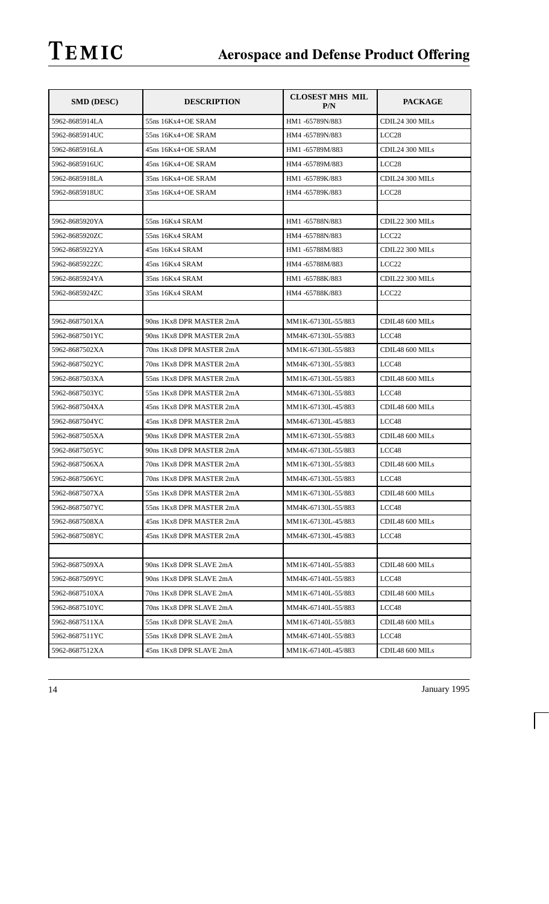| SMD (DESC) | DESCRIPTION | CLOSEST MHS MIL P/N | PACKAGE |
|---|---|---|---|
| 5962-8685914LA | 55ns 16Kx4+OE SRAM | HM1 -65789N/883 | CDIL24 300 MILs |
| 5962-8685914UC | 55ns 16Kx4+OE SRAM | HM4 -65789N/883 | LCC28 |
| 5962-8685916LA | 45ns 16Kx4+OE SRAM | HM1 -65789M/883 | CDIL24 300 MILs |
| 5962-8685916UC | 45ns 16Kx4+OE SRAM | HM4 -65789M/883 | LCC28 |
| 5962-8685918LA | 35ns 16Kx4+OE SRAM | HM1 -65789K/883 | CDIL24 300 MILs |
| 5962-8685918UC | 35ns 16Kx4+OE SRAM | HM4 -65789K/883 | LCC28 |
| | | | |
| 5962-8685920YA | 55ns 16Kx4 SRAM | HM1 -65788N/883 | CDIL22 300 MILs |
| 5962-8685920ZC | 55ns 16Kx4 SRAM | HM4 -65788N/883 | LCC22 |
| 5962-8685922YA | 45ns 16Kx4 SRAM | HM1 -65788M/883 | CDIL22 300 MILs |
| 5962-8685922ZC | 45ns 16Kx4 SRAM | HM4 -65788M/883 | LCC22 |
| 5962-8685924YA | 35ns 16Kx4 SRAM | HM1 -65788K/883 | CDIL22 300 MILs |
| 5962-8685924ZC | 35ns 16Kx4 SRAM | HM4 -65788K/883 | LCC22 |
| | | | |
| 5962-8687501XA | 90ns 1Kx8 DPR MASTER 2mA | MM1K-67130L-55/883 | CDIL48 600 MILs |
| 5962-8687501YC | 90ns 1Kx8 DPR MASTER 2mA | MM4K-67130L-55/883 | LCC48 |
| 5962-8687502XA | 70ns 1Kx8 DPR MASTER 2mA | MM1K-67130L-55/883 | CDIL48 600 MILs |
| 5962-8687502YC | 70ns 1Kx8 DPR MASTER 2mA | MM4K-67130L-55/883 | LCC48 |
| 5962-8687503XA | 55ns 1Kx8 DPR MASTER 2mA | MM1K-67130L-55/883 | CDIL48 600 MILs |
| 5962-8687503YC | 55ns 1Kx8 DPR MASTER 2mA | MM4K-67130L-55/883 | LCC48 |
| 5962-8687504XA | 45ns 1Kx8 DPR MASTER 2mA | MM1K-67130L-45/883 | CDIL48 600 MILs |
| 5962-8687504YC | 45ns 1Kx8 DPR MASTER 2mA | MM4K-67130L-45/883 | LCC48 |
| 5962-8687505XA | 90ns 1Kx8 DPR MASTER 2mA | MM1K-67130L-55/883 | CDIL48 600 MILs |
| 5962-8687505YC | 90ns 1Kx8 DPR MASTER 2mA | MM4K-67130L-55/883 | LCC48 |
| 5962-8687506XA | 70ns 1Kx8 DPR MASTER 2mA | MM1K-67130L-55/883 | CDIL48 600 MILs |
| 5962-8687506YC | 70ns 1Kx8 DPR MASTER 2mA | MM4K-67130L-55/883 | LCC48 |
| 5962-8687507XA | 55ns 1Kx8 DPR MASTER 2mA | MM1K-67130L-55/883 | CDIL48 600 MILs |
| 5962-8687507YC | 55ns 1Kx8 DPR MASTER 2mA | MM4K-67130L-55/883 | LCC48 |
| 5962-8687508XA | 45ns 1Kx8 DPR MASTER 2mA | MM1K-67130L-45/883 | CDIL48 600 MILs |
| 5962-8687508YC | 45ns 1Kx8 DPR MASTER 2mA | MM4K-67130L-45/883 | LCC48 |
| | | | |
| 5962-8687509XA | 90ns 1Kx8 DPR SLAVE 2mA | MM1K-67140L-55/883 | CDIL48 600 MILs |
| 5962-8687509YC | 90ns 1Kx8 DPR SLAVE 2mA | MM4K-67140L-55/883 | LCC48 |
| 5962-8687510XA | 70ns 1Kx8 DPR SLAVE 2mA | MM1K-67140L-55/883 | CDIL48 600 MILs |
| 5962-8687510YC | 70ns 1Kx8 DPR SLAVE 2mA | MM4K-67140L-55/883 | LCC48 |
| 5962-8687511XA | 55ns 1Kx8 DPR SLAVE 2mA | MM1K-67140L-55/883 | CDIL48 600 MILs |
| 5962-8687511YC | 55ns 1Kx8 DPR SLAVE 2mA | MM4K-67140L-55/883 | LCC48 |
| 5962-8687512XA | 45ns 1Kx8 DPR SLAVE 2mA | MM1K-67140L-45/883 | CDIL48 600 MILs |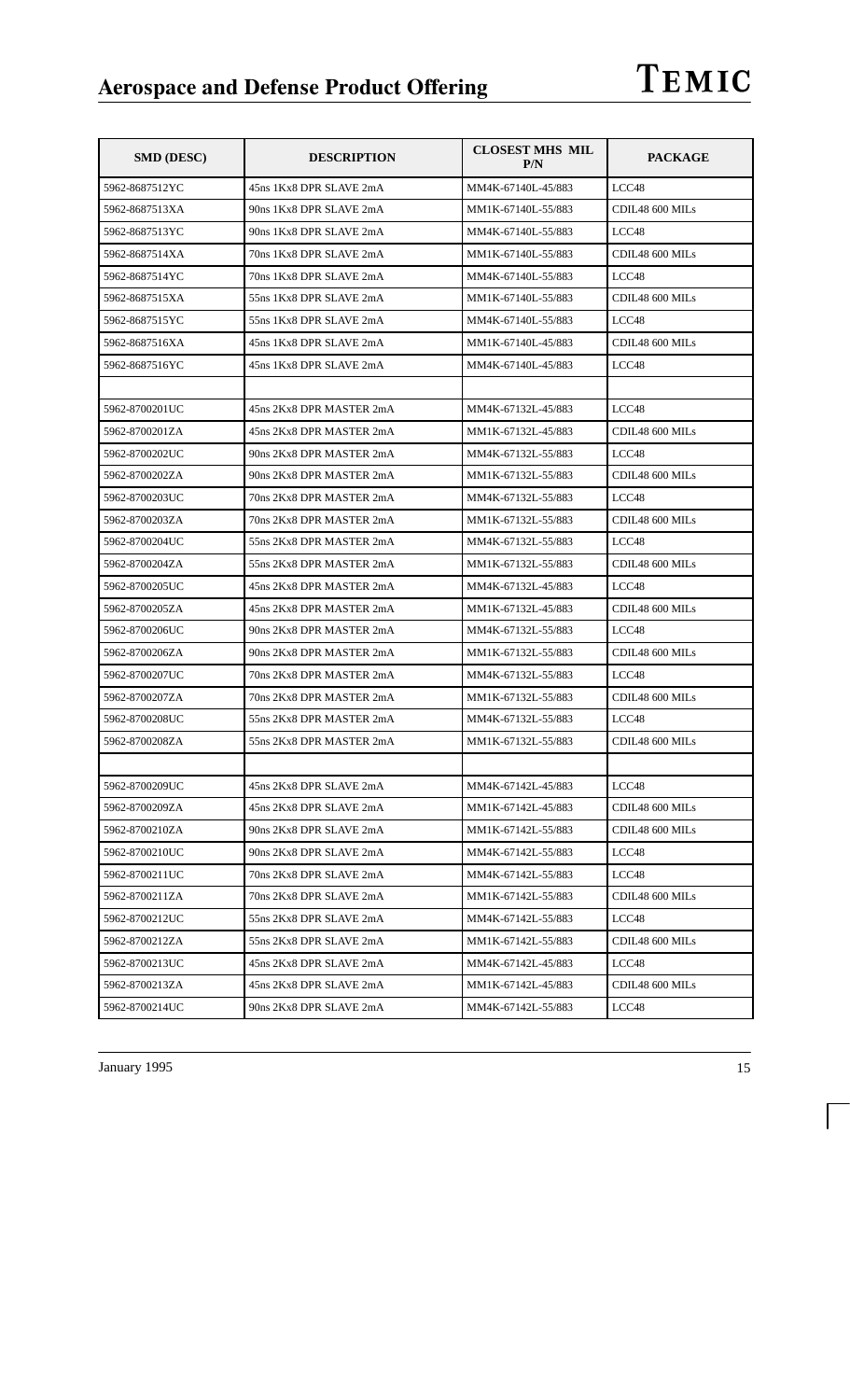| SMD (DESC) | DESCRIPTION | CLOSEST MHS MIL P/N | PACKAGE |
|---|---|---|---|
| 5962-8687512YC | 45ns 1Kx8 DPR SLAVE 2mA | MM4K-67140L-45/883 | LCC48 |
| 5962-8687513XA | 90ns 1Kx8 DPR SLAVE 2mA | MM1K-67140L-55/883 | CDIL48 600 MILs |
| 5962-8687513YC | 90ns 1Kx8 DPR SLAVE 2mA | MM4K-67140L-55/883 | LCC48 |
| 5962-8687514XA | 70ns 1Kx8 DPR SLAVE 2mA | MM1K-67140L-55/883 | CDIL48 600 MILs |
| 5962-8687514YC | 70ns 1Kx8 DPR SLAVE 2mA | MM4K-67140L-55/883 | LCC48 |
| 5962-8687515XA | 55ns 1Kx8 DPR SLAVE 2mA | MM1K-67140L-55/883 | CDIL48 600 MILs |
| 5962-8687515YC | 55ns 1Kx8 DPR SLAVE 2mA | MM4K-67140L-55/883 | LCC48 |
| 5962-8687516XA | 45ns 1Kx8 DPR SLAVE 2mA | MM1K-67140L-45/883 | CDIL48 600 MILs |
| 5962-8687516YC | 45ns 1Kx8 DPR SLAVE 2mA | MM4K-67140L-45/883 | LCC48 |
| | | | |
| 5962-8700201UC | 45ns 2Kx8 DPR MASTER 2mA | MM4K-67132L-45/883 | LCC48 |
| 5962-8700201ZA | 45ns 2Kx8 DPR MASTER 2mA | MM1K-67132L-45/883 | CDIL48 600 MILs |
| 5962-8700202UC | 90ns 2Kx8 DPR MASTER 2mA | MM4K-67132L-55/883 | LCC48 |
| 5962-8700202ZA | 90ns 2Kx8 DPR MASTER 2mA | MM1K-67132L-55/883 | CDIL48 600 MILs |
| 5962-8700203UC | 70ns 2Kx8 DPR MASTER 2mA | MM4K-67132L-55/883 | LCC48 |
| 5962-8700203ZA | 70ns 2Kx8 DPR MASTER 2mA | MM1K-67132L-55/883 | CDIL48 600 MILs |
| 5962-8700204UC | 55ns 2Kx8 DPR MASTER 2mA | MM4K-67132L-55/883 | LCC48 |
| 5962-8700204ZA | 55ns 2Kx8 DPR MASTER 2mA | MM1K-67132L-55/883 | CDIL48 600 MILs |
| 5962-8700205UC | 45ns 2Kx8 DPR MASTER 2mA | MM4K-67132L-45/883 | LCC48 |
| 5962-8700205ZA | 45ns 2Kx8 DPR MASTER 2mA | MM1K-67132L-45/883 | CDIL48 600 MILs |
| 5962-8700206UC | 90ns 2Kx8 DPR MASTER 2mA | MM4K-67132L-55/883 | LCC48 |
| 5962-8700206ZA | 90ns 2Kx8 DPR MASTER 2mA | MM1K-67132L-55/883 | CDIL48 600 MILs |
| 5962-8700207UC | 70ns 2Kx8 DPR MASTER 2mA | MM4K-67132L-55/883 | LCC48 |
| 5962-8700207ZA | 70ns 2Kx8 DPR MASTER 2mA | MM1K-67132L-55/883 | CDIL48 600 MILs |
| 5962-8700208UC | 55ns 2Kx8 DPR MASTER 2mA | MM4K-67132L-55/883 | LCC48 |
| 5962-8700208ZA | 55ns 2Kx8 DPR MASTER 2mA | MM1K-67132L-55/883 | CDIL48 600 MILs |
| | | | |
| 5962-8700209UC | 45ns 2Kx8 DPR SLAVE 2mA | MM4K-67142L-45/883 | LCC48 |
| 5962-8700209ZA | 45ns 2Kx8 DPR SLAVE 2mA | MM1K-67142L-45/883 | CDIL48 600 MILs |
| 5962-8700210ZA | 90ns 2Kx8 DPR SLAVE 2mA | MM1K-67142L-55/883 | CDIL48 600 MILs |
| 5962-8700210UC | 90ns 2Kx8 DPR SLAVE 2mA | MM4K-67142L-55/883 | LCC48 |
| 5962-8700211UC | 70ns 2Kx8 DPR SLAVE 2mA | MM4K-67142L-55/883 | LCC48 |
| 5962-8700211ZA | 70ns 2Kx8 DPR SLAVE 2mA | MM1K-67142L-55/883 | CDIL48 600 MILs |
| 5962-8700212UC | 55ns 2Kx8 DPR SLAVE 2mA | MM4K-67142L-55/883 | LCC48 |
| 5962-8700212ZA | 55ns 2Kx8 DPR SLAVE 2mA | MM1K-67142L-55/883 | CDIL48 600 MILs |
| 5962-8700213UC | 45ns 2Kx8 DPR SLAVE 2mA | MM4K-67142L-45/883 | LCC48 |
| 5962-8700213ZA | 45ns 2Kx8 DPR SLAVE 2mA | MM1K-67142L-45/883 | CDIL48 600 MILs |
| 5962-8700214UC | 90ns 2Kx8 DPR SLAVE 2mA | MM4K-67142L-55/883 | LCC48 |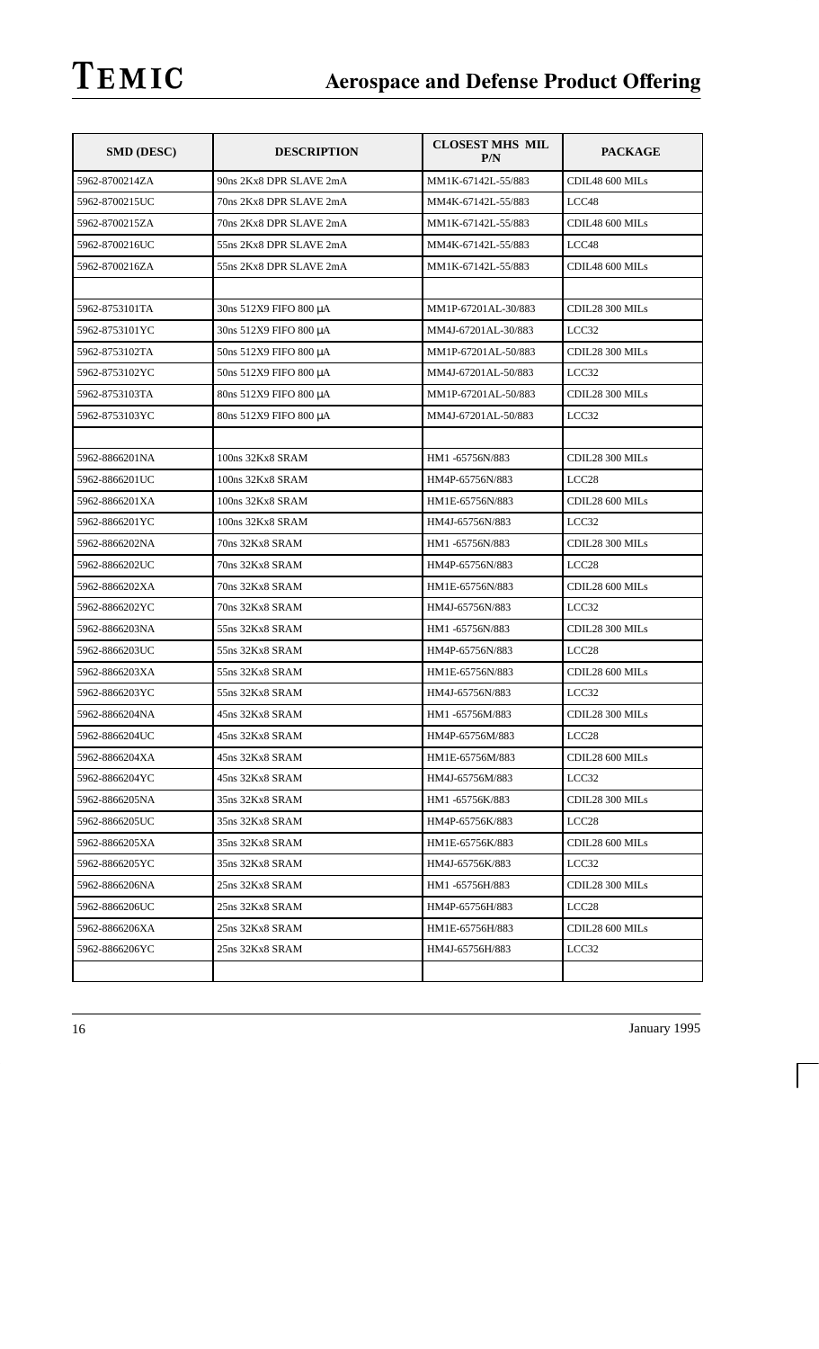| SMD (DESC) | DESCRIPTION | CLOSEST MHS MIL P/N | PACKAGE |
|---|---|---|---|
| 5962-8700214ZA | 90ns 2Kx8 DPR SLAVE 2mA | MM1K-67142L-55/883 | CDIL48 600 MILs |
| 5962-8700215UC | 70ns 2Kx8 DPR SLAVE 2mA | MM4K-67142L-55/883 | LCC48 |
| 5962-8700215ZA | 70ns 2Kx8 DPR SLAVE 2mA | MM1K-67142L-55/883 | CDIL48 600 MILs |
| 5962-8700216UC | 55ns 2Kx8 DPR SLAVE 2mA | MM4K-67142L-55/883 | LCC48 |
| 5962-8700216ZA | 55ns 2Kx8 DPR SLAVE 2mA | MM1K-67142L-55/883 | CDIL48 600 MILs |
| | | | |
| 5962-8753101TA | 30ns 512X9 FIFO 800 µA | MM1P-67201AL-30/883 | CDIL28 300 MILs |
| 5962-8753101YC | 30ns 512X9 FIFO 800 µA | MM4J-67201AL-30/883 | LCC32 |
| 5962-8753102TA | 50ns 512X9 FIFO 800 µA | MM1P-67201AL-50/883 | CDIL28 300 MILs |
| 5962-8753102YC | 50ns 512X9 FIFO 800 µA | MM4J-67201AL-50/883 | LCC32 |
| 5962-8753103TA | 80ns 512X9 FIFO 800 µA | MM1P-67201AL-50/883 | CDIL28 300 MILs |
| 5962-8753103YC | 80ns 512X9 FIFO 800 µA | MM4J-67201AL-50/883 | LCC32 |
| | | | |
| 5962-8866201NA | 100ns 32Kx8 SRAM | HM1 -65756N/883 | CDIL28 300 MILs |
| 5962-8866201UC | 100ns 32Kx8 SRAM | HM4P-65756N/883 | LCC28 |
| 5962-8866201XA | 100ns 32Kx8 SRAM | HM1E-65756N/883 | CDIL28 600 MILs |
| 5962-8866201YC | 100ns 32Kx8 SRAM | HM4J-65756N/883 | LCC32 |
| 5962-8866202NA | 70ns 32Kx8 SRAM | HM1 -65756N/883 | CDIL28 300 MILs |
| 5962-8866202UC | 70ns 32Kx8 SRAM | HM4P-65756N/883 | LCC28 |
| 5962-8866202XA | 70ns 32Kx8 SRAM | HM1E-65756N/883 | CDIL28 600 MILs |
| 5962-8866202YC | 70ns 32Kx8 SRAM | HM4J-65756N/883 | LCC32 |
| 5962-8866203NA | 55ns 32Kx8 SRAM | HM1 -65756N/883 | CDIL28 300 MILs |
| 5962-8866203UC | 55ns 32Kx8 SRAM | HM4P-65756N/883 | LCC28 |
| 5962-8866203XA | 55ns 32Kx8 SRAM | HM1E-65756N/883 | CDIL28 600 MILs |
| 5962-8866203YC | 55ns 32Kx8 SRAM | HM4J-65756N/883 | LCC32 |
| 5962-8866204NA | 45ns 32Kx8 SRAM | HM1 -65756M/883 | CDIL28 300 MILs |
| 5962-8866204UC | 45ns 32Kx8 SRAM | HM4P-65756M/883 | LCC28 |
| 5962-8866204XA | 45ns 32Kx8 SRAM | HM1E-65756M/883 | CDIL28 600 MILs |
| 5962-8866204YC | 45ns 32Kx8 SRAM | HM4J-65756M/883 | LCC32 |
| 5962-8866205NA | 35ns 32Kx8 SRAM | HM1 -65756K/883 | CDIL28 300 MILs |
| 5962-8866205UC | 35ns 32Kx8 SRAM | HM4P-65756K/883 | LCC28 |
| 5962-8866205XA | 35ns 32Kx8 SRAM | HM1E-65756K/883 | CDIL28 600 MILs |
| 5962-8866205YC | 35ns 32Kx8 SRAM | HM4J-65756K/883 | LCC32 |
| 5962-8866206NA | 25ns 32Kx8 SRAM | HM1 -65756H/883 | CDIL28 300 MILs |
| 5962-8866206UC | 25ns 32Kx8 SRAM | HM4P-65756H/883 | LCC28 |
| 5962-8866206XA | 25ns 32Kx8 SRAM | HM1E-65756H/883 | CDIL28 600 MILs |
| 5962-8866206YC | 25ns 32Kx8 SRAM | HM4J-65756H/883 | LCC32 |
| | | | |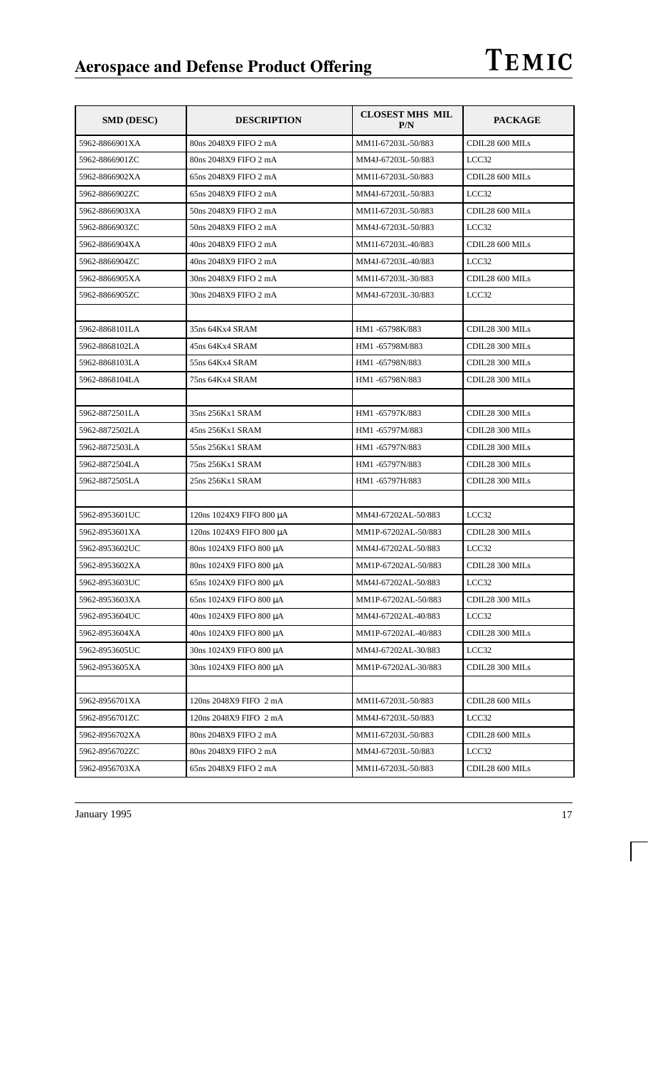| SMD (DESC) | DESCRIPTION | CLOSEST MHS MIL P/N | PACKAGE |
|---|---|---|---|
| 5962-8866901XA | 80ns 2048X9 FIFO 2 mA | MM1I-67203L-50/883 | CDIL28 600 MILs |
| 5962-8866901ZC | 80ns 2048X9 FIFO 2 mA | MM4J-67203L-50/883 | LCC32 |
| 5962-8866902XA | 65ns 2048X9 FIFO 2 mA | MM1I-67203L-50/883 | CDIL28 600 MILs |
| 5962-8866902ZC | 65ns 2048X9 FIFO 2 mA | MM4J-67203L-50/883 | LCC32 |
| 5962-8866903XA | 50ns 2048X9 FIFO 2 mA | MM1I-67203L-50/883 | CDIL28 600 MILs |
| 5962-8866903ZC | 50ns 2048X9 FIFO 2 mA | MM4J-67203L-50/883 | LCC32 |
| 5962-8866904XA | 40ns 2048X9 FIFO 2 mA | MM1I-67203L-40/883 | CDIL28 600 MILs |
| 5962-8866904ZC | 40ns 2048X9 FIFO 2 mA | MM4J-67203L-40/883 | LCC32 |
| 5962-8866905XA | 30ns 2048X9 FIFO 2 mA | MM1I-67203L-30/883 | CDIL28 600 MILs |
| 5962-8866905ZC | 30ns 2048X9 FIFO 2 mA | MM4J-67203L-30/883 | LCC32 |
| | | | |
| 5962-8868101LA | 35ns 64Kx4 SRAM | HM1 -65798K/883 | CDIL28 300 MILs |
| 5962-8868102LA | 45ns 64Kx4 SRAM | HM1 -65798M/883 | CDIL28 300 MILs |
| 5962-8868103LA | 55ns 64Kx4 SRAM | HM1 -65798N/883 | CDIL28 300 MILs |
| 5962-8868104LA | 75ns 64Kx4 SRAM | HM1 -65798N/883 | CDIL28 300 MILs |
| | | | |
| 5962-8872501LA | 35ns 256Kx1 SRAM | HM1 -65797K/883 | CDIL28 300 MILs |
| 5962-8872502LA | 45ns 256Kx1 SRAM | HM1 -65797M/883 | CDIL28 300 MILs |
| 5962-8872503LA | 55ns 256Kx1 SRAM | HM1 -65797N/883 | CDIL28 300 MILs |
| 5962-8872504LA | 75ns 256Kx1 SRAM | HM1 -65797N/883 | CDIL28 300 MILs |
| 5962-8872505LA | 25ns 256Kx1 SRAM | HM1 -65797H/883 | CDIL28 300 MILs |
| | | | |
| 5962-8953601UC | 120ns 1024X9 FIFO 800 μA | MM4J-67202AL-50/883 | LCC32 |
| 5962-8953601XA | 120ns 1024X9 FIFO 800 μA | MM1P-67202AL-50/883 | CDIL28 300 MILs |
| 5962-8953602UC | 80ns 1024X9 FIFO 800 μA | MM4J-67202AL-50/883 | LCC32 |
| 5962-8953602XA | 80ns 1024X9 FIFO 800 μA | MM1P-67202AL-50/883 | CDIL28 300 MILs |
| 5962-8953603UC | 65ns 1024X9 FIFO 800 μA | MM4J-67202AL-50/883 | LCC32 |
| 5962-8953603XA | 65ns 1024X9 FIFO 800 μA | MM1P-67202AL-50/883 | CDIL28 300 MILs |
| 5962-8953604UC | 40ns 1024X9 FIFO 800 μA | MM4J-67202AL-40/883 | LCC32 |
| 5962-8953604XA | 40ns 1024X9 FIFO 800 μA | MM1P-67202AL-40/883 | CDIL28 300 MILs |
| 5962-8953605UC | 30ns 1024X9 FIFO 800 μA | MM4J-67202AL-30/883 | LCC32 |
| 5962-8953605XA | 30ns 1024X9 FIFO 800 μA | MM1P-67202AL-30/883 | CDIL28 300 MILs |
| | | | |
| 5962-8956701XA | 120ns 2048X9 FIFO 2 mA | MM1I-67203L-50/883 | CDIL28 600 MILs |
| 5962-8956701ZC | 120ns 2048X9 FIFO 2 mA | MM4J-67203L-50/883 | LCC32 |
| 5962-8956702XA | 80ns 2048X9 FIFO 2 mA | MM1I-67203L-50/883 | CDIL28 600 MILs |
| 5962-8956702ZC | 80ns 2048X9 FIFO 2 mA | MM4J-67203L-50/883 | LCC32 |
| 5962-8956703XA | 65ns 2048X9 FIFO 2 mA | MM1I-67203L-50/883 | CDIL28 600 MILs |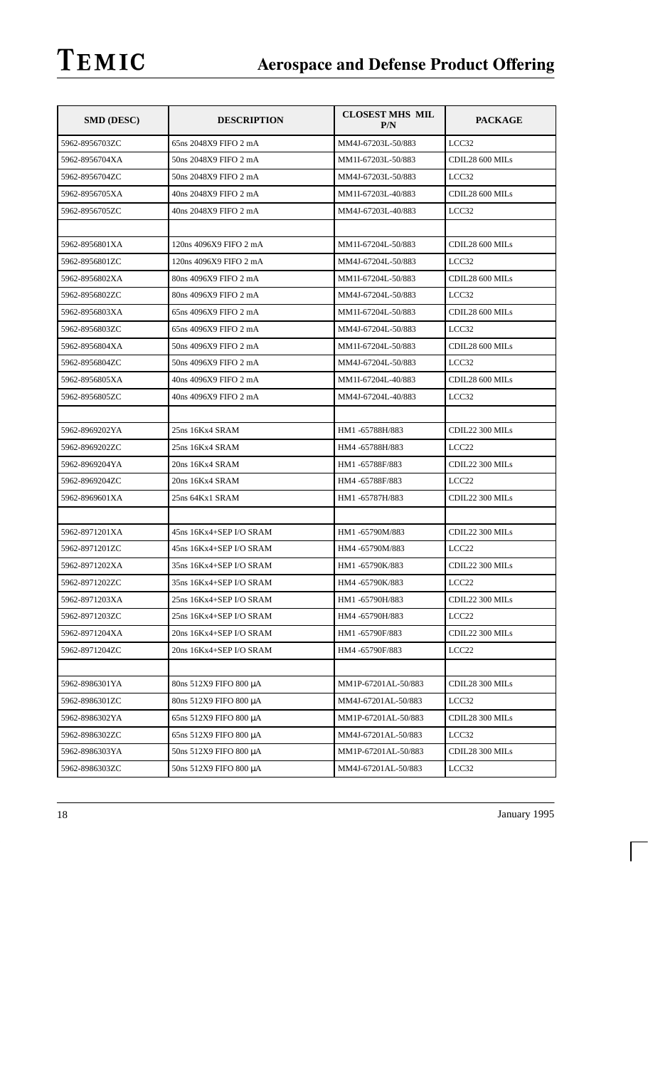| SMD (DESC) | DESCRIPTION | CLOSEST MHS MIL P/N | PACKAGE |
|---|---|---|---|
| 5962-8956703ZC | 65ns 2048X9 FIFO 2 mA | MM4J-67203L-50/883 | LCC32 |
| 5962-8956704XA | 50ns 2048X9 FIFO 2 mA | MM1I-67203L-50/883 | CDIL28 600 MILs |
| 5962-8956704ZC | 50ns 2048X9 FIFO 2 mA | MM4J-67203L-50/883 | LCC32 |
| 5962-8956705XA | 40ns 2048X9 FIFO 2 mA | MM1I-67203L-40/883 | CDIL28 600 MILs |
| 5962-8956705ZC | 40ns 2048X9 FIFO 2 mA | MM4J-67203L-40/883 | LCC32 |
| | | | |
| 5962-8956801XA | 120ns 4096X9 FIFO 2 mA | MM1I-67204L-50/883 | CDIL28 600 MILs |
| 5962-8956801ZC | 120ns 4096X9 FIFO 2 mA | MM4J-67204L-50/883 | LCC32 |
| 5962-8956802XA | 80ns 4096X9 FIFO 2 mA | MM1I-67204L-50/883 | CDIL28 600 MILs |
| 5962-8956802ZC | 80ns 4096X9 FIFO 2 mA | MM4J-67204L-50/883 | LCC32 |
| 5962-8956803XA | 65ns 4096X9 FIFO 2 mA | MM1I-67204L-50/883 | CDIL28 600 MILs |
| 5962-8956803ZC | 65ns 4096X9 FIFO 2 mA | MM4J-67204L-50/883 | LCC32 |
| 5962-8956804XA | 50ns 4096X9 FIFO 2 mA | MM1I-67204L-50/883 | CDIL28 600 MILs |
| 5962-8956804ZC | 50ns 4096X9 FIFO 2 mA | MM4J-67204L-50/883 | LCC32 |
| 5962-8956805XA | 40ns 4096X9 FIFO 2 mA | MM1I-67204L-40/883 | CDIL28 600 MILs |
| 5962-8956805ZC | 40ns 4096X9 FIFO 2 mA | MM4J-67204L-40/883 | LCC32 |
| | | | |
| 5962-8969202YA | 25ns 16Kx4 SRAM | HM1 -65788H/883 | CDIL22 300 MILs |
| 5962-8969202ZC | 25ns 16Kx4 SRAM | HM4 -65788H/883 | LCC22 |
| 5962-8969204YA | 20ns 16Kx4 SRAM | HM1 -65788F/883 | CDIL22 300 MILs |
| 5962-8969204ZC | 20ns 16Kx4 SRAM | HM4 -65788F/883 | LCC22 |
| 5962-8969601XA | 25ns 64Kx1 SRAM | HM1 -65787H/883 | CDIL22 300 MILs |
| | | | |
| 5962-8971201XA | 45ns 16Kx4+SEP I/O SRAM | HM1 -65790M/883 | CDIL22 300 MILs |
| 5962-8971201ZC | 45ns 16Kx4+SEP I/O SRAM | HM4 -65790M/883 | LCC22 |
| 5962-8971202XA | 35ns 16Kx4+SEP I/O SRAM | HM1 -65790K/883 | CDIL22 300 MILs |
| 5962-8971202ZC | 35ns 16Kx4+SEP I/O SRAM | HM4 -65790K/883 | LCC22 |
| 5962-8971203XA | 25ns 16Kx4+SEP I/O SRAM | HM1 -65790H/883 | CDIL22 300 MILs |
| 5962-8971203ZC | 25ns 16Kx4+SEP I/O SRAM | HM4 -65790H/883 | LCC22 |
| 5962-8971204XA | 20ns 16Kx4+SEP I/O SRAM | HM1 -65790F/883 | CDIL22 300 MILs |
| 5962-8971204ZC | 20ns 16Kx4+SEP I/O SRAM | HM4 -65790F/883 | LCC22 |
| | | | |
| 5962-8986301YA | 80ns 512X9 FIFO 800 µA | MM1P-67201AL-50/883 | CDIL28 300 MILs |
| 5962-8986301ZC | 80ns 512X9 FIFO 800 µA | MM4J-67201AL-50/883 | LCC32 |
| 5962-8986302YA | 65ns 512X9 FIFO 800 µA | MM1P-67201AL-50/883 | CDIL28 300 MILs |
| 5962-8986302ZC | 65ns 512X9 FIFO 800 µA | MM4J-67201AL-50/883 | LCC32 |
| 5962-8986303YA | 50ns 512X9 FIFO 800 µA | MM1P-67201AL-50/883 | CDIL28 300 MILs |
| 5962-8986303ZC | 50ns 512X9 FIFO 800 µA | MM4J-67201AL-50/883 | LCC32 |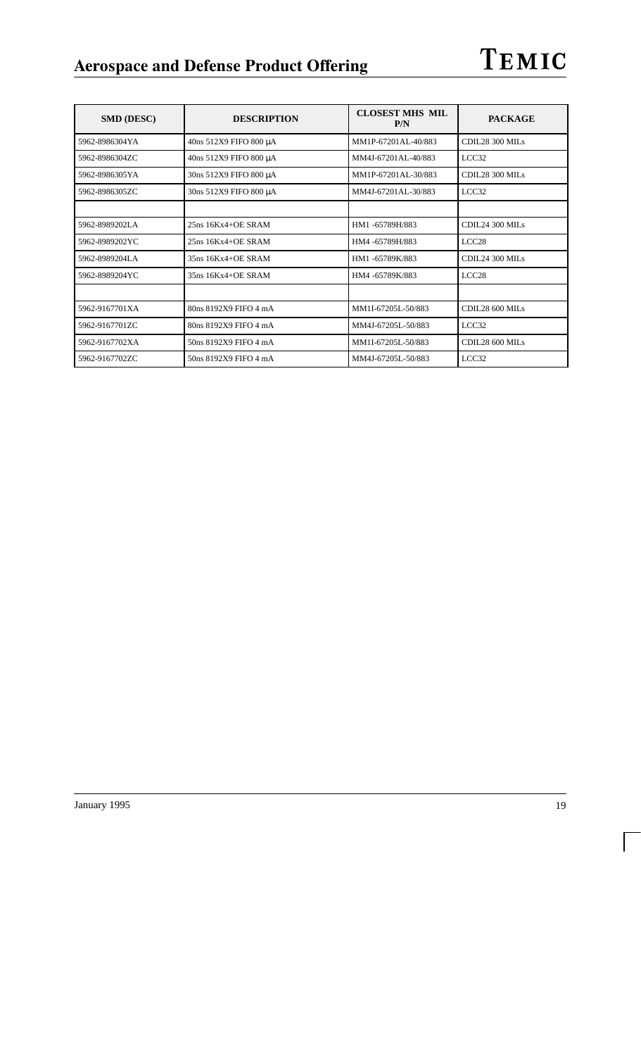| SMD (DESC) | DESCRIPTION | CLOSEST MHS MIL P/N | PACKAGE |
|---|---|---|---|
| 5962-8986304YA | 40ns 512X9 FIFO 800 µA | MM1P-67201AL-40/883 | CDIL28 300 MILs |
| 5962-8986304ZC | 40ns 512X9 FIFO 800 µA | MM4J-67201AL-40/883 | LCC32 |
| 5962-8986305YA | 30ns 512X9 FIFO 800 µA | MM1P-67201AL-30/883 | CDIL28 300 MILs |
| 5962-8986305ZC | 30ns 512X9 FIFO 800 µA | MM4J-67201AL-30/883 | LCC32 |
| | | | |
| 5962-8989202LA | 25ns 16Kx4+OE SRAM | HM1 -65789H/883 | CDIL24 300 MILs |
| 5962-8989202YC | 25ns 16Kx4+OE SRAM | HM4 -65789H/883 | LCC28 |
| 5962-8989204LA | 35ns 16Kx4+OE SRAM | HM1 -65789K/883 | CDIL24 300 MILs |
| 5962-8989204YC | 35ns 16Kx4+OE SRAM | HM4 -65789K/883 | LCC28 |
| | | | |
| 5962-9167701XA | 80ns 8192X9 FIFO 4 mA | MM1I-67205L-50/883 | CDIL28 600 MILs |
| 5962-9167701ZC | 80ns 8192X9 FIFO 4 mA | MM4J-67205L-50/883 | LCC32 |
| 5962-9167702XA | 50ns 8192X9 FIFO 4 mA | MM1I-67205L-50/883 | CDIL28 600 MILs |
| 5962-9167702ZC | 50ns 8192X9 FIFO 4 mA | MM4J-67205L-50/883 | LCC32 |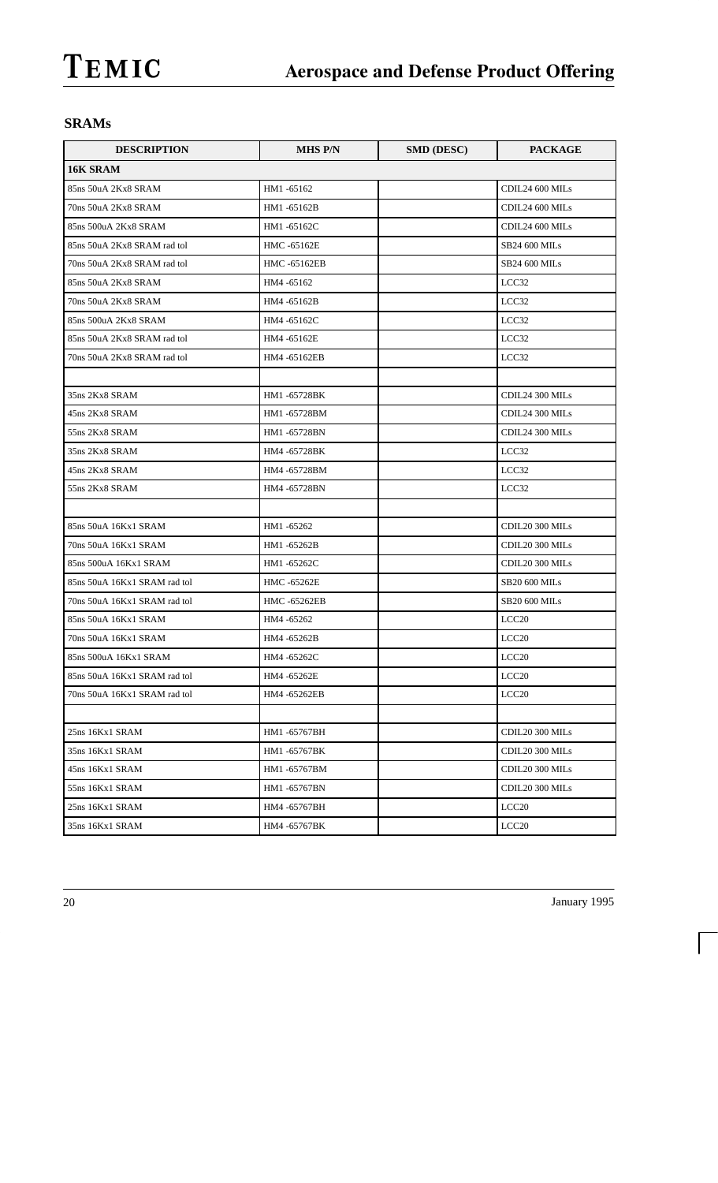## SRAMs

| DESCRIPTION | MHS P/N | SMD (DESC) | PACKAGE |
|---|---|---|---|
| **16K SRAM** | | | |
| 85ns 50uA 2Kx8 SRAM | HM1 -65162 | | CDIL24 600 MILs |
| 70ns 50uA 2Kx8 SRAM | HM1 -65162B | | CDIL24 600 MILs |
| 85ns 500uA 2Kx8 SRAM | HM1 -65162C | | CDIL24 600 MILs |
| 85ns 50uA 2Kx8 SRAM rad tol | HMC -65162E | | SB24 600 MILs |
| 70ns 50uA 2Kx8 SRAM rad tol | HMC -65162EB | | SB24 600 MILs |
| 85ns 50uA 2Kx8 SRAM | HM4 -65162 | | LCC32 |
| 70ns 50uA 2Kx8 SRAM | HM4 -65162B | | LCC32 |
| 85ns 500uA 2Kx8 SRAM | HM4 -65162C | | LCC32 |
| 85ns 50uA 2Kx8 SRAM rad tol | HM4 -65162E | | LCC32 |
| 70ns 50uA 2Kx8 SRAM rad tol | HM4 -65162EB | | LCC32 |
| | | | |
| 35ns 2Kx8 SRAM | HM1 -65728BK | | CDIL24 300 MILs |
| 45ns 2Kx8 SRAM | HM1 -65728BM | | CDIL24 300 MILs |
| 55ns 2Kx8 SRAM | HM1 -65728BN | | CDIL24 300 MILs |
| 35ns 2Kx8 SRAM | HM4 -65728BK | | LCC32 |
| 45ns 2Kx8 SRAM | HM4 -65728BM | | LCC32 |
| 55ns 2Kx8 SRAM | HM4 -65728BN | | LCC32 |
| | | | |
| 85ns 50uA 16Kx1 SRAM | HM1 -65262 | | CDIL20 300 MILs |
| 70ns 50uA 16Kx1 SRAM | HM1 -65262B | | CDIL20 300 MILs |
| 85ns 500uA 16Kx1 SRAM | HM1 -65262C | | CDIL20 300 MILs |
| 85ns 50uA 16Kx1 SRAM rad tol | HMC -65262E | | SB20 600 MILs |
| 70ns 50uA 16Kx1 SRAM rad tol | HMC -65262EB | | SB20 600 MILs |
| 85ns 50uA 16Kx1 SRAM | HM4 -65262 | | LCC20 |
| 70ns 50uA 16Kx1 SRAM | HM4 -65262B | | LCC20 |
| 85ns 500uA 16Kx1 SRAM | HM4 -65262C | | LCC20 |
| 85ns 50uA 16Kx1 SRAM rad tol | HM4 -65262E | | LCC20 |
| 70ns 50uA 16Kx1 SRAM rad tol | HM4 -65262EB | | LCC20 |
| | | | |
| 25ns 16Kx1 SRAM | HM1 -65767BH | | CDIL20 300 MILs |
| 35ns 16Kx1 SRAM | HM1 -65767BK | | CDIL20 300 MILs |
| 45ns 16Kx1 SRAM | HM1 -65767BM | | CDIL20 300 MILs |
| 55ns 16Kx1 SRAM | HM1 -65767BN | | CDIL20 300 MILs |
| 25ns 16Kx1 SRAM | HM4 -65767BH | | LCC20 |
| 35ns 16Kx1 SRAM | HM4 -65767BK | | LCC20 |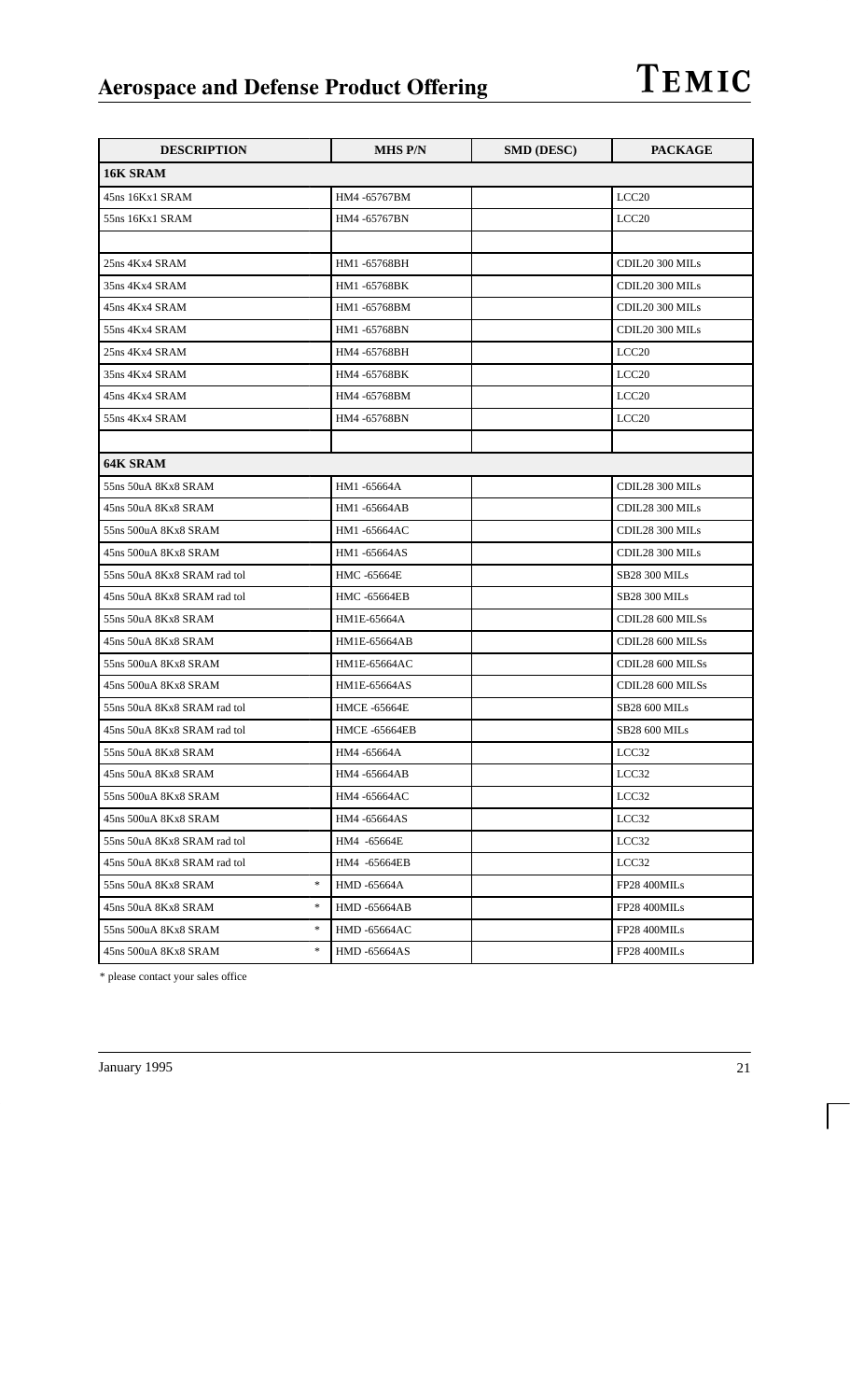| DESCRIPTION | MHS P/N | SMD (DESC) | PACKAGE |
|---|---|---|---|
| **16K SRAM** | | | |
| 45ns 16Kx1 SRAM | HM4 -65767BM | | LCC20 |
| 55ns 16Kx1 SRAM | HM4 -65767BN | | LCC20 |
| | | | |
| 25ns 4Kx4 SRAM | HM1 -65768BH | | CDIL20 300 MILs |
| 35ns 4Kx4 SRAM | HM1 -65768BK | | CDIL20 300 MILs |
| 45ns 4Kx4 SRAM | HM1 -65768BM | | CDIL20 300 MILs |
| 55ns 4Kx4 SRAM | HM1 -65768BN | | CDIL20 300 MILs |
| 25ns 4Kx4 SRAM | HM4 -65768BH | | LCC20 |
| 35ns 4Kx4 SRAM | HM4 -65768BK | | LCC20 |
| 45ns 4Kx4 SRAM | HM4 -65768BM | | LCC20 |
| 55ns 4Kx4 SRAM | HM4 -65768BN | | LCC20 |
| | | | |
| **64K SRAM** | | | |
| 55ns 50uA 8Kx8 SRAM | HM1 -65664A | | CDIL28 300 MILs |
| 45ns 50uA 8Kx8 SRAM | HM1 -65664AB | | CDIL28 300 MILs |
| 55ns 500uA 8Kx8 SRAM | HM1 -65664AC | | CDIL28 300 MILs |
| 45ns 500uA 8Kx8 SRAM | HM1 -65664AS | | CDIL28 300 MILs |
| 55ns 50uA 8Kx8 SRAM rad tol | HMC -65664E | | SB28 300 MILs |
| 45ns 50uA 8Kx8 SRAM rad tol | HMC -65664EB | | SB28 300 MILs |
| 55ns 50uA 8Kx8 SRAM | HM1E-65664A | | CDIL28 600 MILSs |
| 45ns 50uA 8Kx8 SRAM | HM1E-65664AB | | CDIL28 600 MILSs |
| 55ns 500uA 8Kx8 SRAM | HM1E-65664AC | | CDIL28 600 MILSs |
| 45ns 500uA 8Kx8 SRAM | HM1E-65664AS | | CDIL28 600 MILSs |
| 55ns 50uA 8Kx8 SRAM rad tol | HMCE -65664E | | SB28 600 MILs |
| 45ns 50uA 8Kx8 SRAM rad tol | HMCE -65664EB | | SB28 600 MILs |
| 55ns 50uA 8Kx8 SRAM | HM4 -65664A | | LCC32 |
| 45ns 50uA 8Kx8 SRAM | HM4 -65664AB | | LCC32 |
| 55ns 500uA 8Kx8 SRAM | HM4 -65664AC | | LCC32 |
| 45ns 500uA 8Kx8 SRAM | HM4 -65664AS | | LCC32 |
| 55ns 50uA 8Kx8 SRAM rad tol | HM4 -65664E | | LCC32 |
| 45ns 50uA 8Kx8 SRAM rad tol | HM4 -65664EB | | LCC32 |
| 55ns 50uA 8Kx8 SRAM * | HMD -65664A | | FP28 400MILs |
| 45ns 50uA 8Kx8 SRAM * | HMD -65664AB | | FP28 400MILs |
| 55ns 500uA 8Kx8 SRAM * | HMD -65664AC | | FP28 400MILs |
| 45ns 500uA 8Kx8 SRAM * | HMD -65664AS | | FP28 400MILs |

* please contact your sales office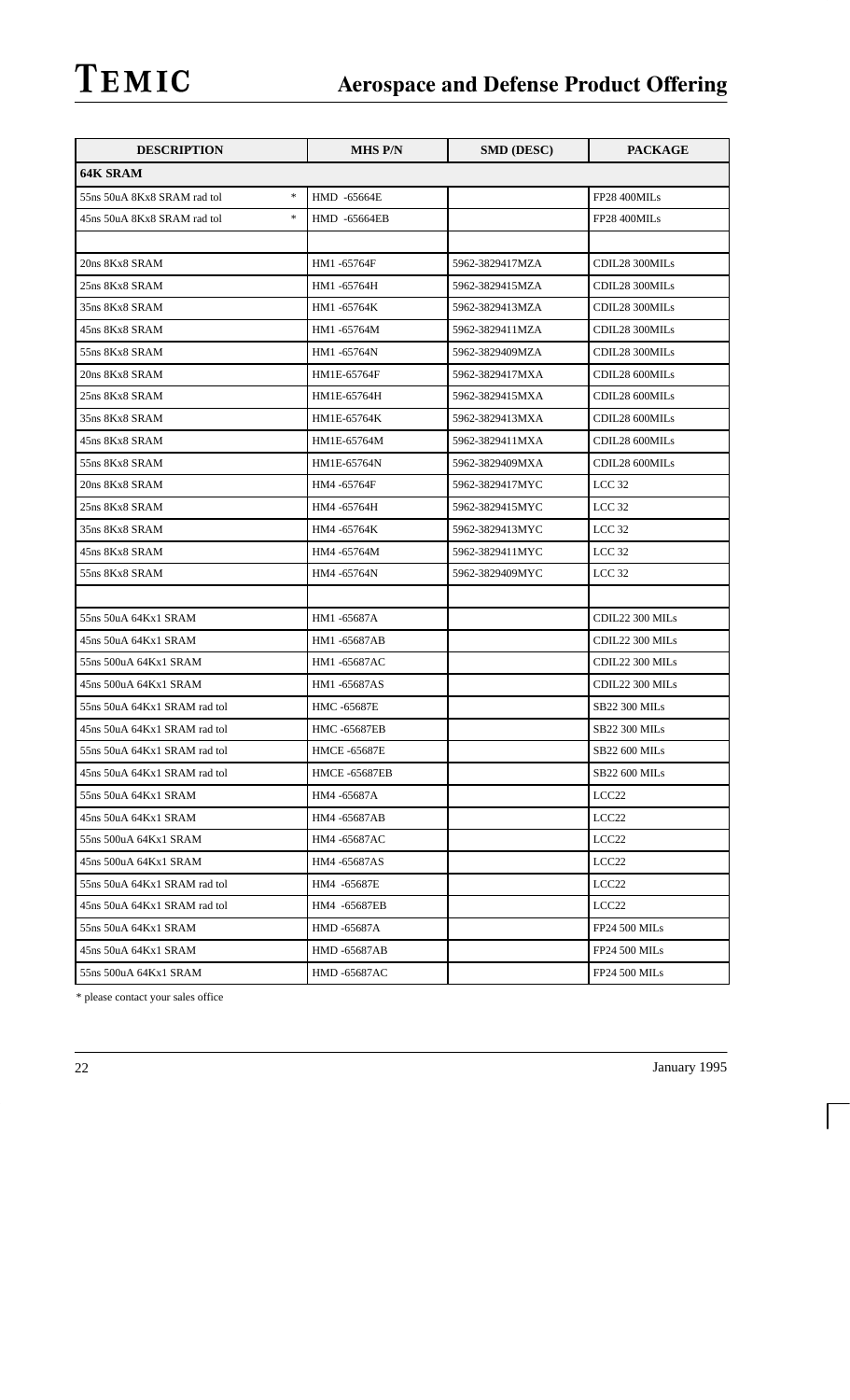| DESCRIPTION | MHS P/N | SMD (DESC) | PACKAGE |
|---|---|---|---|
| **64K SRAM** | | | |
| 55ns 50uA 8Kx8 SRAM rad tol * | HMD -65664E | | FP28 400MILs |
| 45ns 50uA 8Kx8 SRAM rad tol * | HMD -65664EB | | FP28 400MILs |
| | | | |
| 20ns 8Kx8 SRAM | HM1 -65764F | 5962-3829417MZA | CDIL28 300MILs |
| 25ns 8Kx8 SRAM | HM1 -65764H | 5962-3829415MZA | CDIL28 300MILs |
| 35ns 8Kx8 SRAM | HM1 -65764K | 5962-3829413MZA | CDIL28 300MILs |
| 45ns 8Kx8 SRAM | HM1 -65764M | 5962-3829411MZA | CDIL28 300MILs |
| 55ns 8Kx8 SRAM | HM1 -65764N | 5962-3829409MZA | CDIL28 300MILs |
| 20ns 8Kx8 SRAM | HM1E-65764F | 5962-3829417MXA | CDIL28 600MILs |
| 25ns 8Kx8 SRAM | HM1E-65764H | 5962-3829415MXA | CDIL28 600MILs |
| 35ns 8Kx8 SRAM | HM1E-65764K | 5962-3829413MXA | CDIL28 600MILs |
| 45ns 8Kx8 SRAM | HM1E-65764M | 5962-3829411MXA | CDIL28 600MILs |
| 55ns 8Kx8 SRAM | HM1E-65764N | 5962-3829409MXA | CDIL28 600MILs |
| 20ns 8Kx8 SRAM | HM4 -65764F | 5962-3829417MYC | LCC 32 |
| 25ns 8Kx8 SRAM | HM4 -65764H | 5962-3829415MYC | LCC 32 |
| 35ns 8Kx8 SRAM | HM4 -65764K | 5962-3829413MYC | LCC 32 |
| 45ns 8Kx8 SRAM | HM4 -65764M | 5962-3829411MYC | LCC 32 |
| 55ns 8Kx8 SRAM | HM4 -65764N | 5962-3829409MYC | LCC 32 |
| | | | |
| 55ns 50uA 64Kx1 SRAM | HM1 -65687A | | CDIL22 300 MILs |
| 45ns 50uA 64Kx1 SRAM | HM1 -65687AB | | CDIL22 300 MILs |
| 55ns 500uA 64Kx1 SRAM | HM1 -65687AC | | CDIL22 300 MILs |
| 45ns 500uA 64Kx1 SRAM | HM1 -65687AS | | CDIL22 300 MILs |
| 55ns 50uA 64Kx1 SRAM rad tol | HMC -65687E | | SB22 300 MILs |
| 45ns 50uA 64Kx1 SRAM rad tol | HMC -65687EB | | SB22 300 MILs |
| 55ns 50uA 64Kx1 SRAM rad tol | HMCE -65687E | | SB22 600 MILs |
| 45ns 50uA 64Kx1 SRAM rad tol | HMCE -65687EB | | SB22 600 MILs |
| 55ns 50uA 64Kx1 SRAM | HM4 -65687A | | LCC22 |
| 45ns 50uA 64Kx1 SRAM | HM4 -65687AB | | LCC22 |
| 55ns 500uA 64Kx1 SRAM | HM4 -65687AC | | LCC22 |
| 45ns 500uA 64Kx1 SRAM | HM4 -65687AS | | LCC22 |
| 55ns 50uA 64Kx1 SRAM rad tol | HM4 -65687E | | LCC22 |
| 45ns 50uA 64Kx1 SRAM rad tol | HM4 -65687EB | | LCC22 |
| 55ns 50uA 64Kx1 SRAM | HMD -65687A | | FP24 500 MILs |
| 45ns 50uA 64Kx1 SRAM | HMD -65687AB | | FP24 500 MILs |
| 55ns 500uA 64Kx1 SRAM | HMD -65687AC | | FP24 500 MILs |

* please contact your sales office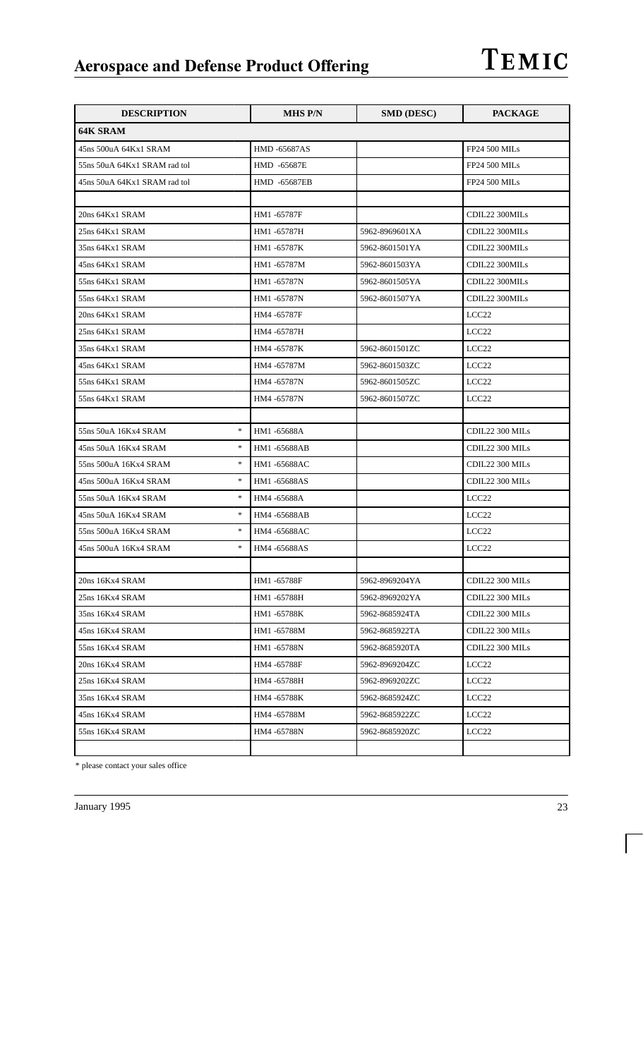| DESCRIPTION | MHS P/N | SMD (DESC) | PACKAGE |
|---|---|---|---|
| **64K SRAM** | | | |
| 45ns 500uA 64Kx1 SRAM | HMD -65687AS | | FP24 500 MILs |
| 55ns 50uA 64Kx1 SRAM rad tol | HMD -65687E | | FP24 500 MILs |
| 45ns 50uA 64Kx1 SRAM rad tol | HMD -65687EB | | FP24 500 MILs |
| | | | |
| 20ns 64Kx1 SRAM | HM1 -65787F | | CDIL22 300MILs |
| 25ns 64Kx1 SRAM | HM1 -65787H | 5962-8969601XA | CDIL22 300MILs |
| 35ns 64Kx1 SRAM | HM1 -65787K | 5962-8601501YA | CDIL22 300MILs |
| 45ns 64Kx1 SRAM | HM1 -65787M | 5962-8601503YA | CDIL22 300MILs |
| 55ns 64Kx1 SRAM | HM1 -65787N | 5962-8601505YA | CDIL22 300MILs |
| 55ns 64Kx1 SRAM | HM1 -65787N | 5962-8601507YA | CDIL22 300MILs |
| 20ns 64Kx1 SRAM | HM4 -65787F | | LCC22 |
| 25ns 64Kx1 SRAM | HM4 -65787H | | LCC22 |
| 35ns 64Kx1 SRAM | HM4 -65787K | 5962-8601501ZC | LCC22 |
| 45ns 64Kx1 SRAM | HM4 -65787M | 5962-8601503ZC | LCC22 |
| 55ns 64Kx1 SRAM | HM4 -65787N | 5962-8601505ZC | LCC22 |
| 55ns 64Kx1 SRAM | HM4 -65787N | 5962-8601507ZC | LCC22 |
| | | | |
| 55ns 50uA 16Kx4 SRAM * | HM1 -65688A | | CDIL22 300 MILs |
| 45ns 50uA 16Kx4 SRAM * | HM1 -65688AB | | CDIL22 300 MILs |
| 55ns 500uA 16Kx4 SRAM * | HM1 -65688AC | | CDIL22 300 MILs |
| 45ns 500uA 16Kx4 SRAM * | HM1 -65688AS | | CDIL22 300 MILs |
| 55ns 50uA 16Kx4 SRAM * | HM4 -65688A | | LCC22 |
| 45ns 50uA 16Kx4 SRAM * | HM4 -65688AB | | LCC22 |
| 55ns 500uA 16Kx4 SRAM * | HM4 -65688AC | | LCC22 |
| 45ns 500uA 16Kx4 SRAM * | HM4 -65688AS | | LCC22 |
| | | | |
| 20ns 16Kx4 SRAM | HM1 -65788F | 5962-8969204YA | CDIL22 300 MILs |
| 25ns 16Kx4 SRAM | HM1 -65788H | 5962-8969202YA | CDIL22 300 MILs |
| 35ns 16Kx4 SRAM | HM1 -65788K | 5962-8685924TA | CDIL22 300 MILs |
| 45ns 16Kx4 SRAM | HM1 -65788M | 5962-8685922TA | CDIL22 300 MILs |
| 55ns 16Kx4 SRAM | HM1 -65788N | 5962-8685920TA | CDIL22 300 MILs |
| 20ns 16Kx4 SRAM | HM4 -65788F | 5962-8969204ZC | LCC22 |
| 25ns 16Kx4 SRAM | HM4 -65788H | 5962-8969202ZC | LCC22 |
| 35ns 16Kx4 SRAM | HM4 -65788K | 5962-8685924ZC | LCC22 |
| 45ns 16Kx4 SRAM | HM4 -65788M | 5962-8685922ZC | LCC22 |
| 55ns 16Kx4 SRAM | HM4 -65788N | 5962-8685920ZC | LCC22 |
| | | | |

* please contact your sales office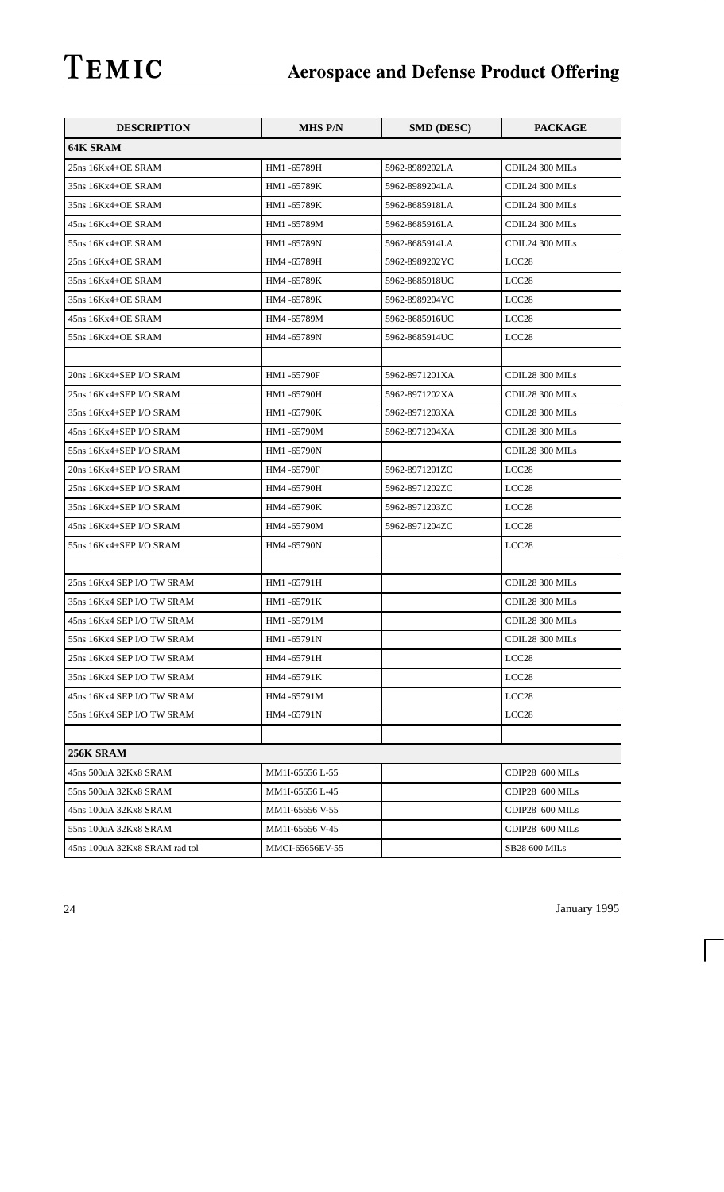| DESCRIPTION | MHS P/N | SMD (DESC) | PACKAGE |
|---|---|---|---|
| **64K SRAM** | | | |
| 25ns 16Kx4+OE SRAM | HM1 -65789H | 5962-8989202LA | CDIL24 300 MILs |
| 35ns 16Kx4+OE SRAM | HM1 -65789K | 5962-8989204LA | CDIL24 300 MILs |
| 35ns 16Kx4+OE SRAM | HM1 -65789K | 5962-8685918LA | CDIL24 300 MILs |
| 45ns 16Kx4+OE SRAM | HM1 -65789M | 5962-8685916LA | CDIL24 300 MILs |
| 55ns 16Kx4+OE SRAM | HM1 -65789N | 5962-8685914LA | CDIL24 300 MILs |
| 25ns 16Kx4+OE SRAM | HM4 -65789H | 5962-8989202YC | LCC28 |
| 35ns 16Kx4+OE SRAM | HM4 -65789K | 5962-8685918UC | LCC28 |
| 35ns 16Kx4+OE SRAM | HM4 -65789K | 5962-8989204YC | LCC28 |
| 45ns 16Kx4+OE SRAM | HM4 -65789M | 5962-8685916UC | LCC28 |
| 55ns 16Kx4+OE SRAM | HM4 -65789N | 5962-8685914UC | LCC28 |
| | | | |
| 20ns 16Kx4+SEP I/O SRAM | HM1 -65790F | 5962-8971201XA | CDIL28 300 MILs |
| 25ns 16Kx4+SEP I/O SRAM | HM1 -65790H | 5962-8971202XA | CDIL28 300 MILs |
| 35ns 16Kx4+SEP I/O SRAM | HM1 -65790K | 5962-8971203XA | CDIL28 300 MILs |
| 45ns 16Kx4+SEP I/O SRAM | HM1 -65790M | 5962-8971204XA | CDIL28 300 MILs |
| 55ns 16Kx4+SEP I/O SRAM | HM1 -65790N | | CDIL28 300 MILs |
| 20ns 16Kx4+SEP I/O SRAM | HM4 -65790F | 5962-8971201ZC | LCC28 |
| 25ns 16Kx4+SEP I/O SRAM | HM4 -65790H | 5962-8971202ZC | LCC28 |
| 35ns 16Kx4+SEP I/O SRAM | HM4 -65790K | 5962-8971203ZC | LCC28 |
| 45ns 16Kx4+SEP I/O SRAM | HM4 -65790M | 5962-8971204ZC | LCC28 |
| 55ns 16Kx4+SEP I/O SRAM | HM4 -65790N | | LCC28 |
| | | | |
| 25ns 16Kx4 SEP I/O TW SRAM | HM1 -65791H | | CDIL28 300 MILs |
| 35ns 16Kx4 SEP I/O TW SRAM | HM1 -65791K | | CDIL28 300 MILs |
| 45ns 16Kx4 SEP I/O TW SRAM | HM1 -65791M | | CDIL28 300 MILs |
| 55ns 16Kx4 SEP I/O TW SRAM | HM1 -65791N | | CDIL28 300 MILs |
| 25ns 16Kx4 SEP I/O TW SRAM | HM4 -65791H | | LCC28 |
| 35ns 16Kx4 SEP I/O TW SRAM | HM4 -65791K | | LCC28 |
| 45ns 16Kx4 SEP I/O TW SRAM | HM4 -65791M | | LCC28 |
| 55ns 16Kx4 SEP I/O TW SRAM | HM4 -65791N | | LCC28 |
| | | | |
| **256K SRAM** | | | |
| 45ns 500uA 32Kx8 SRAM | MM1I-65656 L-55 | | CDIP28 600 MILs |
| 55ns 500uA 32Kx8 SRAM | MM1I-65656 L-45 | | CDIP28 600 MILs |
| 45ns 100uA 32Kx8 SRAM | MM1I-65656 V-55 | | CDIP28 600 MILs |
| 55ns 100uA 32Kx8 SRAM | MM1I-65656 V-45 | | CDIP28 600 MILs |
| 45ns 100uA 32Kx8 SRAM rad tol | MMCI-65656EV-55 | | SB28 600 MILs |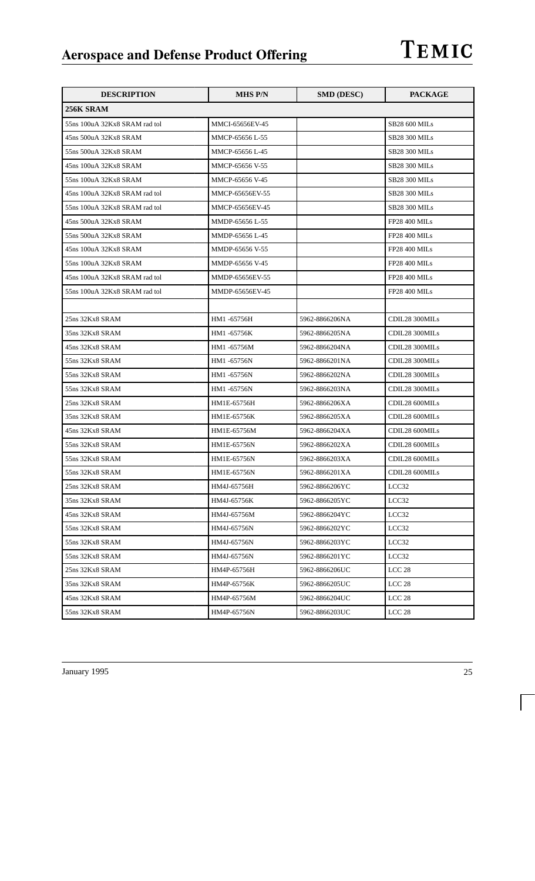| DESCRIPTION | MHS P/N | SMD (DESC) | PACKAGE |
|---|---|---|---|
| **256K SRAM** | | | |
| 55ns 100uA 32Kx8 SRAM rad tol | MMCI-65656EV-45 | | SB28 600 MILs |
| 45ns 500uA 32Kx8 SRAM | MMCP-65656 L-55 | | SB28 300 MILs |
| 55ns 500uA 32Kx8 SRAM | MMCP-65656 L-45 | | SB28 300 MILs |
| 45ns 100uA 32Kx8 SRAM | MMCP-65656 V-55 | | SB28 300 MILs |
| 55ns 100uA 32Kx8 SRAM | MMCP-65656 V-45 | | SB28 300 MILs |
| 45ns 100uA 32Kx8 SRAM rad tol | MMCP-65656EV-55 | | SB28 300 MILs |
| 55ns 100uA 32Kx8 SRAM rad tol | MMCP-65656EV-45 | | SB28 300 MILs |
| 45ns 500uA 32Kx8 SRAM | MMDP-65656 L-55 | | FP28 400 MILs |
| 55ns 500uA 32Kx8 SRAM | MMDP-65656 L-45 | | FP28 400 MILs |
| 45ns 100uA 32Kx8 SRAM | MMDP-65656 V-55 | | FP28 400 MILs |
| 55ns 100uA 32Kx8 SRAM | MMDP-65656 V-45 | | FP28 400 MILs |
| 45ns 100uA 32Kx8 SRAM rad tol | MMDP-65656EV-55 | | FP28 400 MILs |
| 55ns 100uA 32Kx8 SRAM rad tol | MMDP-65656EV-45 | | FP28 400 MILs |
| | | | |
| 25ns 32Kx8 SRAM | HM1 -65756H | 5962-8866206NA | CDIL28 300MILs |
| 35ns 32Kx8 SRAM | HM1 -65756K | 5962-8866205NA | CDIL28 300MILs |
| 45ns 32Kx8 SRAM | HM1 -65756M | 5962-8866204NA | CDIL28 300MILs |
| 55ns 32Kx8 SRAM | HM1 -65756N | 5962-8866201NA | CDIL28 300MILs |
| 55ns 32Kx8 SRAM | HM1 -65756N | 5962-8866202NA | CDIL28 300MILs |
| 55ns 32Kx8 SRAM | HM1 -65756N | 5962-8866203NA | CDIL28 300MILs |
| 25ns 32Kx8 SRAM | HM1E-65756H | 5962-8866206XA | CDIL28 600MILs |
| 35ns 32Kx8 SRAM | HM1E-65756K | 5962-8866205XA | CDIL28 600MILs |
| 45ns 32Kx8 SRAM | HM1E-65756M | 5962-8866204XA | CDIL28 600MILs |
| 55ns 32Kx8 SRAM | HM1E-65756N | 5962-8866202XA | CDIL28 600MILs |
| 55ns 32Kx8 SRAM | HM1E-65756N | 5962-8866203XA | CDIL28 600MILs |
| 55ns 32Kx8 SRAM | HM1E-65756N | 5962-8866201XA | CDIL28 600MILs |
| 25ns 32Kx8 SRAM | HM4J-65756H | 5962-8866206YC | LCC32 |
| 35ns 32Kx8 SRAM | HM4J-65756K | 5962-8866205YC | LCC32 |
| 45ns 32Kx8 SRAM | HM4J-65756M | 5962-8866204YC | LCC32 |
| 55ns 32Kx8 SRAM | HM4J-65756N | 5962-8866202YC | LCC32 |
| 55ns 32Kx8 SRAM | HM4J-65756N | 5962-8866203YC | LCC32 |
| 55ns 32Kx8 SRAM | HM4J-65756N | 5962-8866201YC | LCC32 |
| 25ns 32Kx8 SRAM | HM4P-65756H | 5962-8866206UC | LCC 28 |
| 35ns 32Kx8 SRAM | HM4P-65756K | 5962-8866205UC | LCC 28 |
| 45ns 32Kx8 SRAM | HM4P-65756M | 5962-8866204UC | LCC 28 |
| 55ns 32Kx8 SRAM | HM4P-65756N | 5962-8866203UC | LCC 28 |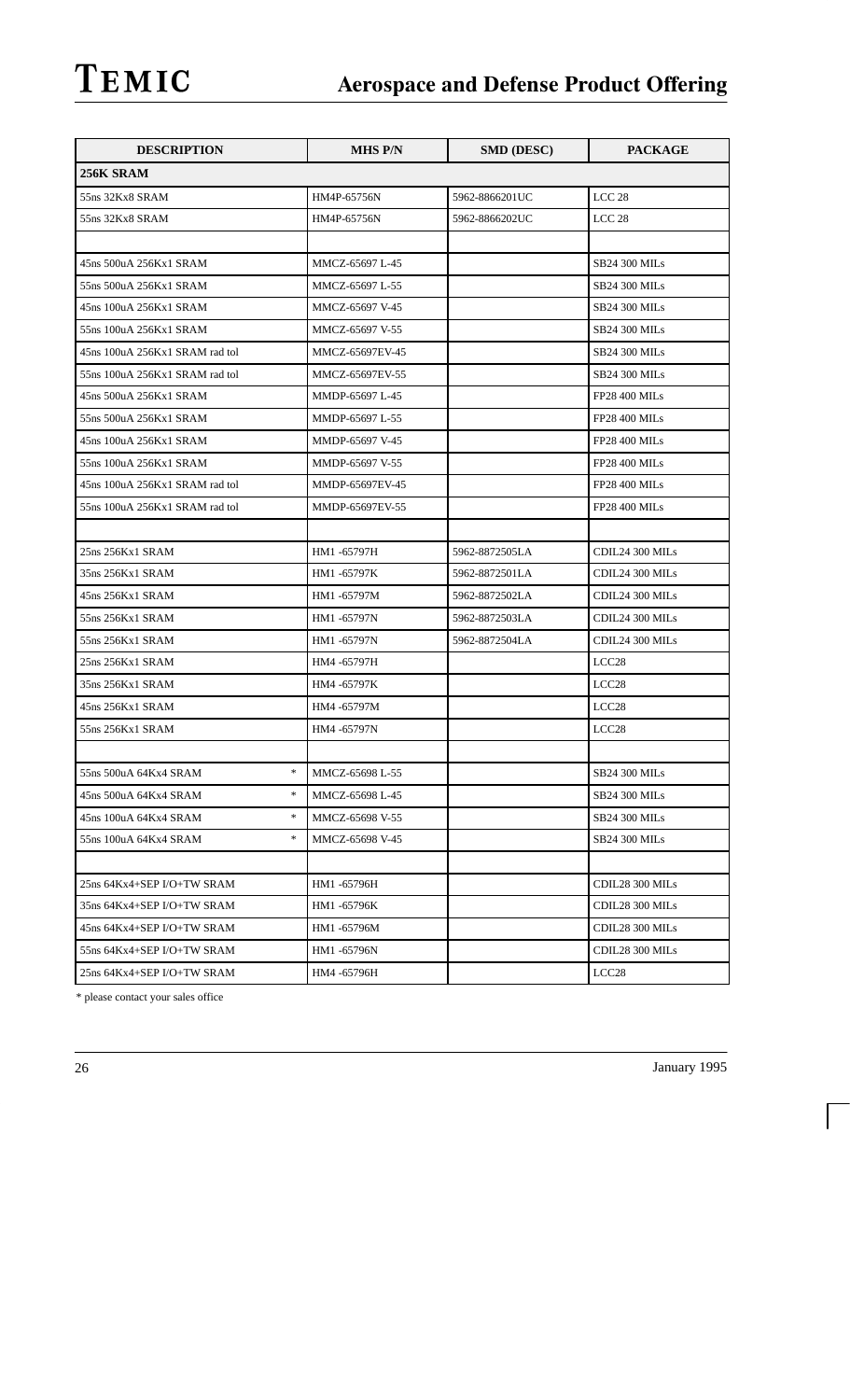| DESCRIPTION | MHS P/N | SMD (DESC) | PACKAGE |
|---|---|---|---|
| **256K SRAM** | | | |
| 55ns 32Kx8 SRAM | HM4P-65756N | 5962-8866201UC | LCC 28 |
| 55ns 32Kx8 SRAM | HM4P-65756N | 5962-8866202UC | LCC 28 |
| | | | |
| 45ns 500uA 256Kx1 SRAM | MMCZ-65697 L-45 | | SB24 300 MILs |
| 55ns 500uA 256Kx1 SRAM | MMCZ-65697 L-55 | | SB24 300 MILs |
| 45ns 100uA 256Kx1 SRAM | MMCZ-65697 V-45 | | SB24 300 MILs |
| 55ns 100uA 256Kx1 SRAM | MMCZ-65697 V-55 | | SB24 300 MILs |
| 45ns 100uA 256Kx1 SRAM rad tol | MMCZ-65697EV-45 | | SB24 300 MILs |
| 55ns 100uA 256Kx1 SRAM rad tol | MMCZ-65697EV-55 | | SB24 300 MILs |
| 45ns 500uA 256Kx1 SRAM | MMDP-65697 L-45 | | FP28 400 MILs |
| 55ns 500uA 256Kx1 SRAM | MMDP-65697 L-55 | | FP28 400 MILs |
| 45ns 100uA 256Kx1 SRAM | MMDP-65697 V-45 | | FP28 400 MILs |
| 55ns 100uA 256Kx1 SRAM | MMDP-65697 V-55 | | FP28 400 MILs |
| 45ns 100uA 256Kx1 SRAM rad tol | MMDP-65697EV-45 | | FP28 400 MILs |
| 55ns 100uA 256Kx1 SRAM rad tol | MMDP-65697EV-55 | | FP28 400 MILs |
| | | | |
| 25ns 256Kx1 SRAM | HM1 -65797H | 5962-8872505LA | CDIL24 300 MILs |
| 35ns 256Kx1 SRAM | HM1 -65797K | 5962-8872501LA | CDIL24 300 MILs |
| 45ns 256Kx1 SRAM | HM1 -65797M | 5962-8872502LA | CDIL24 300 MILs |
| 55ns 256Kx1 SRAM | HM1 -65797N | 5962-8872503LA | CDIL24 300 MILs |
| 55ns 256Kx1 SRAM | HM1 -65797N | 5962-8872504LA | CDIL24 300 MILs |
| 25ns 256Kx1 SRAM | HM4 -65797H | | LCC28 |
| 35ns 256Kx1 SRAM | HM4 -65797K | | LCC28 |
| 45ns 256Kx1 SRAM | HM4 -65797M | | LCC28 |
| 55ns 256Kx1 SRAM | HM4 -65797N | | LCC28 |
| | | | |
| 55ns 500uA 64Kx4 SRAM * | MMCZ-65698 L-55 | | SB24 300 MILs |
| 45ns 500uA 64Kx4 SRAM * | MMCZ-65698 L-45 | | SB24 300 MILs |
| 45ns 100uA 64Kx4 SRAM * | MMCZ-65698 V-55 | | SB24 300 MILs |
| 55ns 100uA 64Kx4 SRAM * | MMCZ-65698 V-45 | | SB24 300 MILs |
| | | | |
| 25ns 64Kx4+SEP I/O+TW SRAM | HM1 -65796H | | CDIL28 300 MILs |
| 35ns 64Kx4+SEP I/O+TW SRAM | HM1 -65796K | | CDIL28 300 MILs |
| 45ns 64Kx4+SEP I/O+TW SRAM | HM1 -65796M | | CDIL28 300 MILs |
| 55ns 64Kx4+SEP I/O+TW SRAM | HM1 -65796N | | CDIL28 300 MILs |
| 25ns 64Kx4+SEP I/O+TW SRAM | HM4 -65796H | | LCC28 |

* please contact your sales office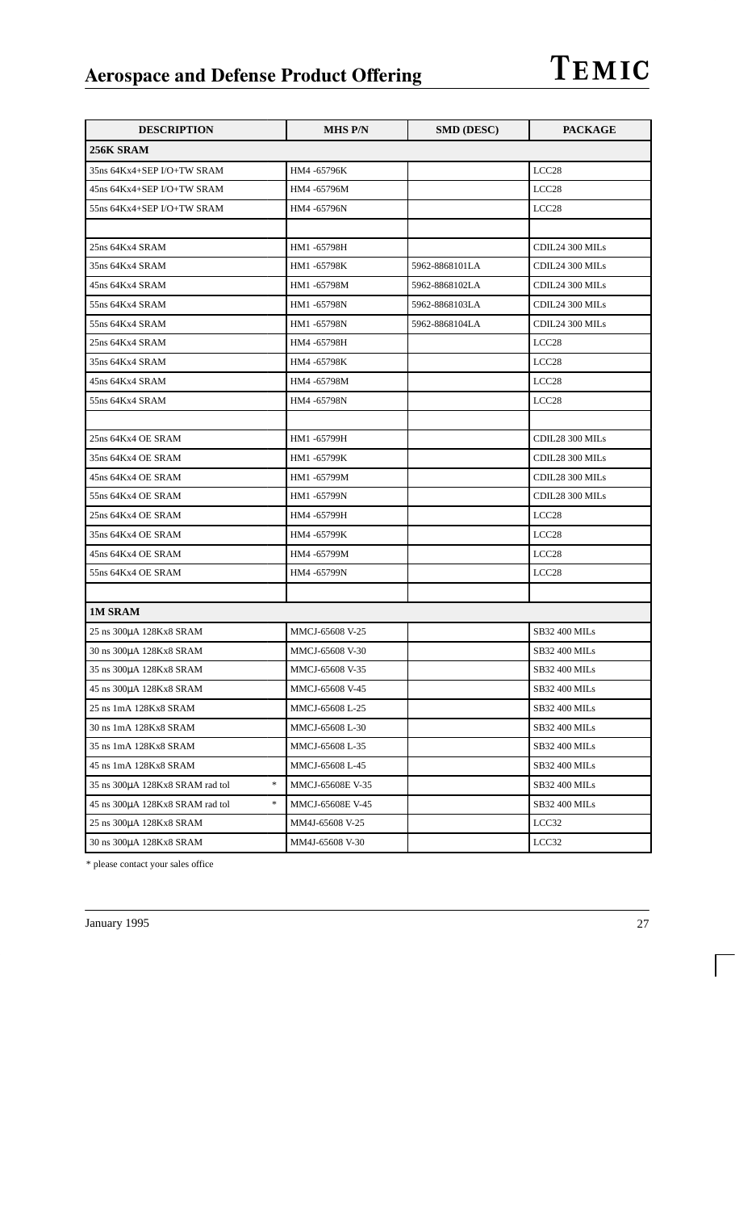| DESCRIPTION | MHS P/N | SMD (DESC) | PACKAGE |
|---|---|---|---|
| **256K SRAM** | | | |
| 35ns 64Kx4+SEP I/O+TW SRAM | HM4 -65796K | | LCC28 |
| 45ns 64Kx4+SEP I/O+TW SRAM | HM4 -65796M | | LCC28 |
| 55ns 64Kx4+SEP I/O+TW SRAM | HM4 -65796N | | LCC28 |
| | | | |
| 25ns 64Kx4 SRAM | HM1 -65798H | | CDIL24 300 MILs |
| 35ns 64Kx4 SRAM | HM1 -65798K | 5962-8868101LA | CDIL24 300 MILs |
| 45ns 64Kx4 SRAM | HM1 -65798M | 5962-8868102LA | CDIL24 300 MILs |
| 55ns 64Kx4 SRAM | HM1 -65798N | 5962-8868103LA | CDIL24 300 MILs |
| 55ns 64Kx4 SRAM | HM1 -65798N | 5962-8868104LA | CDIL24 300 MILs |
| 25ns 64Kx4 SRAM | HM4 -65798H | | LCC28 |
| 35ns 64Kx4 SRAM | HM4 -65798K | | LCC28 |
| 45ns 64Kx4 SRAM | HM4 -65798M | | LCC28 |
| 55ns 64Kx4 SRAM | HM4 -65798N | | LCC28 |
| | | | |
| 25ns 64Kx4 OE SRAM | HM1 -65799H | | CDIL28 300 MILs |
| 35ns 64Kx4 OE SRAM | HM1 -65799K | | CDIL28 300 MILs |
| 45ns 64Kx4 OE SRAM | HM1 -65799M | | CDIL28 300 MILs |
| 55ns 64Kx4 OE SRAM | HM1 -65799N | | CDIL28 300 MILs |
| 25ns 64Kx4 OE SRAM | HM4 -65799H | | LCC28 |
| 35ns 64Kx4 OE SRAM | HM4 -65799K | | LCC28 |
| 45ns 64Kx4 OE SRAM | HM4 -65799M | | LCC28 |
| 55ns 64Kx4 OE SRAM | HM4 -65799N | | LCC28 |
| | | | |
| **1M SRAM** | | | |
| 25 ns 300µA 128Kx8 SRAM | MMCJ-65608 V-25 | | SB32 400 MILs |
| 30 ns 300µA 128Kx8 SRAM | MMCJ-65608 V-30 | | SB32 400 MILs |
| 35 ns 300µA 128Kx8 SRAM | MMCJ-65608 V-35 | | SB32 400 MILs |
| 45 ns 300µA 128Kx8 SRAM | MMCJ-65608 V-45 | | SB32 400 MILs |
| 25 ns 1mA 128Kx8 SRAM | MMCJ-65608 L-25 | | SB32 400 MILs |
| 30 ns 1mA 128Kx8 SRAM | MMCJ-65608 L-30 | | SB32 400 MILs |
| 35 ns 1mA 128Kx8 SRAM | MMCJ-65608 L-35 | | SB32 400 MILs |
| 45 ns 1mA 128Kx8 SRAM | MMCJ-65608 L-45 | | SB32 400 MILs |
| 35 ns 300µA 128Kx8 SRAM rad tol * | MMCJ-65608E V-35 | | SB32 400 MILs |
| 45 ns 300µA 128Kx8 SRAM rad tol * | MMCJ-65608E V-45 | | SB32 400 MILs |
| 25 ns 300µA 128Kx8 SRAM | MM4J-65608 V-25 | | LCC32 |
| 30 ns 300µA 128Kx8 SRAM | MM4J-65608 V-30 | | LCC32 |

* please contact your sales office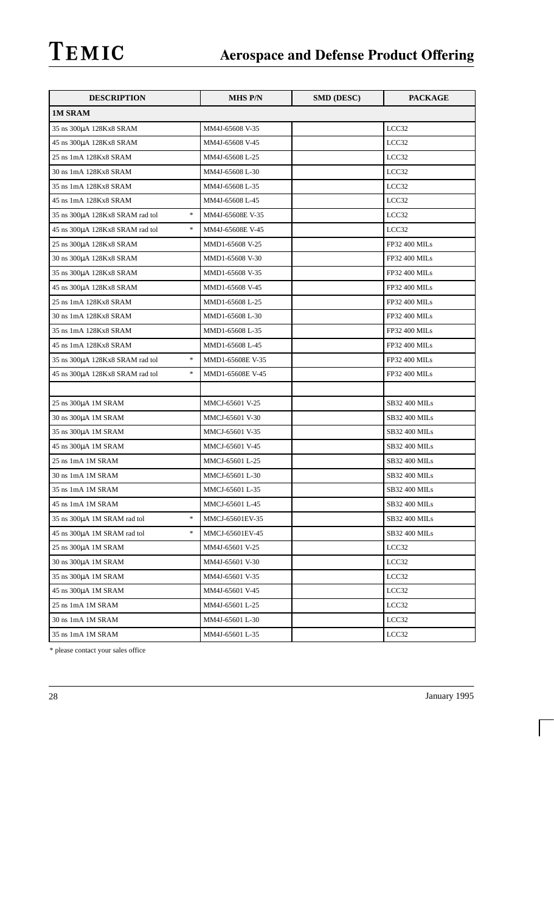| DESCRIPTION | MHS P/N | SMD (DESC) | PACKAGE |
|---|---|---|---|
| **1M SRAM** | | | |
| 35 ns 300µA 128Kx8 SRAM | MM4J-65608 V-35 | | LCC32 |
| 45 ns 300µA 128Kx8 SRAM | MM4J-65608 V-45 | | LCC32 |
| 25 ns 1mA 128Kx8 SRAM | MM4J-65608 L-25 | | LCC32 |
| 30 ns 1mA 128Kx8 SRAM | MM4J-65608 L-30 | | LCC32 |
| 35 ns 1mA 128Kx8 SRAM | MM4J-65608 L-35 | | LCC32 |
| 45 ns 1mA 128Kx8 SRAM | MM4J-65608 L-45 | | LCC32 |
| 35 ns 300µA 128Kx8 SRAM rad tol * | MM4J-65608E V-35 | | LCC32 |
| 45 ns 300µA 128Kx8 SRAM rad tol * | MM4J-65608E V-45 | | LCC32 |
| 25 ns 300µA 128Kx8 SRAM | MMD1-65608 V-25 | | FP32 400 MILs |
| 30 ns 300µA 128Kx8 SRAM | MMD1-65608 V-30 | | FP32 400 MILs |
| 35 ns 300µA 128Kx8 SRAM | MMD1-65608 V-35 | | FP32 400 MILs |
| 45 ns 300µA 128Kx8 SRAM | MMD1-65608 V-45 | | FP32 400 MILs |
| 25 ns 1mA 128Kx8 SRAM | MMD1-65608 L-25 | | FP32 400 MILs |
| 30 ns 1mA 128Kx8 SRAM | MMD1-65608 L-30 | | FP32 400 MILs |
| 35 ns 1mA 128Kx8 SRAM | MMD1-65608 L-35 | | FP32 400 MILs |
| 45 ns 1mA 128Kx8 SRAM | MMD1-65608 L-45 | | FP32 400 MILs |
| 35 ns 300µA 128Kx8 SRAM rad tol * | MMD1-65608E V-35 | | FP32 400 MILs |
| 45 ns 300µA 128Kx8 SRAM rad tol * | MMD1-65608E V-45 | | FP32 400 MILs |
| | | | |
| 25 ns 300µA 1M SRAM | MMCJ-65601 V-25 | | SB32 400 MILs |
| 30 ns 300µA 1M SRAM | MMCJ-65601 V-30 | | SB32 400 MILs |
| 35 ns 300µA 1M SRAM | MMCJ-65601 V-35 | | SB32 400 MILs |
| 45 ns 300µA 1M SRAM | MMCJ-65601 V-45 | | SB32 400 MILs |
| 25 ns 1mA 1M SRAM | MMCJ-65601 L-25 | | SB32 400 MILs |
| 30 ns 1mA 1M SRAM | MMCJ-65601 L-30 | | SB32 400 MILs |
| 35 ns 1mA 1M SRAM | MMCJ-65601 L-35 | | SB32 400 MILs |
| 45 ns 1mA 1M SRAM | MMCJ-65601 L-45 | | SB32 400 MILs |
| 35 ns 300µA 1M SRAM rad tol * | MMCJ-65601EV-35 | | SB32 400 MILs |
| 45 ns 300µA 1M SRAM rad tol * | MMCJ-65601EV-45 | | SB32 400 MILs |
| 25 ns 300µA 1M SRAM | MM4J-65601 V-25 | | LCC32 |
| 30 ns 300µA 1M SRAM | MM4J-65601 V-30 | | LCC32 |
| 35 ns 300µA 1M SRAM | MM4J-65601 V-35 | | LCC32 |
| 45 ns 300µA 1M SRAM | MM4J-65601 V-45 | | LCC32 |
| 25 ns 1mA 1M SRAM | MM4J-65601 L-25 | | LCC32 |
| 30 ns 1mA 1M SRAM | MM4J-65601 L-30 | | LCC32 |
| 35 ns 1mA 1M SRAM | MM4J-65601 L-35 | | LCC32 |

* please contact your sales office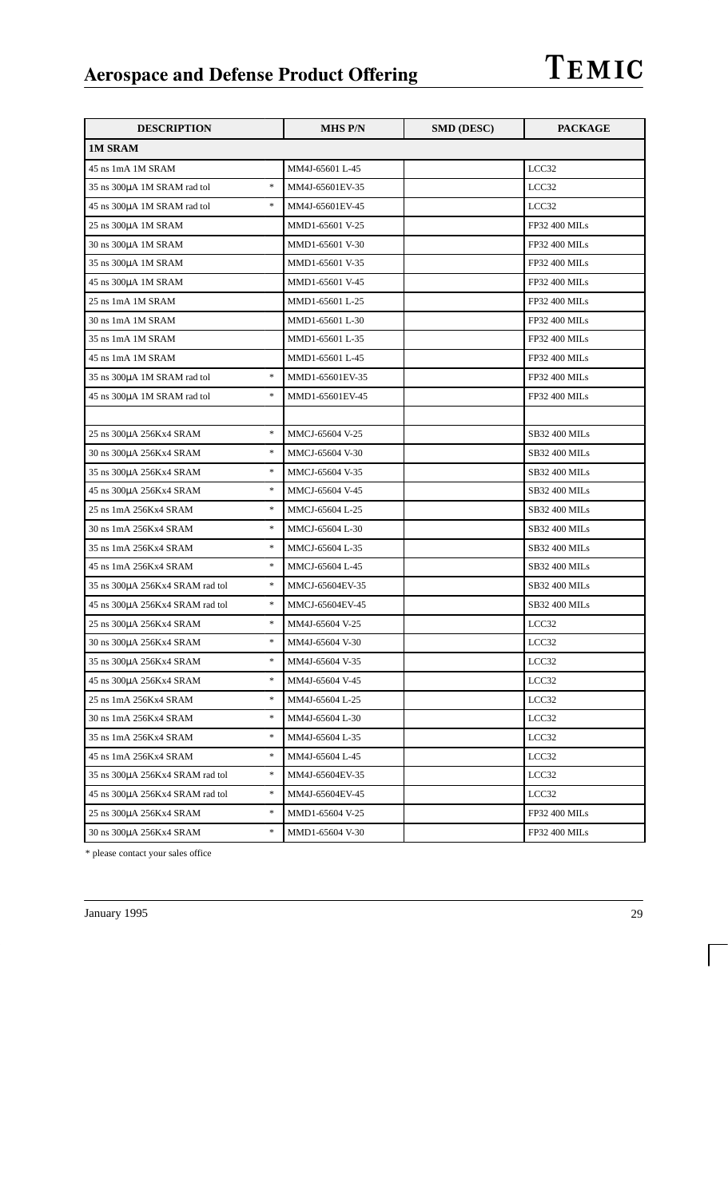| DESCRIPTION | | MHS P/N | SMD (DESC) | PACKAGE |
|---|---|---|---|---|
| **1M SRAM** | | | | |
| 45 ns 1mA 1M SRAM | | MM4J-65601 L-45 | | LCC32 |
| 35 ns 300µA 1M SRAM rad tol | * | MM4J-65601EV-35 | | LCC32 |
| 45 ns 300µA 1M SRAM rad tol | * | MM4J-65601EV-45 | | LCC32 |
| 25 ns 300µA 1M SRAM | | MMD1-65601 V-25 | | FP32 400 MILs |
| 30 ns 300µA 1M SRAM | | MMD1-65601 V-30 | | FP32 400 MILs |
| 35 ns 300µA 1M SRAM | | MMD1-65601 V-35 | | FP32 400 MILs |
| 45 ns 300µA 1M SRAM | | MMD1-65601 V-45 | | FP32 400 MILs |
| 25 ns 1mA 1M SRAM | | MMD1-65601 L-25 | | FP32 400 MILs |
| 30 ns 1mA 1M SRAM | | MMD1-65601 L-30 | | FP32 400 MILs |
| 35 ns 1mA 1M SRAM | | MMD1-65601 L-35 | | FP32 400 MILs |
| 45 ns 1mA 1M SRAM | | MMD1-65601 L-45 | | FP32 400 MILs |
| 35 ns 300µA 1M SRAM rad tol | * | MMD1-65601EV-35 | | FP32 400 MILs |
| 45 ns 300µA 1M SRAM rad tol | * | MMD1-65601EV-45 | | FP32 400 MILs |
| | | | | |
| 25 ns 300µA 256Kx4 SRAM | * | MMCJ-65604 V-25 | | SB32 400 MILs |
| 30 ns 300µA 256Kx4 SRAM | * | MMCJ-65604 V-30 | | SB32 400 MILs |
| 35 ns 300µA 256Kx4 SRAM | * | MMCJ-65604 V-35 | | SB32 400 MILs |
| 45 ns 300µA 256Kx4 SRAM | * | MMCJ-65604 V-45 | | SB32 400 MILs |
| 25 ns 1mA 256Kx4 SRAM | * | MMCJ-65604 L-25 | | SB32 400 MILs |
| 30 ns 1mA 256Kx4 SRAM | * | MMCJ-65604 L-30 | | SB32 400 MILs |
| 35 ns 1mA 256Kx4 SRAM | * | MMCJ-65604 L-35 | | SB32 400 MILs |
| 45 ns 1mA 256Kx4 SRAM | * | MMCJ-65604 L-45 | | SB32 400 MILs |
| 35 ns 300µA 256Kx4 SRAM rad tol | * | MMCJ-65604EV-35 | | SB32 400 MILs |
| 45 ns 300µA 256Kx4 SRAM rad tol | * | MMCJ-65604EV-45 | | SB32 400 MILs |
| 25 ns 300µA 256Kx4 SRAM | * | MM4J-65604 V-25 | | LCC32 |
| 30 ns 300µA 256Kx4 SRAM | * | MM4J-65604 V-30 | | LCC32 |
| 35 ns 300µA 256Kx4 SRAM | * | MM4J-65604 V-35 | | LCC32 |
| 45 ns 300µA 256Kx4 SRAM | * | MM4J-65604 V-45 | | LCC32 |
| 25 ns 1mA 256Kx4 SRAM | * | MM4J-65604 L-25 | | LCC32 |
| 30 ns 1mA 256Kx4 SRAM | * | MM4J-65604 L-30 | | LCC32 |
| 35 ns 1mA 256Kx4 SRAM | * | MM4J-65604 L-35 | | LCC32 |
| 45 ns 1mA 256Kx4 SRAM | * | MM4J-65604 L-45 | | LCC32 |
| 35 ns 300µA 256Kx4 SRAM rad tol | * | MM4J-65604EV-35 | | LCC32 |
| 45 ns 300µA 256Kx4 SRAM rad tol | * | MM4J-65604EV-45 | | LCC32 |
| 25 ns 300µA 256Kx4 SRAM | * | MMD1-65604 V-25 | | FP32 400 MILs |
| 30 ns 300µA 256Kx4 SRAM | * | MMD1-65604 V-30 | | FP32 400 MILs |

* please contact your sales office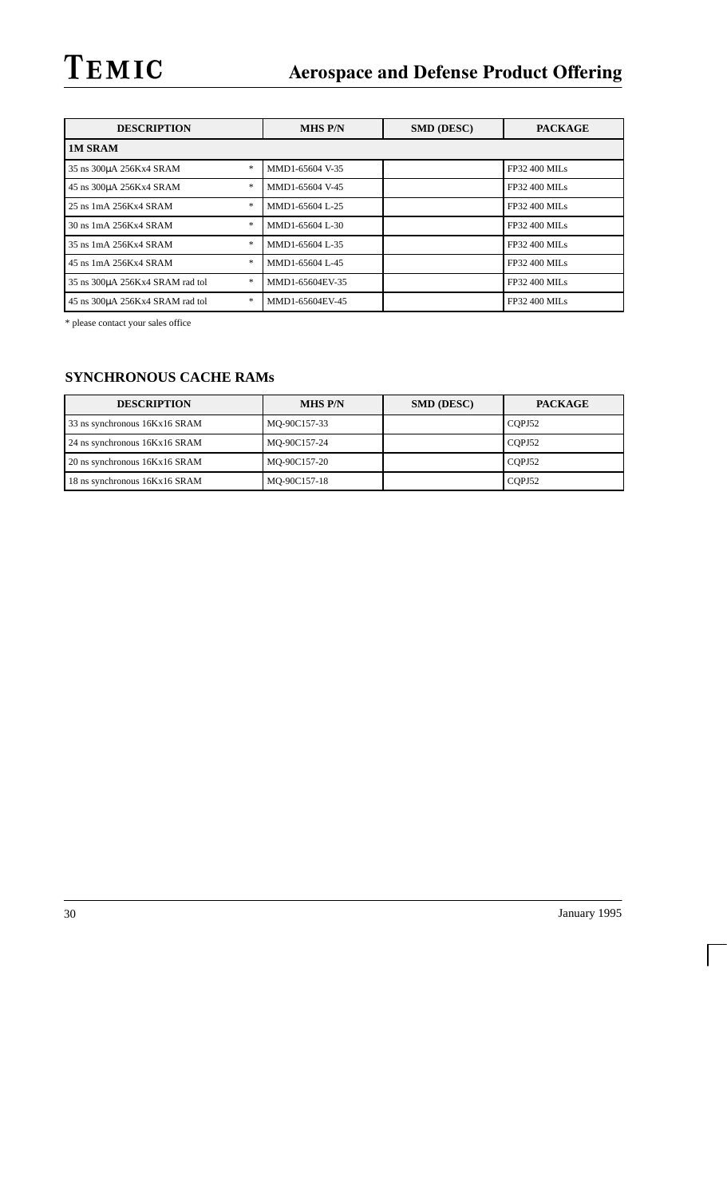| DESCRIPTION | MHS P/N | SMD (DESC) | PACKAGE |
|---|---|---|---|
| **1M SRAM** | | | |
| 35 ns 300µA 256Kx4 SRAM * | MMD1-65604 V-35 | | FP32 400 MILs |
| 45 ns 300µA 256Kx4 SRAM * | MMD1-65604 V-45 | | FP32 400 MILs |
| 25 ns 1mA 256Kx4 SRAM * | MMD1-65604 L-25 | | FP32 400 MILs |
| 30 ns 1mA 256Kx4 SRAM * | MMD1-65604 L-30 | | FP32 400 MILs |
| 35 ns 1mA 256Kx4 SRAM * | MMD1-65604 L-35 | | FP32 400 MILs |
| 45 ns 1mA 256Kx4 SRAM * | MMD1-65604 L-45 | | FP32 400 MILs |
| 35 ns 300µA 256Kx4 SRAM rad tol * | MMD1-65604EV-35 | | FP32 400 MILs |
| 45 ns 300µA 256Kx4 SRAM rad tol * | MMD1-65604EV-45 | | FP32 400 MILs |

* please contact your sales office

## SYNCHRONOUS CACHE RAMs

| DESCRIPTION | MHS P/N | SMD (DESC) | PACKAGE |
|---|---|---|---|
| 33 ns synchronous 16Kx16 SRAM | MQ-90C157-33 | | CQPJ52 |
| 24 ns synchronous 16Kx16 SRAM | MQ-90C157-24 | | CQPJ52 |
| 20 ns synchronous 16Kx16 SRAM | MQ-90C157-20 | | CQPJ52 |
| 18 ns synchronous 16Kx16 SRAM | MQ-90C157-18 | | CQPJ52 |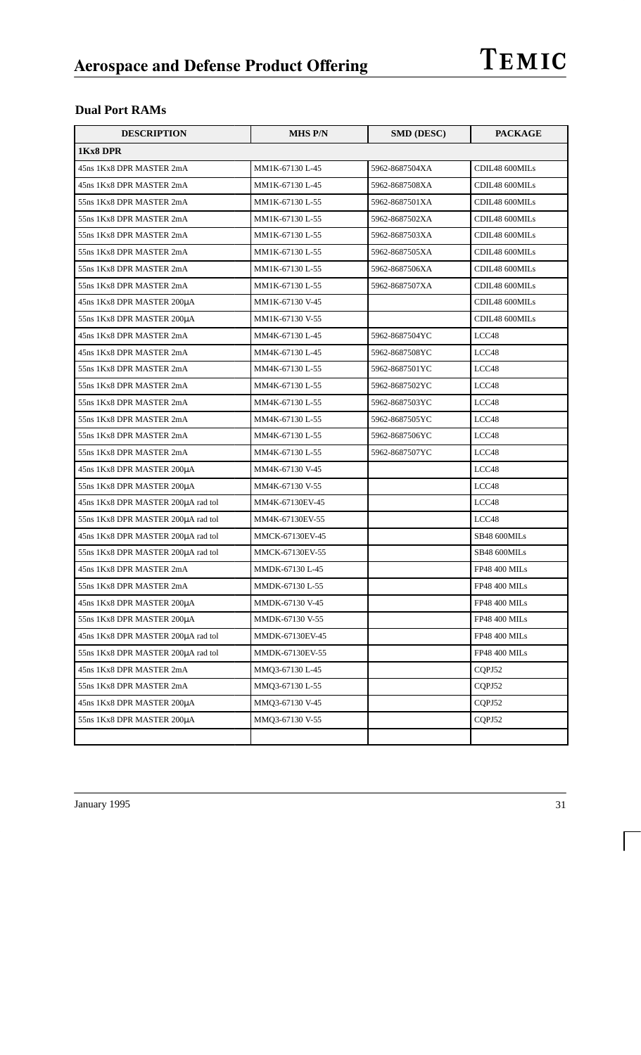## Dual Port RAMs

| DESCRIPTION | MHS P/N | SMD (DESC) | PACKAGE |
|---|---|---|---|
| **1Kx8 DPR** | | | |
| 45ns 1Kx8 DPR MASTER 2mA | MM1K-67130 L-45 | 5962-8687504XA | CDIL48 600MILs |
| 45ns 1Kx8 DPR MASTER 2mA | MM1K-67130 L-45 | 5962-8687508XA | CDIL48 600MILs |
| 55ns 1Kx8 DPR MASTER 2mA | MM1K-67130 L-55 | 5962-8687501XA | CDIL48 600MILs |
| 55ns 1Kx8 DPR MASTER 2mA | MM1K-67130 L-55 | 5962-8687502XA | CDIL48 600MILs |
| 55ns 1Kx8 DPR MASTER 2mA | MM1K-67130 L-55 | 5962-8687503XA | CDIL48 600MILs |
| 55ns 1Kx8 DPR MASTER 2mA | MM1K-67130 L-55 | 5962-8687505XA | CDIL48 600MILs |
| 55ns 1Kx8 DPR MASTER 2mA | MM1K-67130 L-55 | 5962-8687506XA | CDIL48 600MILs |
| 55ns 1Kx8 DPR MASTER 2mA | MM1K-67130 L-55 | 5962-8687507XA | CDIL48 600MILs |
| 45ns 1Kx8 DPR MASTER 200µA | MM1K-67130 V-45 | | CDIL48 600MILs |
| 55ns 1Kx8 DPR MASTER 200µA | MM1K-67130 V-55 | | CDIL48 600MILs |
| 45ns 1Kx8 DPR MASTER 2mA | MM4K-67130 L-45 | 5962-8687504YC | LCC48 |
| 45ns 1Kx8 DPR MASTER 2mA | MM4K-67130 L-45 | 5962-8687508YC | LCC48 |
| 55ns 1Kx8 DPR MASTER 2mA | MM4K-67130 L-55 | 5962-8687501YC | LCC48 |
| 55ns 1Kx8 DPR MASTER 2mA | MM4K-67130 L-55 | 5962-8687502YC | LCC48 |
| 55ns 1Kx8 DPR MASTER 2mA | MM4K-67130 L-55 | 5962-8687503YC | LCC48 |
| 55ns 1Kx8 DPR MASTER 2mA | MM4K-67130 L-55 | 5962-8687505YC | LCC48 |
| 55ns 1Kx8 DPR MASTER 2mA | MM4K-67130 L-55 | 5962-8687506YC | LCC48 |
| 55ns 1Kx8 DPR MASTER 2mA | MM4K-67130 L-55 | 5962-8687507YC | LCC48 |
| 45ns 1Kx8 DPR MASTER 200µA | MM4K-67130 V-45 | | LCC48 |
| 55ns 1Kx8 DPR MASTER 200µA | MM4K-67130 V-55 | | LCC48 |
| 45ns 1Kx8 DPR MASTER 200µA rad tol | MM4K-67130EV-45 | | LCC48 |
| 55ns 1Kx8 DPR MASTER 200µA rad tol | MM4K-67130EV-55 | | LCC48 |
| 45ns 1Kx8 DPR MASTER 200µA rad tol | MMCK-67130EV-45 | | SB48 600MILs |
| 55ns 1Kx8 DPR MASTER 200µA rad tol | MMCK-67130EV-55 | | SB48 600MILs |
| 45ns 1Kx8 DPR MASTER 2mA | MMDK-67130 L-45 | | FP48 400 MILs |
| 55ns 1Kx8 DPR MASTER 2mA | MMDK-67130 L-55 | | FP48 400 MILs |
| 45ns 1Kx8 DPR MASTER 200µA | MMDK-67130 V-45 | | FP48 400 MILs |
| 55ns 1Kx8 DPR MASTER 200µA | MMDK-67130 V-55 | | FP48 400 MILs |
| 45ns 1Kx8 DPR MASTER 200µA rad tol | MMDK-67130EV-45 | | FP48 400 MILs |
| 55ns 1Kx8 DPR MASTER 200µA rad tol | MMDK-67130EV-55 | | FP48 400 MILs |
| 45ns 1Kx8 DPR MASTER 2mA | MMQ3-67130 L-45 | | CQPJ52 |
| 55ns 1Kx8 DPR MASTER 2mA | MMQ3-67130 L-55 | | CQPJ52 |
| 45ns 1Kx8 DPR MASTER 200µA | MMQ3-67130 V-45 | | CQPJ52 |
| 55ns 1Kx8 DPR MASTER 200µA | MMQ3-67130 V-55 | | CQPJ52 |
| | | | |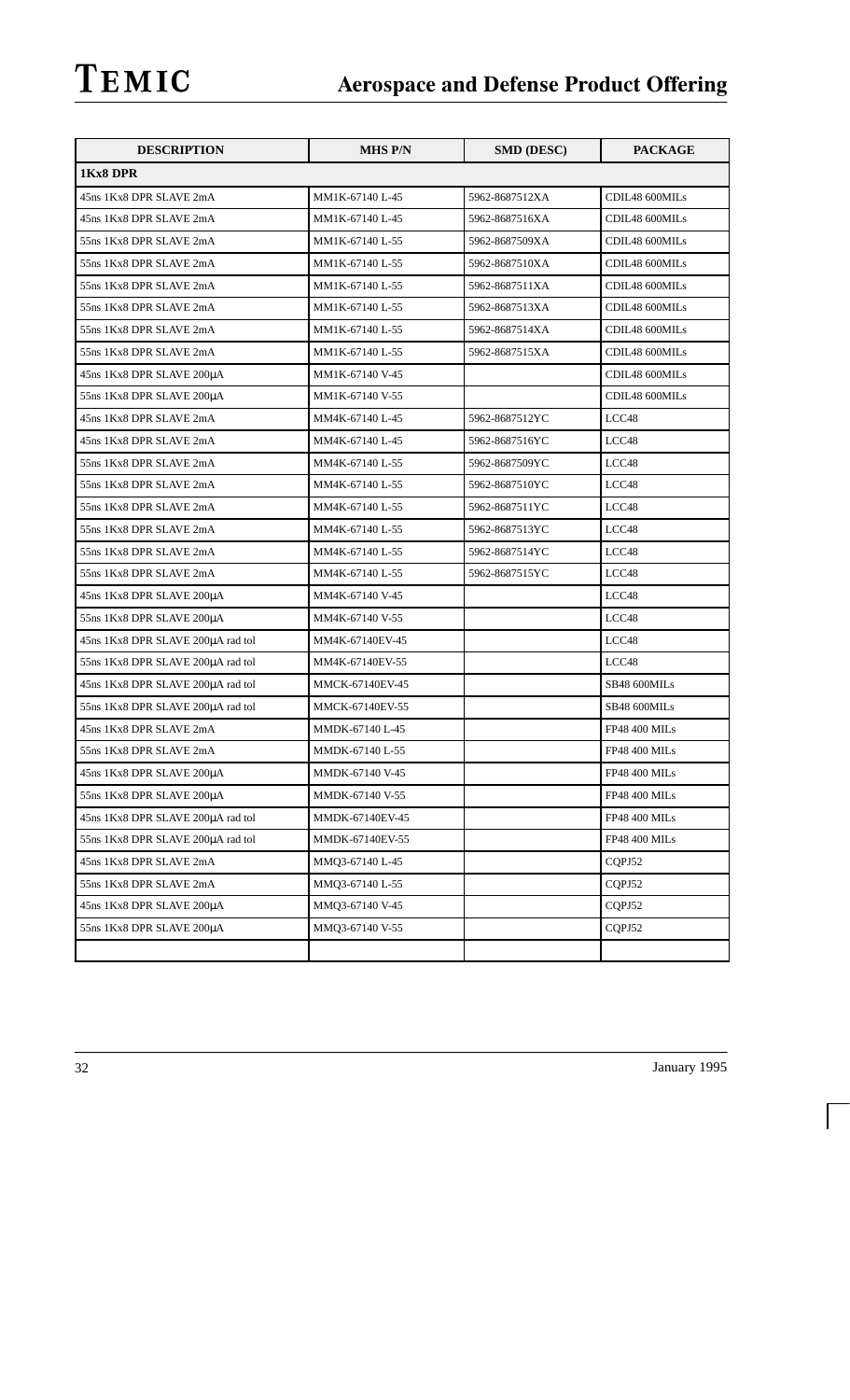| DESCRIPTION | MHS P/N | SMD (DESC) | PACKAGE |
|---|---|---|---|
| **1Kx8 DPR** | | | |
| 45ns 1Kx8 DPR SLAVE 2mA | MM1K-67140 L-45 | 5962-8687512XA | CDIL48 600MILs |
| 45ns 1Kx8 DPR SLAVE 2mA | MM1K-67140 L-45 | 5962-8687516XA | CDIL48 600MILs |
| 55ns 1Kx8 DPR SLAVE 2mA | MM1K-67140 L-55 | 5962-8687509XA | CDIL48 600MILs |
| 55ns 1Kx8 DPR SLAVE 2mA | MM1K-67140 L-55 | 5962-8687510XA | CDIL48 600MILs |
| 55ns 1Kx8 DPR SLAVE 2mA | MM1K-67140 L-55 | 5962-8687511XA | CDIL48 600MILs |
| 55ns 1Kx8 DPR SLAVE 2mA | MM1K-67140 L-55 | 5962-8687513XA | CDIL48 600MILs |
| 55ns 1Kx8 DPR SLAVE 2mA | MM1K-67140 L-55 | 5962-8687514XA | CDIL48 600MILs |
| 55ns 1Kx8 DPR SLAVE 2mA | MM1K-67140 L-55 | 5962-8687515XA | CDIL48 600MILs |
| 45ns 1Kx8 DPR SLAVE 200µA | MM1K-67140 V-45 | | CDIL48 600MILs |
| 55ns 1Kx8 DPR SLAVE 200µA | MM1K-67140 V-55 | | CDIL48 600MILs |
| 45ns 1Kx8 DPR SLAVE 2mA | MM4K-67140 L-45 | 5962-8687512YC | LCC48 |
| 45ns 1Kx8 DPR SLAVE 2mA | MM4K-67140 L-45 | 5962-8687516YC | LCC48 |
| 55ns 1Kx8 DPR SLAVE 2mA | MM4K-67140 L-55 | 5962-8687509YC | LCC48 |
| 55ns 1Kx8 DPR SLAVE 2mA | MM4K-67140 L-55 | 5962-8687510YC | LCC48 |
| 55ns 1Kx8 DPR SLAVE 2mA | MM4K-67140 L-55 | 5962-8687511YC | LCC48 |
| 55ns 1Kx8 DPR SLAVE 2mA | MM4K-67140 L-55 | 5962-8687513YC | LCC48 |
| 55ns 1Kx8 DPR SLAVE 2mA | MM4K-67140 L-55 | 5962-8687514YC | LCC48 |
| 55ns 1Kx8 DPR SLAVE 2mA | MM4K-67140 L-55 | 5962-8687515YC | LCC48 |
| 45ns 1Kx8 DPR SLAVE 200µA | MM4K-67140 V-45 | | LCC48 |
| 55ns 1Kx8 DPR SLAVE 200µA | MM4K-67140 V-55 | | LCC48 |
| 45ns 1Kx8 DPR SLAVE 200µA rad tol | MM4K-67140EV-45 | | LCC48 |
| 55ns 1Kx8 DPR SLAVE 200µA rad tol | MM4K-67140EV-55 | | LCC48 |
| 45ns 1Kx8 DPR SLAVE 200µA rad tol | MMCK-67140EV-45 | | SB48 600MILs |
| 55ns 1Kx8 DPR SLAVE 200µA rad tol | MMCK-67140EV-55 | | SB48 600MILs |
| 45ns 1Kx8 DPR SLAVE 2mA | MMDK-67140 L-45 | | FP48 400 MILs |
| 55ns 1Kx8 DPR SLAVE 2mA | MMDK-67140 L-55 | | FP48 400 MILs |
| 45ns 1Kx8 DPR SLAVE 200µA | MMDK-67140 V-45 | | FP48 400 MILs |
| 55ns 1Kx8 DPR SLAVE 200µA | MMDK-67140 V-55 | | FP48 400 MILs |
| 45ns 1Kx8 DPR SLAVE 200µA rad tol | MMDK-67140EV-45 | | FP48 400 MILs |
| 55ns 1Kx8 DPR SLAVE 200µA rad tol | MMDK-67140EV-55 | | FP48 400 MILs |
| 45ns 1Kx8 DPR SLAVE 2mA | MMQ3-67140 L-45 | | CQPJ52 |
| 55ns 1Kx8 DPR SLAVE 2mA | MMQ3-67140 L-55 | | CQPJ52 |
| 45ns 1Kx8 DPR SLAVE 200µA | MMQ3-67140 V-45 | | CQPJ52 |
| 55ns 1Kx8 DPR SLAVE 200µA | MMQ3-67140 V-55 | | CQPJ52 |
| | | | |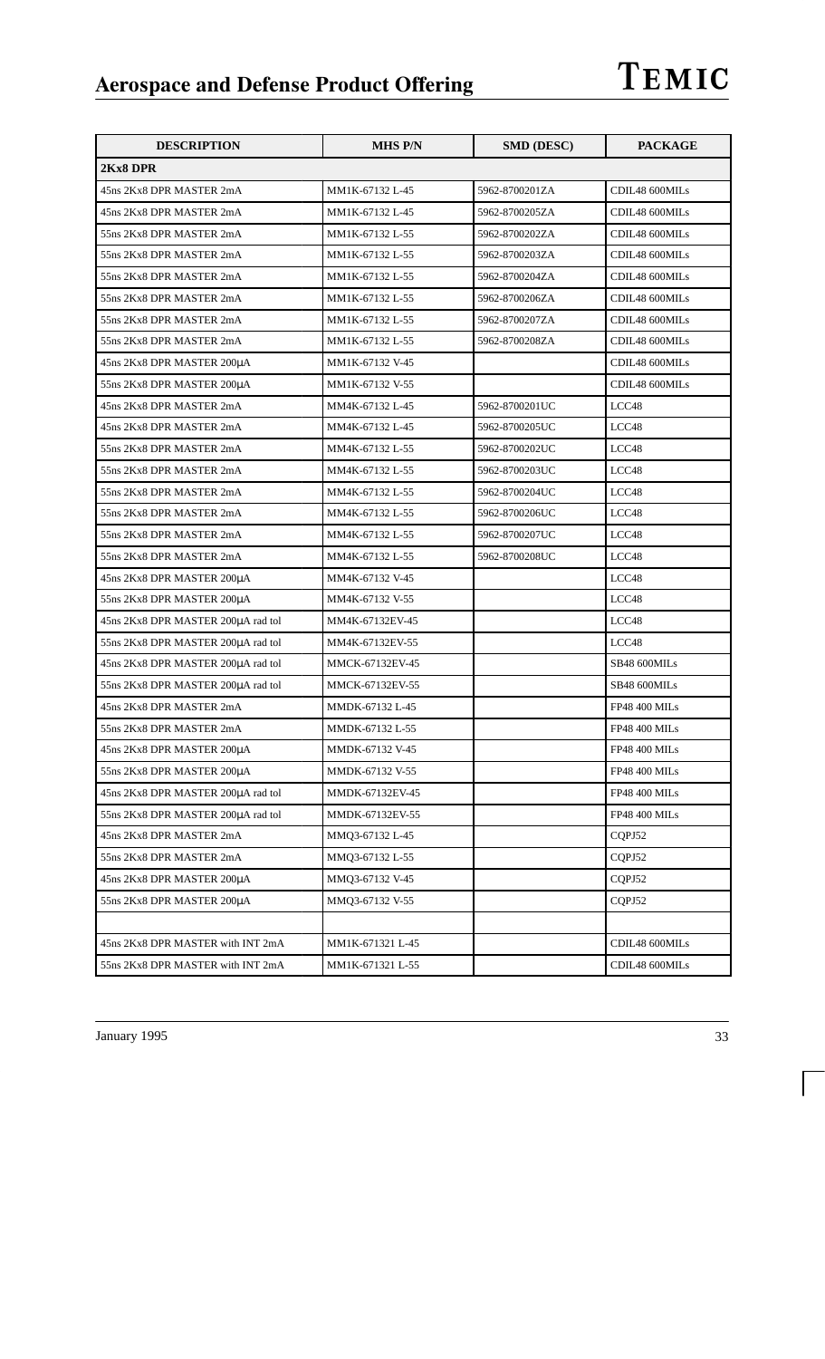| DESCRIPTION | MHS P/N | SMD (DESC) | PACKAGE |
|---|---|---|---|
| **2Kx8 DPR** | | | |
| 45ns 2Kx8 DPR MASTER 2mA | MM1K-67132 L-45 | 5962-8700201ZA | CDIL48 600MILs |
| 45ns 2Kx8 DPR MASTER 2mA | MM1K-67132 L-45 | 5962-8700205ZA | CDIL48 600MILs |
| 55ns 2Kx8 DPR MASTER 2mA | MM1K-67132 L-55 | 5962-8700202ZA | CDIL48 600MILs |
| 55ns 2Kx8 DPR MASTER 2mA | MM1K-67132 L-55 | 5962-8700203ZA | CDIL48 600MILs |
| 55ns 2Kx8 DPR MASTER 2mA | MM1K-67132 L-55 | 5962-8700204ZA | CDIL48 600MILs |
| 55ns 2Kx8 DPR MASTER 2mA | MM1K-67132 L-55 | 5962-8700206ZA | CDIL48 600MILs |
| 55ns 2Kx8 DPR MASTER 2mA | MM1K-67132 L-55 | 5962-8700207ZA | CDIL48 600MILs |
| 55ns 2Kx8 DPR MASTER 2mA | MM1K-67132 L-55 | 5962-8700208ZA | CDIL48 600MILs |
| 45ns 2Kx8 DPR MASTER 200µA | MM1K-67132 V-45 | | CDIL48 600MILs |
| 55ns 2Kx8 DPR MASTER 200µA | MM1K-67132 V-55 | | CDIL48 600MILs |
| 45ns 2Kx8 DPR MASTER 2mA | MM4K-67132 L-45 | 5962-8700201UC | LCC48 |
| 45ns 2Kx8 DPR MASTER 2mA | MM4K-67132 L-45 | 5962-8700205UC | LCC48 |
| 55ns 2Kx8 DPR MASTER 2mA | MM4K-67132 L-55 | 5962-8700202UC | LCC48 |
| 55ns 2Kx8 DPR MASTER 2mA | MM4K-67132 L-55 | 5962-8700203UC | LCC48 |
| 55ns 2Kx8 DPR MASTER 2mA | MM4K-67132 L-55 | 5962-8700204UC | LCC48 |
| 55ns 2Kx8 DPR MASTER 2mA | MM4K-67132 L-55 | 5962-8700206UC | LCC48 |
| 55ns 2Kx8 DPR MASTER 2mA | MM4K-67132 L-55 | 5962-8700207UC | LCC48 |
| 55ns 2Kx8 DPR MASTER 2mA | MM4K-67132 L-55 | 5962-8700208UC | LCC48 |
| 45ns 2Kx8 DPR MASTER 200µA | MM4K-67132 V-45 | | LCC48 |
| 55ns 2Kx8 DPR MASTER 200µA | MM4K-67132 V-55 | | LCC48 |
| 45ns 2Kx8 DPR MASTER 200µA rad tol | MM4K-67132EV-45 | | LCC48 |
| 55ns 2Kx8 DPR MASTER 200µA rad tol | MM4K-67132EV-55 | | LCC48 |
| 45ns 2Kx8 DPR MASTER 200µA rad tol | MMCK-67132EV-45 | | SB48 600MILs |
| 55ns 2Kx8 DPR MASTER 200µA rad tol | MMCK-67132EV-55 | | SB48 600MILs |
| 45ns 2Kx8 DPR MASTER 2mA | MMDK-67132 L-45 | | FP48 400 MILs |
| 55ns 2Kx8 DPR MASTER 2mA | MMDK-67132 L-55 | | FP48 400 MILs |
| 45ns 2Kx8 DPR MASTER 200µA | MMDK-67132 V-45 | | FP48 400 MILs |
| 55ns 2Kx8 DPR MASTER 200µA | MMDK-67132 V-55 | | FP48 400 MILs |
| 45ns 2Kx8 DPR MASTER 200µA rad tol | MMDK-67132EV-45 | | FP48 400 MILs |
| 55ns 2Kx8 DPR MASTER 200µA rad tol | MMDK-67132EV-55 | | FP48 400 MILs |
| 45ns 2Kx8 DPR MASTER 2mA | MMQ3-67132 L-45 | | CQPJ52 |
| 55ns 2Kx8 DPR MASTER 2mA | MMQ3-67132 L-55 | | CQPJ52 |
| 45ns 2Kx8 DPR MASTER 200µA | MMQ3-67132 V-45 | | CQPJ52 |
| 55ns 2Kx8 DPR MASTER 200µA | MMQ3-67132 V-55 | | CQPJ52 |
| | | | |
| 45ns 2Kx8 DPR MASTER with INT 2mA | MM1K-671321 L-45 | | CDIL48 600MILs |
| 55ns 2Kx8 DPR MASTER with INT 2mA | MM1K-671321 L-55 | | CDIL48 600MILs |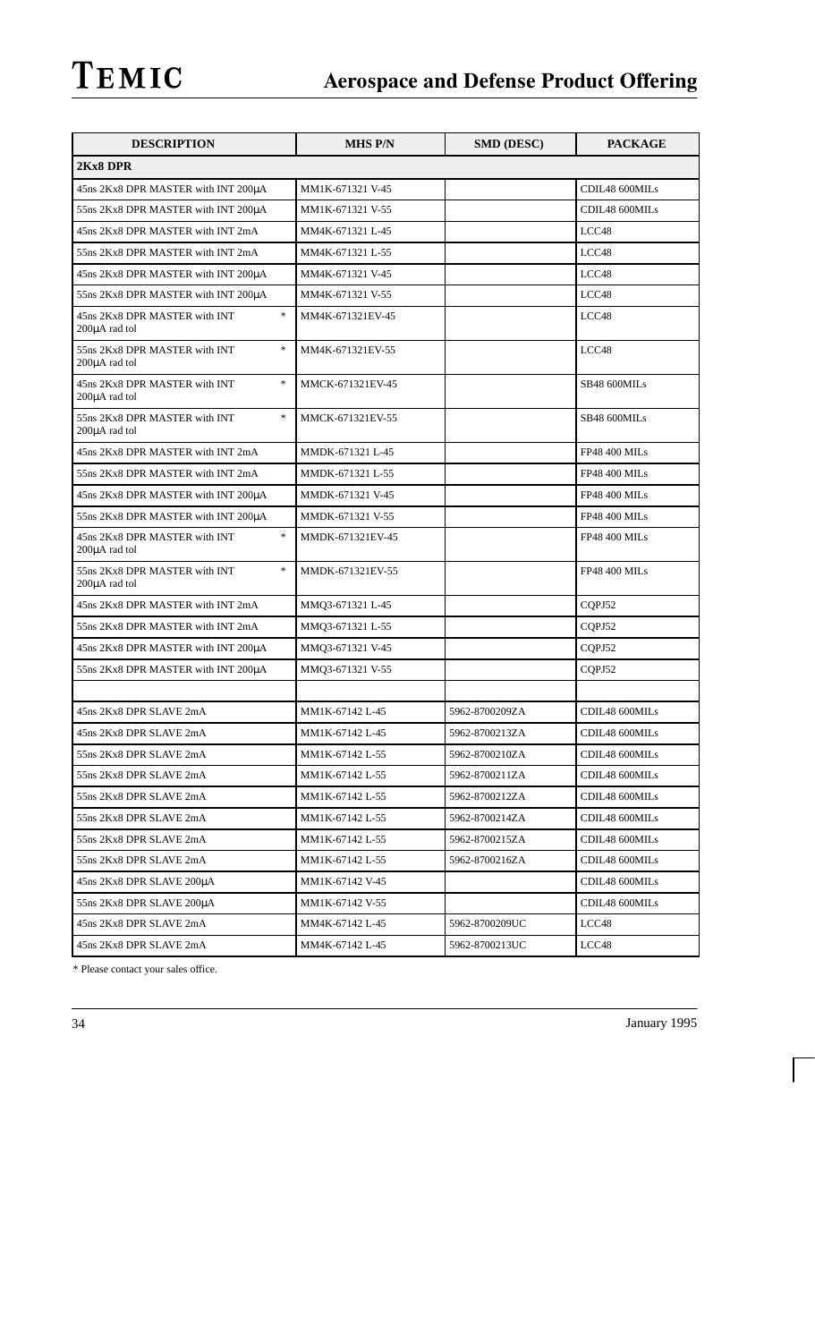| DESCRIPTION | MHS P/N | SMD (DESC) | PACKAGE |
|---|---|---|---|
| **2Kx8 DPR** | | | |
| 45ns 2Kx8 DPR MASTER with INT 200µA | MM1K-671321 V-45 | | CDIL48 600MILs |
| 55ns 2Kx8 DPR MASTER with INT 200µA | MM1K-671321 V-55 | | CDIL48 600MILs |
| 45ns 2Kx8 DPR MASTER with INT 2mA | MM4K-671321 L-45 | | LCC48 |
| 55ns 2Kx8 DPR MASTER with INT 2mA | MM4K-671321 L-55 | | LCC48 |
| 45ns 2Kx8 DPR MASTER with INT 200µA | MM4K-671321 V-45 | | LCC48 |
| 55ns 2Kx8 DPR MASTER with INT 200µA | MM4K-671321 V-55 | | LCC48 |
| 45ns 2Kx8 DPR MASTER with INT 200µA rad tol * | MM4K-671321EV-45 | | LCC48 |
| 55ns 2Kx8 DPR MASTER with INT 200µA rad tol * | MM4K-671321EV-55 | | LCC48 |
| 45ns 2Kx8 DPR MASTER with INT 200µA rad tol * | MMCK-671321EV-45 | | SB48 600MILs |
| 55ns 2Kx8 DPR MASTER with INT 200µA rad tol * | MMCK-671321EV-55 | | SB48 600MILs |
| 45ns 2Kx8 DPR MASTER with INT 2mA | MMDK-671321 L-45 | | FP48 400 MILs |
| 55ns 2Kx8 DPR MASTER with INT 2mA | MMDK-671321 L-55 | | FP48 400 MILs |
| 45ns 2Kx8 DPR MASTER with INT 200µA | MMDK-671321 V-45 | | FP48 400 MILs |
| 55ns 2Kx8 DPR MASTER with INT 200µA | MMDK-671321 V-55 | | FP48 400 MILs |
| 45ns 2Kx8 DPR MASTER with INT 200µA rad tol * | MMDK-671321EV-45 | | FP48 400 MILs |
| 55ns 2Kx8 DPR MASTER with INT 200µA rad tol * | MMDK-671321EV-55 | | FP48 400 MILs |
| 45ns 2Kx8 DPR MASTER with INT 2mA | MMQ3-671321 L-45 | | CQPJ52 |
| 55ns 2Kx8 DPR MASTER with INT 2mA | MMQ3-671321 L-55 | | CQPJ52 |
| 45ns 2Kx8 DPR MASTER with INT 200µA | MMQ3-671321 V-45 | | CQPJ52 |
| 55ns 2Kx8 DPR MASTER with INT 200µA | MMQ3-671321 V-55 | | CQPJ52 |
| | | | |
| 45ns 2Kx8 DPR SLAVE 2mA | MM1K-67142 L-45 | 5962-8700209ZA | CDIL48 600MILs |
| 45ns 2Kx8 DPR SLAVE 2mA | MM1K-67142 L-45 | 5962-8700213ZA | CDIL48 600MILs |
| 55ns 2Kx8 DPR SLAVE 2mA | MM1K-67142 L-55 | 5962-8700210ZA | CDIL48 600MILs |
| 55ns 2Kx8 DPR SLAVE 2mA | MM1K-67142 L-55 | 5962-8700211ZA | CDIL48 600MILs |
| 55ns 2Kx8 DPR SLAVE 2mA | MM1K-67142 L-55 | 5962-8700212ZA | CDIL48 600MILs |
| 55ns 2Kx8 DPR SLAVE 2mA | MM1K-67142 L-55 | 5962-8700214ZA | CDIL48 600MILs |
| 55ns 2Kx8 DPR SLAVE 2mA | MM1K-67142 L-55 | 5962-8700215ZA | CDIL48 600MILs |
| 55ns 2Kx8 DPR SLAVE 2mA | MM1K-67142 L-55 | 5962-8700216ZA | CDIL48 600MILs |
| 45ns 2Kx8 DPR SLAVE 200µA | MM1K-67142 V-45 | | CDIL48 600MILs |
| 55ns 2Kx8 DPR SLAVE 200µA | MM1K-67142 V-55 | | CDIL48 600MILs |
| 45ns 2Kx8 DPR SLAVE 2mA | MM4K-67142 L-45 | 5962-8700209UC | LCC48 |
| 45ns 2Kx8 DPR SLAVE 2mA | MM4K-67142 L-45 | 5962-8700213UC | LCC48 |

* Please contact your sales office.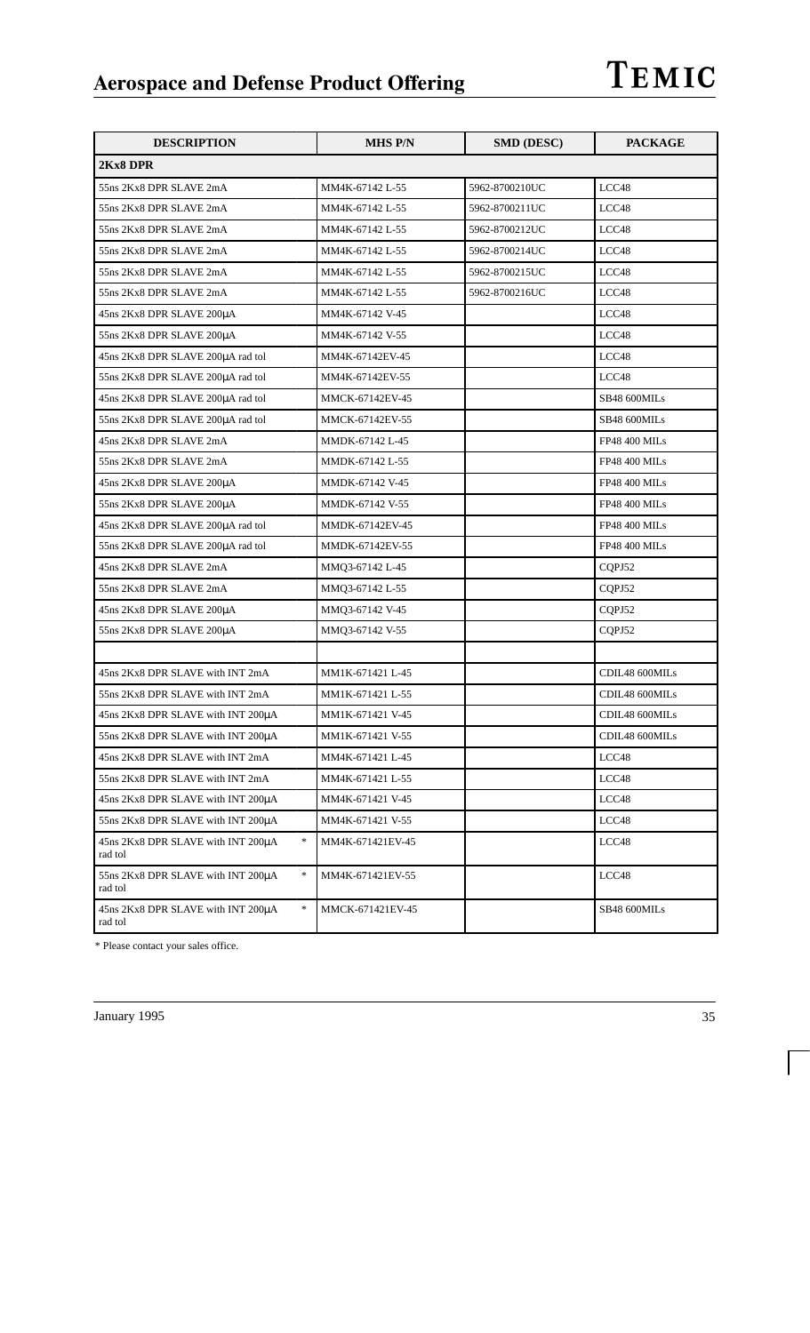| DESCRIPTION | MHS P/N | SMD (DESC) | PACKAGE |
|---|---|---|---|
| **2Kx8 DPR** | | | |
| 55ns 2Kx8 DPR SLAVE 2mA | MM4K-67142 L-55 | 5962-8700210UC | LCC48 |
| 55ns 2Kx8 DPR SLAVE 2mA | MM4K-67142 L-55 | 5962-8700211UC | LCC48 |
| 55ns 2Kx8 DPR SLAVE 2mA | MM4K-67142 L-55 | 5962-8700212UC | LCC48 |
| 55ns 2Kx8 DPR SLAVE 2mA | MM4K-67142 L-55 | 5962-8700214UC | LCC48 |
| 55ns 2Kx8 DPR SLAVE 2mA | MM4K-67142 L-55 | 5962-8700215UC | LCC48 |
| 55ns 2Kx8 DPR SLAVE 2mA | MM4K-67142 L-55 | 5962-8700216UC | LCC48 |
| 45ns 2Kx8 DPR SLAVE 200µA | MM4K-67142 V-45 | | LCC48 |
| 55ns 2Kx8 DPR SLAVE 200µA | MM4K-67142 V-55 | | LCC48 |
| 45ns 2Kx8 DPR SLAVE 200µA rad tol | MM4K-67142EV-45 | | LCC48 |
| 55ns 2Kx8 DPR SLAVE 200µA rad tol | MM4K-67142EV-55 | | LCC48 |
| 45ns 2Kx8 DPR SLAVE 200µA rad tol | MMCK-67142EV-45 | | SB48 600MILs |
| 55ns 2Kx8 DPR SLAVE 200µA rad tol | MMCK-67142EV-55 | | SB48 600MILs |
| 45ns 2Kx8 DPR SLAVE 2mA | MMDK-67142 L-45 | | FP48 400 MILs |
| 55ns 2Kx8 DPR SLAVE 2mA | MMDK-67142 L-55 | | FP48 400 MILs |
| 45ns 2Kx8 DPR SLAVE 200µA | MMDK-67142 V-45 | | FP48 400 MILs |
| 55ns 2Kx8 DPR SLAVE 200µA | MMDK-67142 V-55 | | FP48 400 MILs |
| 45ns 2Kx8 DPR SLAVE 200µA rad tol | MMDK-67142EV-45 | | FP48 400 MILs |
| 55ns 2Kx8 DPR SLAVE 200µA rad tol | MMDK-67142EV-55 | | FP48 400 MILs |
| 45ns 2Kx8 DPR SLAVE 2mA | MMQ3-67142 L-45 | | CQPJ52 |
| 55ns 2Kx8 DPR SLAVE 2mA | MMQ3-67142 L-55 | | CQPJ52 |
| 45ns 2Kx8 DPR SLAVE 200µA | MMQ3-67142 V-45 | | CQPJ52 |
| 55ns 2Kx8 DPR SLAVE 200µA | MMQ3-67142 V-55 | | CQPJ52 |
| | | | |
| 45ns 2Kx8 DPR SLAVE with INT 2mA | MM1K-671421 L-45 | | CDIL48 600MILs |
| 55ns 2Kx8 DPR SLAVE with INT 2mA | MM1K-671421 L-55 | | CDIL48 600MILs |
| 45ns 2Kx8 DPR SLAVE with INT 200µA | MM1K-671421 V-45 | | CDIL48 600MILs |
| 55ns 2Kx8 DPR SLAVE with INT 200µA | MM1K-671421 V-55 | | CDIL48 600MILs |
| 45ns 2Kx8 DPR SLAVE with INT 2mA | MM4K-671421 L-45 | | LCC48 |
| 55ns 2Kx8 DPR SLAVE with INT 2mA | MM4K-671421 L-55 | | LCC48 |
| 45ns 2Kx8 DPR SLAVE with INT 200µA | MM4K-671421 V-45 | | LCC48 |
| 55ns 2Kx8 DPR SLAVE with INT 200µA | MM4K-671421 V-55 | | LCC48 |
| 45ns 2Kx8 DPR SLAVE with INT 200µA rad tol * | MM4K-671421EV-45 | | LCC48 |
| 55ns 2Kx8 DPR SLAVE with INT 200µA rad tol * | MM4K-671421EV-55 | | LCC48 |
| 45ns 2Kx8 DPR SLAVE with INT 200µA rad tol * | MMCK-671421EV-45 | | SB48 600MILs |

* Please contact your sales office.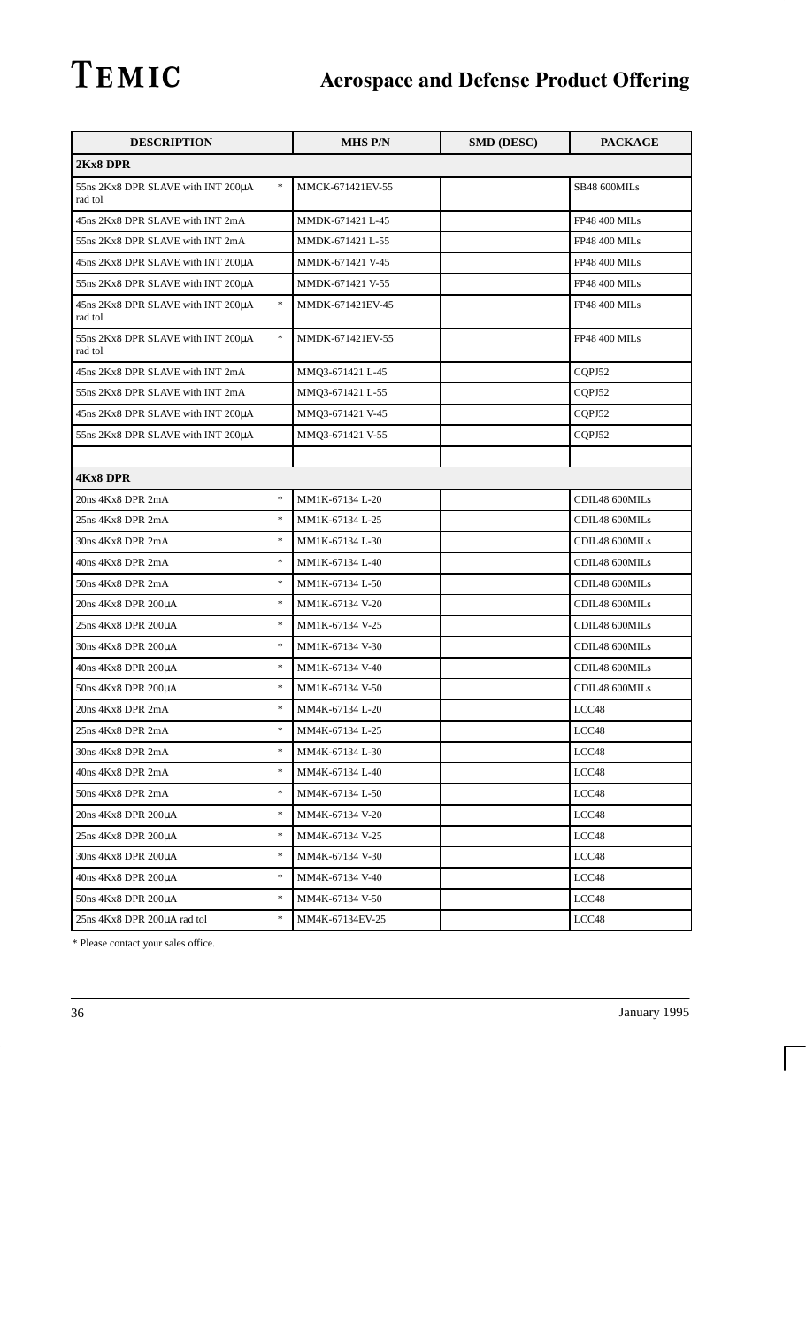| DESCRIPTION | MHS P/N | SMD (DESC) | PACKAGE |
|---|---|---|---|
| **2Kx8 DPR** | | | |
| 55ns 2Kx8 DPR SLAVE with INT 200µA rad tol * | MMCK-671421EV-55 | | SB48 600MILs |
| 45ns 2Kx8 DPR SLAVE with INT 2mA | MMDK-671421 L-45 | | FP48 400 MILs |
| 55ns 2Kx8 DPR SLAVE with INT 2mA | MMDK-671421 L-55 | | FP48 400 MILs |
| 45ns 2Kx8 DPR SLAVE with INT 200µA | MMDK-671421 V-45 | | FP48 400 MILs |
| 55ns 2Kx8 DPR SLAVE with INT 200µA | MMDK-671421 V-55 | | FP48 400 MILs |
| 45ns 2Kx8 DPR SLAVE with INT 200µA rad tol * | MMDK-671421EV-45 | | FP48 400 MILs |
| 55ns 2Kx8 DPR SLAVE with INT 200µA rad tol * | MMDK-671421EV-55 | | FP48 400 MILs |
| 45ns 2Kx8 DPR SLAVE with INT 2mA | MMQ3-671421 L-45 | | CQPJ52 |
| 55ns 2Kx8 DPR SLAVE with INT 2mA | MMQ3-671421 L-55 | | CQPJ52 |
| 45ns 2Kx8 DPR SLAVE with INT 200µA | MMQ3-671421 V-45 | | CQPJ52 |
| 55ns 2Kx8 DPR SLAVE with INT 200µA | MMQ3-671421 V-55 | | CQPJ52 |
| | | | |
| **4Kx8 DPR** | | | |
| 20ns 4Kx8 DPR 2mA * | MM1K-67134 L-20 | | CDIL48 600MILs |
| 25ns 4Kx8 DPR 2mA * | MM1K-67134 L-25 | | CDIL48 600MILs |
| 30ns 4Kx8 DPR 2mA * | MM1K-67134 L-30 | | CDIL48 600MILs |
| 40ns 4Kx8 DPR 2mA * | MM1K-67134 L-40 | | CDIL48 600MILs |
| 50ns 4Kx8 DPR 2mA * | MM1K-67134 L-50 | | CDIL48 600MILs |
| 20ns 4Kx8 DPR 200µA * | MM1K-67134 V-20 | | CDIL48 600MILs |
| 25ns 4Kx8 DPR 200µA * | MM1K-67134 V-25 | | CDIL48 600MILs |
| 30ns 4Kx8 DPR 200µA * | MM1K-67134 V-30 | | CDIL48 600MILs |
| 40ns 4Kx8 DPR 200µA * | MM1K-67134 V-40 | | CDIL48 600MILs |
| 50ns 4Kx8 DPR 200µA * | MM1K-67134 V-50 | | CDIL48 600MILs |
| 20ns 4Kx8 DPR 2mA * | MM4K-67134 L-20 | | LCC48 |
| 25ns 4Kx8 DPR 2mA * | MM4K-67134 L-25 | | LCC48 |
| 30ns 4Kx8 DPR 2mA * | MM4K-67134 L-30 | | LCC48 |
| 40ns 4Kx8 DPR 2mA * | MM4K-67134 L-40 | | LCC48 |
| 50ns 4Kx8 DPR 2mA * | MM4K-67134 L-50 | | LCC48 |
| 20ns 4Kx8 DPR 200µA * | MM4K-67134 V-20 | | LCC48 |
| 25ns 4Kx8 DPR 200µA * | MM4K-67134 V-25 | | LCC48 |
| 30ns 4Kx8 DPR 200µA * | MM4K-67134 V-30 | | LCC48 |
| 40ns 4Kx8 DPR 200µA * | MM4K-67134 V-40 | | LCC48 |
| 50ns 4Kx8 DPR 200µA * | MM4K-67134 V-50 | | LCC48 |
| 25ns 4Kx8 DPR 200µA rad tol * | MM4K-67134EV-25 | | LCC48 |

* Please contact your sales office.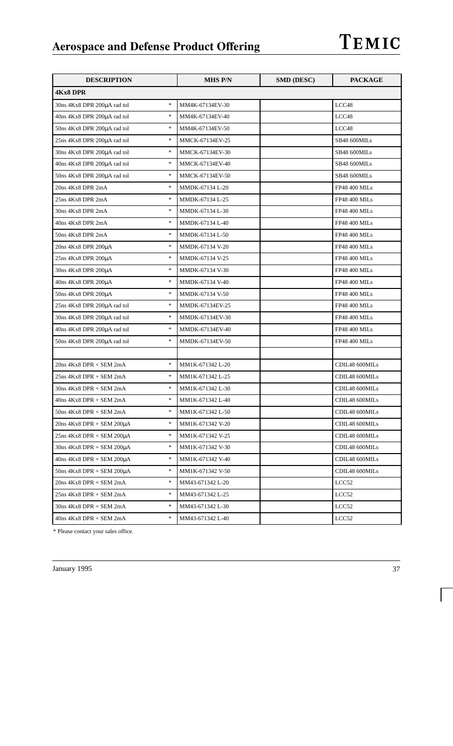| DESCRIPTION | | MHS P/N | SMD (DESC) | PACKAGE |
|---|---|---|---|---|
| **4Kx8 DPR** | | | | |
| 30ns 4Kx8 DPR 200µA rad tol | * | MM4K-67134EV-30 | | LCC48 |
| 40ns 4Kx8 DPR 200µA rad tol | * | MM4K-67134EV-40 | | LCC48 |
| 50ns 4Kx8 DPR 200µA rad tol | * | MM4K-67134EV-50 | | LCC48 |
| 25ns 4Kx8 DPR 200µA rad tol | * | MMCK-67134EV-25 | | SB48 600MILs |
| 30ns 4Kx8 DPR 200µA rad tol | * | MMCK-67134EV-30 | | SB48 600MILs |
| 40ns 4Kx8 DPR 200µA rad tol | * | MMCK-67134EV-40 | | SB48 600MILs |
| 50ns 4Kx8 DPR 200µA rad tol | * | MMCK-67134EV-50 | | SB48 600MILs |
| 20ns 4Kx8 DPR 2mA | * | MMDK-67134 L-20 | | FP48 400 MILs |
| 25ns 4Kx8 DPR 2mA | * | MMDK-67134 L-25 | | FP48 400 MILs |
| 30ns 4Kx8 DPR 2mA | * | MMDK-67134 L-30 | | FP48 400 MILs |
| 40ns 4Kx8 DPR 2mA | * | MMDK-67134 L-40 | | FP48 400 MILs |
| 50ns 4Kx8 DPR 2mA | * | MMDK-67134 L-50 | | FP48 400 MILs |
| 20ns 4Kx8 DPR 200µA | * | MMDK-67134 V-20 | | FP48 400 MILs |
| 25ns 4Kx8 DPR 200µA | * | MMDK-67134 V-25 | | FP48 400 MILs |
| 30ns 4Kx8 DPR 200µA | * | MMDK-67134 V-30 | | FP48 400 MILs |
| 40ns 4Kx8 DPR 200µA | * | MMDK-67134 V-40 | | FP48 400 MILs |
| 50ns 4Kx8 DPR 200µA | * | MMDK-67134 V-50 | | FP48 400 MILs |
| 25ns 4Kx8 DPR 200µA rad tol | * | MMDK-67134EV-25 | | FP48 400 MILs |
| 30ns 4Kx8 DPR 200µA rad tol | * | MMDK-67134EV-30 | | FP48 400 MILs |
| 40ns 4Kx8 DPR 200µA rad tol | * | MMDK-67134EV-40 | | FP48 400 MILs |
| 50ns 4Kx8 DPR 200µA rad tol | * | MMDK-67134EV-50 | | FP48 400 MILs |
| | | | | |
| 20ns 4Kx8 DPR + SEM 2mA | * | MM1K-671342 L-20 | | CDIL48 600MILs |
| 25ns 4Kx8 DPR + SEM 2mA | * | MM1K-671342 L-25 | | CDIL48 600MILs |
| 30ns 4Kx8 DPR + SEM 2mA | * | MM1K-671342 L-30 | | CDIL48 600MILs |
| 40ns 4Kx8 DPR + SEM 2mA | * | MM1K-671342 L-40 | | CDIL48 600MILs |
| 50ns 4Kx8 DPR + SEM 2mA | * | MM1K-671342 L-50 | | CDIL48 600MILs |
| 20ns 4Kx8 DPR + SEM 200µA | * | MM1K-671342 V-20 | | CDIL48 600MILs |
| 25ns 4Kx8 DPR + SEM 200µA | * | MM1K-671342 V-25 | | CDIL48 600MILs |
| 30ns 4Kx8 DPR + SEM 200µA | * | MM1K-671342 V-30 | | CDIL48 600MILs |
| 40ns 4Kx8 DPR + SEM 200µA | * | MM1K-671342 V-40 | | CDIL48 600MILs |
| 50ns 4Kx8 DPR + SEM 200µA | * | MM1K-671342 V-50 | | CDIL48 600MILs |
| 20ns 4Kx8 DPR + SEM 2mA | * | MM43-671342 L-20 | | LCC52 |
| 25ns 4Kx8 DPR + SEM 2mA | * | MM43-671342 L-25 | | LCC52 |
| 30ns 4Kx8 DPR + SEM 2mA | * | MM43-671342 L-30 | | LCC52 |
| 40ns 4Kx8 DPR + SEM 2mA | * | MM43-671342 L-40 | | LCC52 |

* Please contact your sales office.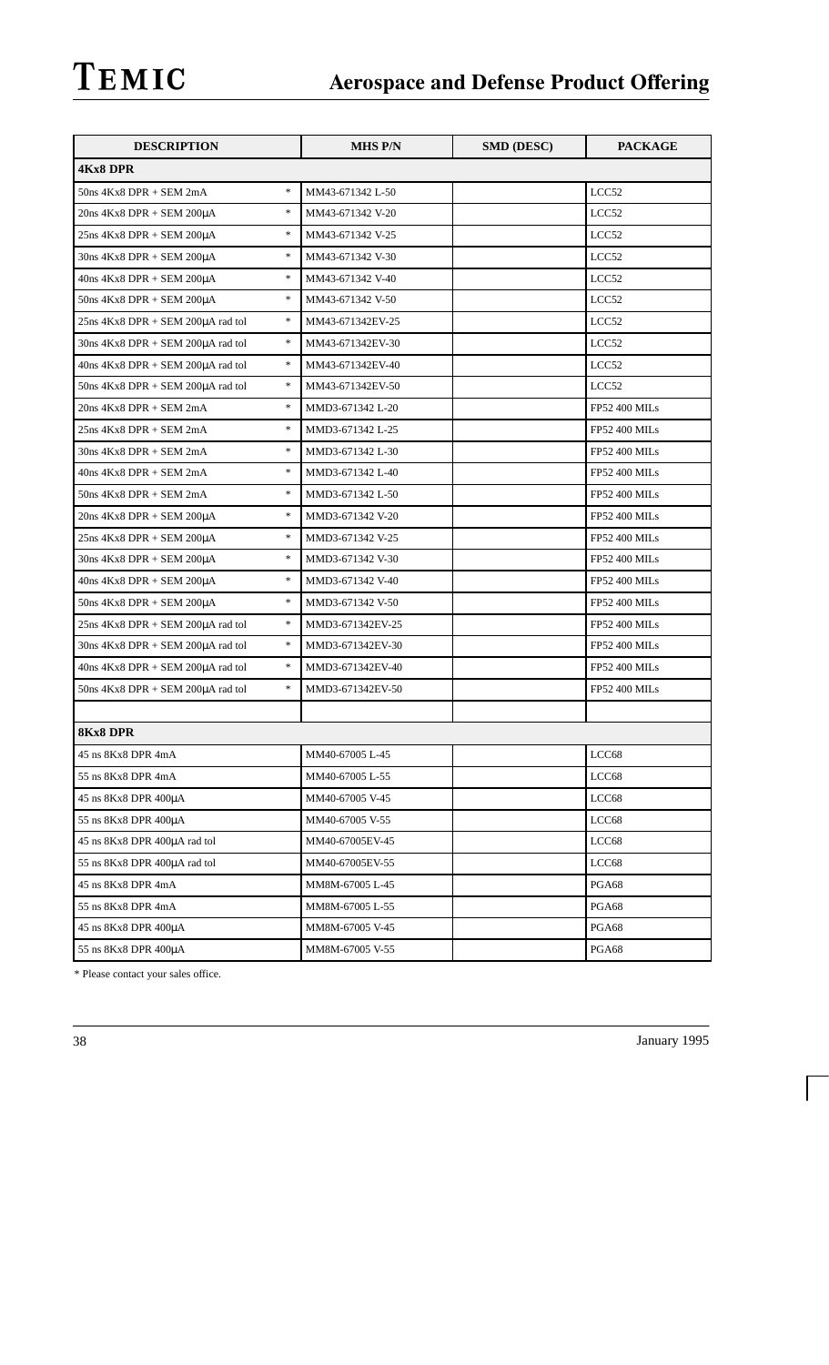| DESCRIPTION | MHS P/N | SMD (DESC) | PACKAGE |
|---|---|---|---|
| **4Kx8 DPR** | | | |
| 50ns 4Kx8 DPR + SEM 2mA * | MM43-671342 L-50 | | LCC52 |
| 20ns 4Kx8 DPR + SEM 200µA * | MM43-671342 V-20 | | LCC52 |
| 25ns 4Kx8 DPR + SEM 200µA * | MM43-671342 V-25 | | LCC52 |
| 30ns 4Kx8 DPR + SEM 200µA * | MM43-671342 V-30 | | LCC52 |
| 40ns 4Kx8 DPR + SEM 200µA * | MM43-671342 V-40 | | LCC52 |
| 50ns 4Kx8 DPR + SEM 200µA * | MM43-671342 V-50 | | LCC52 |
| 25ns 4Kx8 DPR + SEM 200µA rad tol * | MM43-671342EV-25 | | LCC52 |
| 30ns 4Kx8 DPR + SEM 200µA rad tol * | MM43-671342EV-30 | | LCC52 |
| 40ns 4Kx8 DPR + SEM 200µA rad tol * | MM43-671342EV-40 | | LCC52 |
| 50ns 4Kx8 DPR + SEM 200µA rad tol * | MM43-671342EV-50 | | LCC52 |
| 20ns 4Kx8 DPR + SEM 2mA * | MMD3-671342 L-20 | | FP52 400 MILs |
| 25ns 4Kx8 DPR + SEM 2mA * | MMD3-671342 L-25 | | FP52 400 MILs |
| 30ns 4Kx8 DPR + SEM 2mA * | MMD3-671342 L-30 | | FP52 400 MILs |
| 40ns 4Kx8 DPR + SEM 2mA * | MMD3-671342 L-40 | | FP52 400 MILs |
| 50ns 4Kx8 DPR + SEM 2mA * | MMD3-671342 L-50 | | FP52 400 MILs |
| 20ns 4Kx8 DPR + SEM 200µA * | MMD3-671342 V-20 | | FP52 400 MILs |
| 25ns 4Kx8 DPR + SEM 200µA * | MMD3-671342 V-25 | | FP52 400 MILs |
| 30ns 4Kx8 DPR + SEM 200µA * | MMD3-671342 V-30 | | FP52 400 MILs |
| 40ns 4Kx8 DPR + SEM 200µA * | MMD3-671342 V-40 | | FP52 400 MILs |
| 50ns 4Kx8 DPR + SEM 200µA * | MMD3-671342 V-50 | | FP52 400 MILs |
| 25ns 4Kx8 DPR + SEM 200µA rad tol * | MMD3-671342EV-25 | | FP52 400 MILs |
| 30ns 4Kx8 DPR + SEM 200µA rad tol * | MMD3-671342EV-30 | | FP52 400 MILs |
| 40ns 4Kx8 DPR + SEM 200µA rad tol * | MMD3-671342EV-40 | | FP52 400 MILs |
| 50ns 4Kx8 DPR + SEM 200µA rad tol * | MMD3-671342EV-50 | | FP52 400 MILs |
| | | | |
| **8Kx8 DPR** | | | |
| 45 ns 8Kx8 DPR 4mA | MM40-67005 L-45 | | LCC68 |
| 55 ns 8Kx8 DPR 4mA | MM40-67005 L-55 | | LCC68 |
| 45 ns 8Kx8 DPR 400µA | MM40-67005 V-45 | | LCC68 |
| 55 ns 8Kx8 DPR 400µA | MM40-67005 V-55 | | LCC68 |
| 45 ns 8Kx8 DPR 400µA rad tol | MM40-67005EV-45 | | LCC68 |
| 55 ns 8Kx8 DPR 400µA rad tol | MM40-67005EV-55 | | LCC68 |
| 45 ns 8Kx8 DPR 4mA | MM8M-67005 L-45 | | PGA68 |
| 55 ns 8Kx8 DPR 4mA | MM8M-67005 L-55 | | PGA68 |
| 45 ns 8Kx8 DPR 400µA | MM8M-67005 V-45 | | PGA68 |
| 55 ns 8Kx8 DPR 400µA | MM8M-67005 V-55 | | PGA68 |

* Please contact your sales office.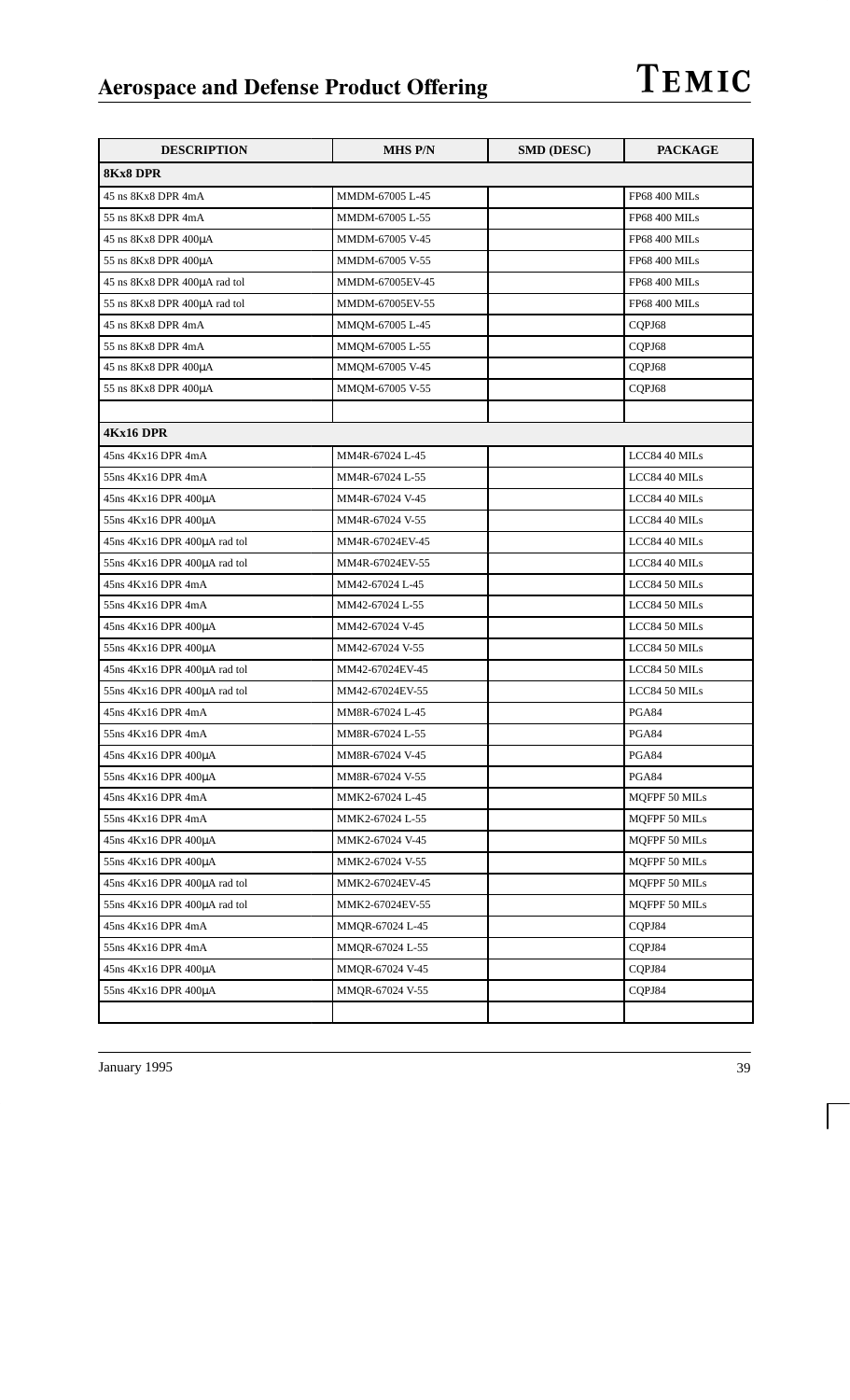| DESCRIPTION | MHS P/N | SMD (DESC) | PACKAGE |
|---|---|---|---|
| **8Kx8 DPR** | | | |
| 45 ns 8Kx8 DPR 4mA | MMDM-67005 L-45 | | FP68 400 MILs |
| 55 ns 8Kx8 DPR 4mA | MMDM-67005 L-55 | | FP68 400 MILs |
| 45 ns 8Kx8 DPR 400µA | MMDM-67005 V-45 | | FP68 400 MILs |
| 55 ns 8Kx8 DPR 400µA | MMDM-67005 V-55 | | FP68 400 MILs |
| 45 ns 8Kx8 DPR 400µA rad tol | MMDM-67005EV-45 | | FP68 400 MILs |
| 55 ns 8Kx8 DPR 400µA rad tol | MMDM-67005EV-55 | | FP68 400 MILs |
| 45 ns 8Kx8 DPR 4mA | MMQM-67005 L-45 | | CQPJ68 |
| 55 ns 8Kx8 DPR 4mA | MMQM-67005 L-55 | | CQPJ68 |
| 45 ns 8Kx8 DPR 400µA | MMQM-67005 V-45 | | CQPJ68 |
| 55 ns 8Kx8 DPR 400µA | MMQM-67005 V-55 | | CQPJ68 |
| | | | |
| **4Kx16 DPR** | | | |
| 45ns 4Kx16 DPR 4mA | MM4R-67024 L-45 | | LCC84 40 MILs |
| 55ns 4Kx16 DPR 4mA | MM4R-67024 L-55 | | LCC84 40 MILs |
| 45ns 4Kx16 DPR 400µA | MM4R-67024 V-45 | | LCC84 40 MILs |
| 55ns 4Kx16 DPR 400µA | MM4R-67024 V-55 | | LCC84 40 MILs |
| 45ns 4Kx16 DPR 400µA rad tol | MM4R-67024EV-45 | | LCC84 40 MILs |
| 55ns 4Kx16 DPR 400µA rad tol | MM4R-67024EV-55 | | LCC84 40 MILs |
| 45ns 4Kx16 DPR 4mA | MM42-67024 L-45 | | LCC84 50 MILs |
| 55ns 4Kx16 DPR 4mA | MM42-67024 L-55 | | LCC84 50 MILs |
| 45ns 4Kx16 DPR 400µA | MM42-67024 V-45 | | LCC84 50 MILs |
| 55ns 4Kx16 DPR 400µA | MM42-67024 V-55 | | LCC84 50 MILs |
| 45ns 4Kx16 DPR 400µA rad tol | MM42-67024EV-45 | | LCC84 50 MILs |
| 55ns 4Kx16 DPR 400µA rad tol | MM42-67024EV-55 | | LCC84 50 MILs |
| 45ns 4Kx16 DPR 4mA | MM8R-67024 L-45 | | PGA84 |
| 55ns 4Kx16 DPR 4mA | MM8R-67024 L-55 | | PGA84 |
| 45ns 4Kx16 DPR 400µA | MM8R-67024 V-45 | | PGA84 |
| 55ns 4Kx16 DPR 400µA | MM8R-67024 V-55 | | PGA84 |
| 45ns 4Kx16 DPR 4mA | MMK2-67024 L-45 | | MQFPF 50 MILs |
| 55ns 4Kx16 DPR 4mA | MMK2-67024 L-55 | | MQFPF 50 MILs |
| 45ns 4Kx16 DPR 400µA | MMK2-67024 V-45 | | MQFPF 50 MILs |
| 55ns 4Kx16 DPR 400µA | MMK2-67024 V-55 | | MQFPF 50 MILs |
| 45ns 4Kx16 DPR 400µA rad tol | MMK2-67024EV-45 | | MQFPF 50 MILs |
| 55ns 4Kx16 DPR 400µA rad tol | MMK2-67024EV-55 | | MQFPF 50 MILs |
| 45ns 4Kx16 DPR 4mA | MMQR-67024 L-45 | | CQPJ84 |
| 55ns 4Kx16 DPR 4mA | MMQR-67024 L-55 | | CQPJ84 |
| 45ns 4Kx16 DPR 400µA | MMQR-67024 V-45 | | CQPJ84 |
| 55ns 4Kx16 DPR 400µA | MMQR-67024 V-55 | | CQPJ84 |
| | | | |

January 1995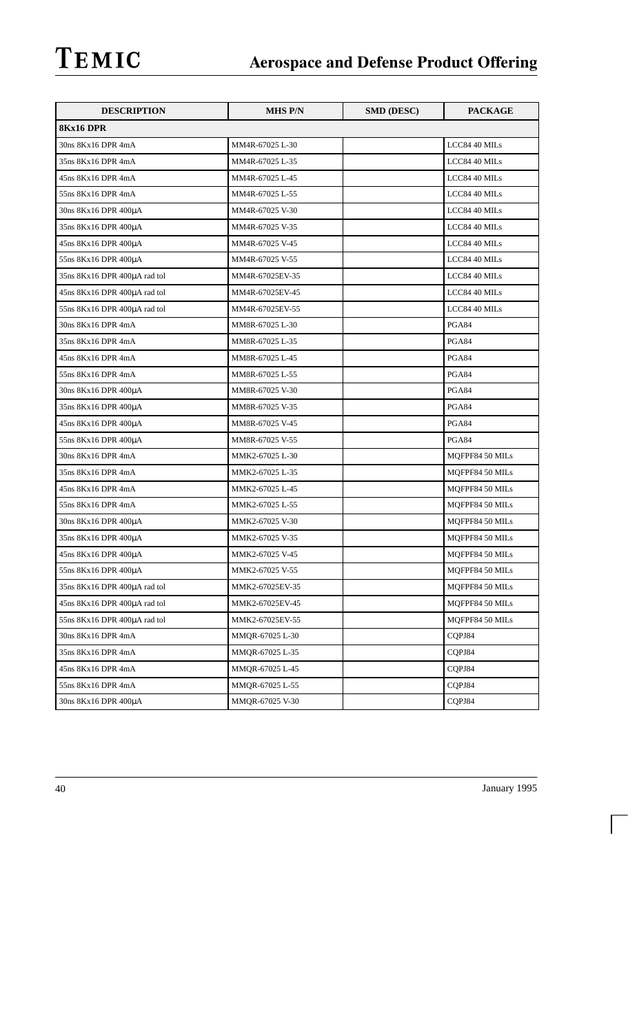| DESCRIPTION | MHS P/N | SMD (DESC) | PACKAGE |
|---|---|---|---|
| **8Kx16 DPR** | | | |
| 30ns 8Kx16 DPR 4mA | MM4R-67025 L-30 | | LCC84 40 MILs |
| 35ns 8Kx16 DPR 4mA | MM4R-67025 L-35 | | LCC84 40 MILs |
| 45ns 8Kx16 DPR 4mA | MM4R-67025 L-45 | | LCC84 40 MILs |
| 55ns 8Kx16 DPR 4mA | MM4R-67025 L-55 | | LCC84 40 MILs |
| 30ns 8Kx16 DPR 400μA | MM4R-67025 V-30 | | LCC84 40 MILs |
| 35ns 8Kx16 DPR 400μA | MM4R-67025 V-35 | | LCC84 40 MILs |
| 45ns 8Kx16 DPR 400μA | MM4R-67025 V-45 | | LCC84 40 MILs |
| 55ns 8Kx16 DPR 400μA | MM4R-67025 V-55 | | LCC84 40 MILs |
| 35ns 8Kx16 DPR 400μA rad tol | MM4R-67025EV-35 | | LCC84 40 MILs |
| 45ns 8Kx16 DPR 400μA rad tol | MM4R-67025EV-45 | | LCC84 40 MILs |
| 55ns 8Kx16 DPR 400μA rad tol | MM4R-67025EV-55 | | LCC84 40 MILs |
| 30ns 8Kx16 DPR 4mA | MM8R-67025 L-30 | | PGA84 |
| 35ns 8Kx16 DPR 4mA | MM8R-67025 L-35 | | PGA84 |
| 45ns 8Kx16 DPR 4mA | MM8R-67025 L-45 | | PGA84 |
| 55ns 8Kx16 DPR 4mA | MM8R-67025 L-55 | | PGA84 |
| 30ns 8Kx16 DPR 400μA | MM8R-67025 V-30 | | PGA84 |
| 35ns 8Kx16 DPR 400μA | MM8R-67025 V-35 | | PGA84 |
| 45ns 8Kx16 DPR 400μA | MM8R-67025 V-45 | | PGA84 |
| 55ns 8Kx16 DPR 400μA | MM8R-67025 V-55 | | PGA84 |
| 30ns 8Kx16 DPR 4mA | MMK2-67025 L-30 | | MQFPF84 50 MILs |
| 35ns 8Kx16 DPR 4mA | MMK2-67025 L-35 | | MQFPF84 50 MILs |
| 45ns 8Kx16 DPR 4mA | MMK2-67025 L-45 | | MQFPF84 50 MILs |
| 55ns 8Kx16 DPR 4mA | MMK2-67025 L-55 | | MQFPF84 50 MILs |
| 30ns 8Kx16 DPR 400μA | MMK2-67025 V-30 | | MQFPF84 50 MILs |
| 35ns 8Kx16 DPR 400μA | MMK2-67025 V-35 | | MQFPF84 50 MILs |
| 45ns 8Kx16 DPR 400μA | MMK2-67025 V-45 | | MQFPF84 50 MILs |
| 55ns 8Kx16 DPR 400μA | MMK2-67025 V-55 | | MQFPF84 50 MILs |
| 35ns 8Kx16 DPR 400μA rad tol | MMK2-67025EV-35 | | MQFPF84 50 MILs |
| 45ns 8Kx16 DPR 400μA rad tol | MMK2-67025EV-45 | | MQFPF84 50 MILs |
| 55ns 8Kx16 DPR 400μA rad tol | MMK2-67025EV-55 | | MQFPF84 50 MILs |
| 30ns 8Kx16 DPR 4mA | MMQR-67025 L-30 | | CQPJ84 |
| 35ns 8Kx16 DPR 4mA | MMQR-67025 L-35 | | CQPJ84 |
| 45ns 8Kx16 DPR 4mA | MMQR-67025 L-45 | | CQPJ84 |
| 55ns 8Kx16 DPR 4mA | MMQR-67025 L-55 | | CQPJ84 |
| 30ns 8Kx16 DPR 400μA | MMQR-67025 V-30 | | CQPJ84 |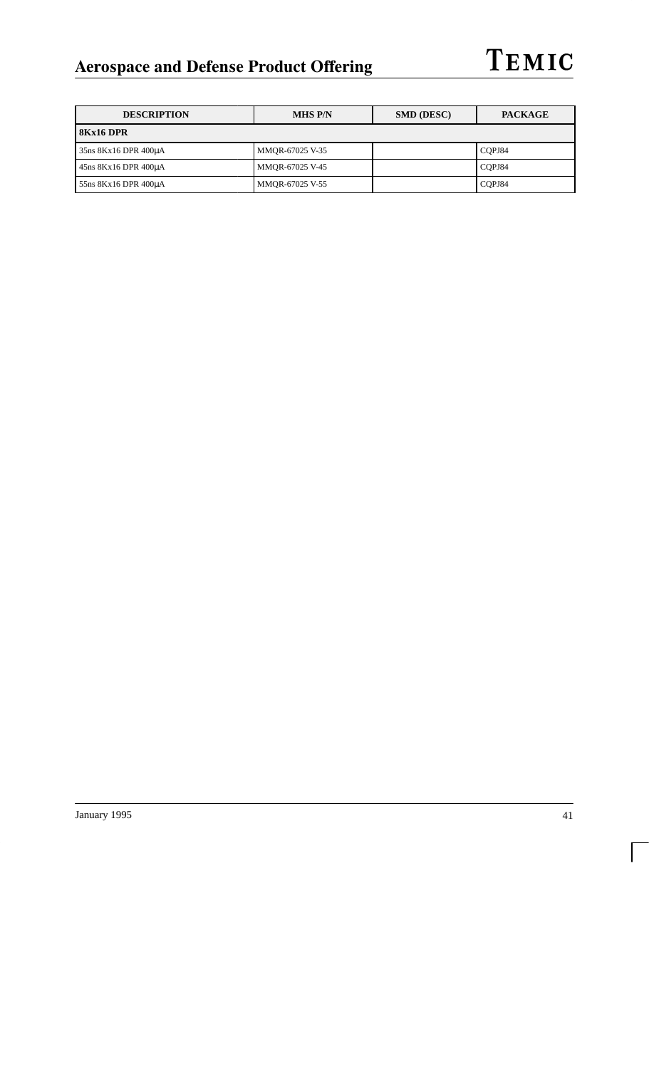| DESCRIPTION | MHS P/N | SMD (DESC) | PACKAGE |
|---|---|---|---|
| **8Kx16 DPR** | | | |
| 35ns 8Kx16 DPR 400μA | MMQR-67025 V-35 | | CQPJ84 |
| 45ns 8Kx16 DPR 400μA | MMQR-67025 V-45 | | CQPJ84 |
| 55ns 8Kx16 DPR 400μA | MMQR-67025 V-55 | | CQPJ84 |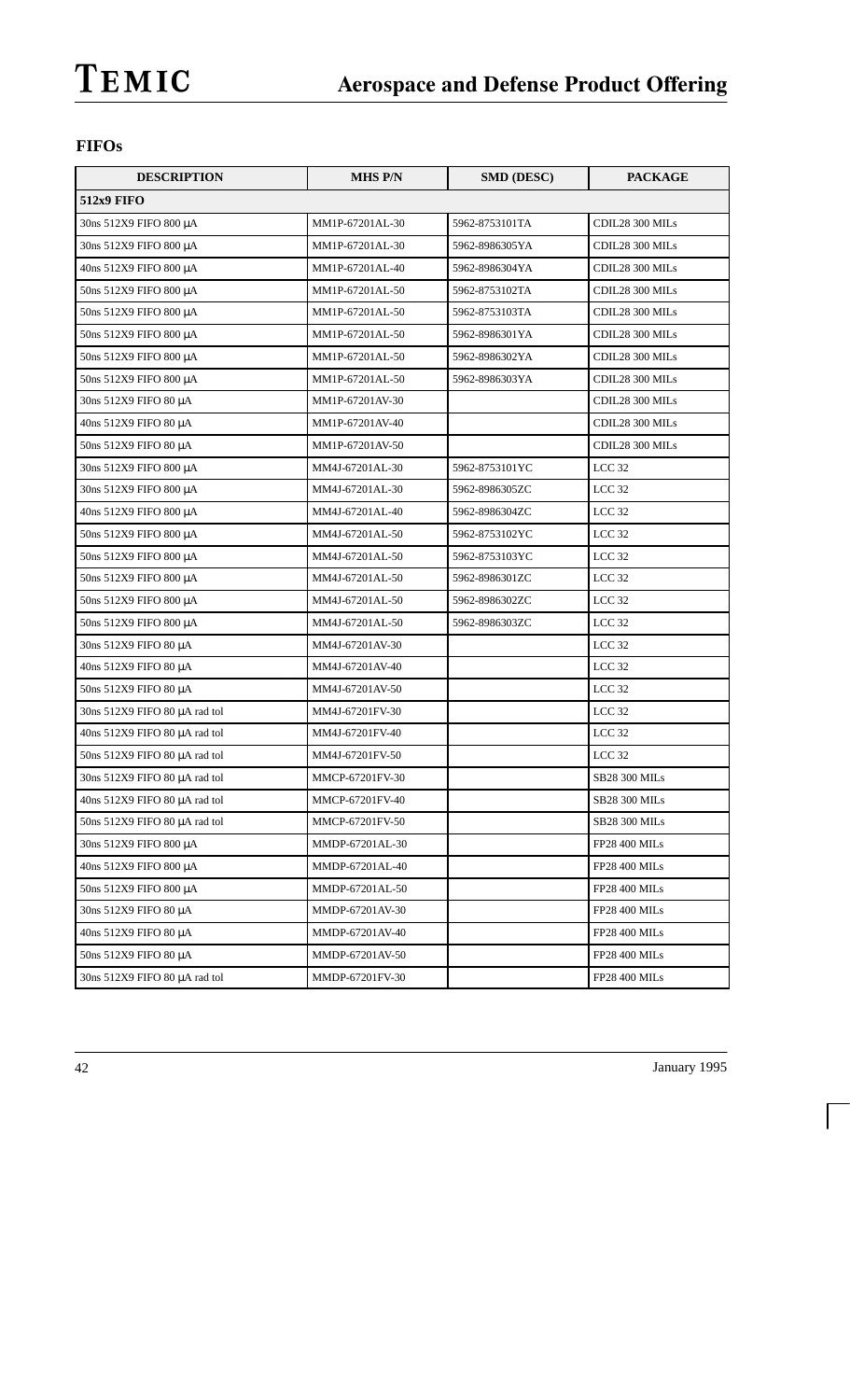## FIFOs

| DESCRIPTION | MHS P/N | SMD (DESC) | PACKAGE |
|---|---|---|---|
| **512x9 FIFO** | | | |
| 30ns 512X9 FIFO 800 µA | MM1P-67201AL-30 | 5962-8753101TA | CDIL28 300 MILs |
| 30ns 512X9 FIFO 800 µA | MM1P-67201AL-30 | 5962-8986305YA | CDIL28 300 MILs |
| 40ns 512X9 FIFO 800 µA | MM1P-67201AL-40 | 5962-8986304YA | CDIL28 300 MILs |
| 50ns 512X9 FIFO 800 µA | MM1P-67201AL-50 | 5962-8753102TA | CDIL28 300 MILs |
| 50ns 512X9 FIFO 800 µA | MM1P-67201AL-50 | 5962-8753103TA | CDIL28 300 MILs |
| 50ns 512X9 FIFO 800 µA | MM1P-67201AL-50 | 5962-8986301YA | CDIL28 300 MILs |
| 50ns 512X9 FIFO 800 µA | MM1P-67201AL-50 | 5962-8986302YA | CDIL28 300 MILs |
| 50ns 512X9 FIFO 800 µA | MM1P-67201AL-50 | 5962-8986303YA | CDIL28 300 MILs |
| 30ns 512X9 FIFO 80 µA | MM1P-67201AV-30 | | CDIL28 300 MILs |
| 40ns 512X9 FIFO 80 µA | MM1P-67201AV-40 | | CDIL28 300 MILs |
| 50ns 512X9 FIFO 80 µA | MM1P-67201AV-50 | | CDIL28 300 MILs |
| 30ns 512X9 FIFO 800 µA | MM4J-67201AL-30 | 5962-8753101YC | LCC 32 |
| 30ns 512X9 FIFO 800 µA | MM4J-67201AL-30 | 5962-8986305ZC | LCC 32 |
| 40ns 512X9 FIFO 800 µA | MM4J-67201AL-40 | 5962-8986304ZC | LCC 32 |
| 50ns 512X9 FIFO 800 µA | MM4J-67201AL-50 | 5962-8753102YC | LCC 32 |
| 50ns 512X9 FIFO 800 µA | MM4J-67201AL-50 | 5962-8753103YC | LCC 32 |
| 50ns 512X9 FIFO 800 µA | MM4J-67201AL-50 | 5962-8986301ZC | LCC 32 |
| 50ns 512X9 FIFO 800 µA | MM4J-67201AL-50 | 5962-8986302ZC | LCC 32 |
| 50ns 512X9 FIFO 800 µA | MM4J-67201AL-50 | 5962-8986303ZC | LCC 32 |
| 30ns 512X9 FIFO 80 µA | MM4J-67201AV-30 | | LCC 32 |
| 40ns 512X9 FIFO 80 µA | MM4J-67201AV-40 | | LCC 32 |
| 50ns 512X9 FIFO 80 µA | MM4J-67201AV-50 | | LCC 32 |
| 30ns 512X9 FIFO 80 µA rad tol | MM4J-67201FV-30 | | LCC 32 |
| 40ns 512X9 FIFO 80 µA rad tol | MM4J-67201FV-40 | | LCC 32 |
| 50ns 512X9 FIFO 80 µA rad tol | MM4J-67201FV-50 | | LCC 32 |
| 30ns 512X9 FIFO 80 µA rad tol | MMCP-67201FV-30 | | SB28 300 MILs |
| 40ns 512X9 FIFO 80 µA rad tol | MMCP-67201FV-40 | | SB28 300 MILs |
| 50ns 512X9 FIFO 80 µA rad tol | MMCP-67201FV-50 | | SB28 300 MILs |
| 30ns 512X9 FIFO 800 µA | MMDP-67201AL-30 | | FP28 400 MILs |
| 40ns 512X9 FIFO 800 µA | MMDP-67201AL-40 | | FP28 400 MILs |
| 50ns 512X9 FIFO 800 µA | MMDP-67201AL-50 | | FP28 400 MILs |
| 30ns 512X9 FIFO 80 µA | MMDP-67201AV-30 | | FP28 400 MILs |
| 40ns 512X9 FIFO 80 µA | MMDP-67201AV-40 | | FP28 400 MILs |
| 50ns 512X9 FIFO 80 µA | MMDP-67201AV-50 | | FP28 400 MILs |
| 30ns 512X9 FIFO 80 µA rad tol | MMDP-67201FV-30 | | FP28 400 MILs |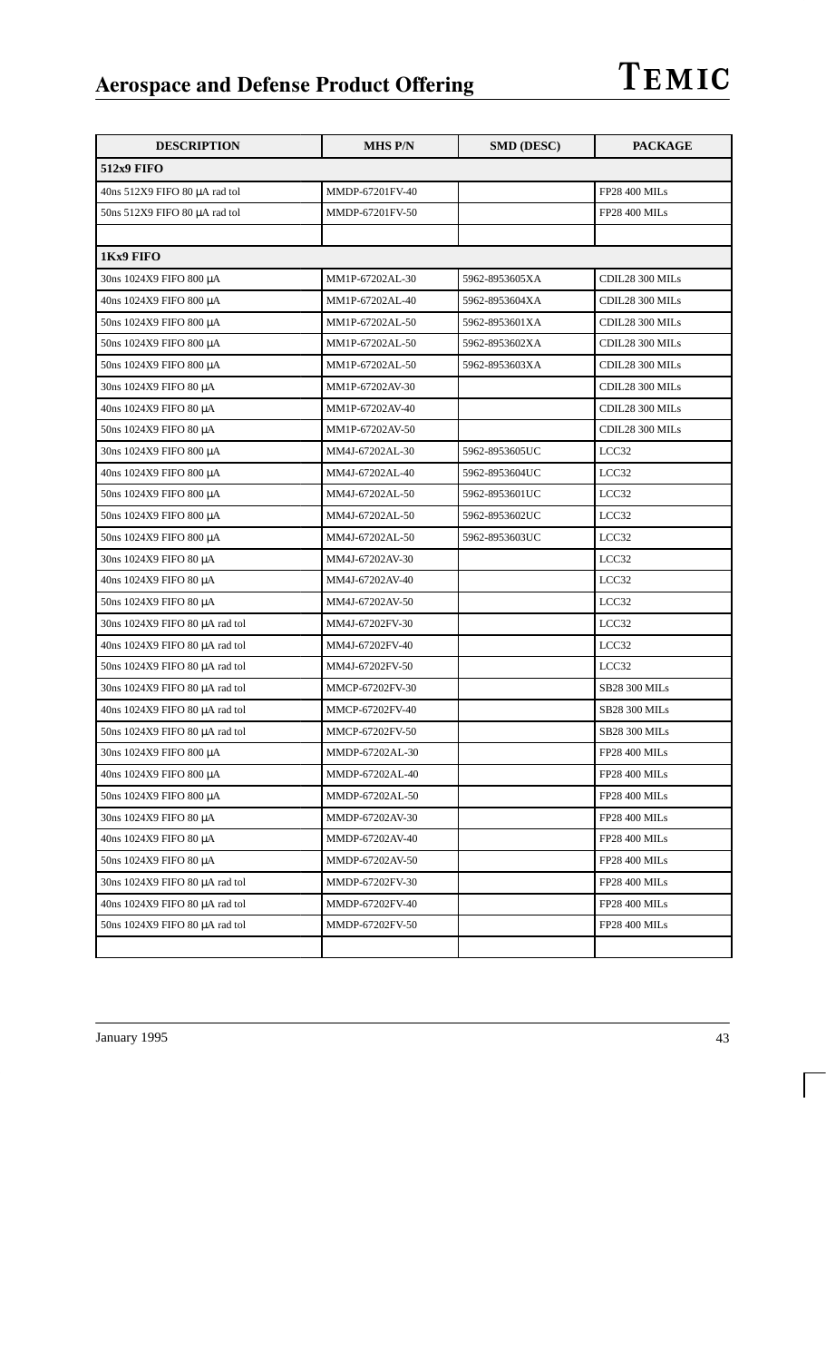| DESCRIPTION | MHS P/N | SMD (DESC) | PACKAGE |
|---|---|---|---|
| **512x9 FIFO** | | | |
| 40ns 512X9 FIFO 80 µA rad tol | MMDP-67201FV-40 | | FP28 400 MILs |
| 50ns 512X9 FIFO 80 µA rad tol | MMDP-67201FV-50 | | FP28 400 MILs |
| | | | |
| **1Kx9 FIFO** | | | |
| 30ns 1024X9 FIFO 800 µA | MM1P-67202AL-30 | 5962-8953605XA | CDIL28 300 MILs |
| 40ns 1024X9 FIFO 800 µA | MM1P-67202AL-40 | 5962-8953604XA | CDIL28 300 MILs |
| 50ns 1024X9 FIFO 800 µA | MM1P-67202AL-50 | 5962-8953601XA | CDIL28 300 MILs |
| 50ns 1024X9 FIFO 800 µA | MM1P-67202AL-50 | 5962-8953602XA | CDIL28 300 MILs |
| 50ns 1024X9 FIFO 800 µA | MM1P-67202AL-50 | 5962-8953603XA | CDIL28 300 MILs |
| 30ns 1024X9 FIFO 80 µA | MM1P-67202AV-30 | | CDIL28 300 MILs |
| 40ns 1024X9 FIFO 80 µA | MM1P-67202AV-40 | | CDIL28 300 MILs |
| 50ns 1024X9 FIFO 80 µA | MM1P-67202AV-50 | | CDIL28 300 MILs |
| 30ns 1024X9 FIFO 800 µA | MM4J-67202AL-30 | 5962-8953605UC | LCC32 |
| 40ns 1024X9 FIFO 800 µA | MM4J-67202AL-40 | 5962-8953604UC | LCC32 |
| 50ns 1024X9 FIFO 800 µA | MM4J-67202AL-50 | 5962-8953601UC | LCC32 |
| 50ns 1024X9 FIFO 800 µA | MM4J-67202AL-50 | 5962-8953602UC | LCC32 |
| 50ns 1024X9 FIFO 800 µA | MM4J-67202AL-50 | 5962-8953603UC | LCC32 |
| 30ns 1024X9 FIFO 80 µA | MM4J-67202AV-30 | | LCC32 |
| 40ns 1024X9 FIFO 80 µA | MM4J-67202AV-40 | | LCC32 |
| 50ns 1024X9 FIFO 80 µA | MM4J-67202AV-50 | | LCC32 |
| 30ns 1024X9 FIFO 80 µA rad tol | MM4J-67202FV-30 | | LCC32 |
| 40ns 1024X9 FIFO 80 µA rad tol | MM4J-67202FV-40 | | LCC32 |
| 50ns 1024X9 FIFO 80 µA rad tol | MM4J-67202FV-50 | | LCC32 |
| 30ns 1024X9 FIFO 80 µA rad tol | MMCP-67202FV-30 | | SB28 300 MILs |
| 40ns 1024X9 FIFO 80 µA rad tol | MMCP-67202FV-40 | | SB28 300 MILs |
| 50ns 1024X9 FIFO 80 µA rad tol | MMCP-67202FV-50 | | SB28 300 MILs |
| 30ns 1024X9 FIFO 800 µA | MMDP-67202AL-30 | | FP28 400 MILs |
| 40ns 1024X9 FIFO 800 µA | MMDP-67202AL-40 | | FP28 400 MILs |
| 50ns 1024X9 FIFO 800 µA | MMDP-67202AL-50 | | FP28 400 MILs |
| 30ns 1024X9 FIFO 80 µA | MMDP-67202AV-30 | | FP28 400 MILs |
| 40ns 1024X9 FIFO 80 µA | MMDP-67202AV-40 | | FP28 400 MILs |
| 50ns 1024X9 FIFO 80 µA | MMDP-67202AV-50 | | FP28 400 MILs |
| 30ns 1024X9 FIFO 80 µA rad tol | MMDP-67202FV-30 | | FP28 400 MILs |
| 40ns 1024X9 FIFO 80 µA rad tol | MMDP-67202FV-40 | | FP28 400 MILs |
| 50ns 1024X9 FIFO 80 µA rad tol | MMDP-67202FV-50 | | FP28 400 MILs |
| | | | |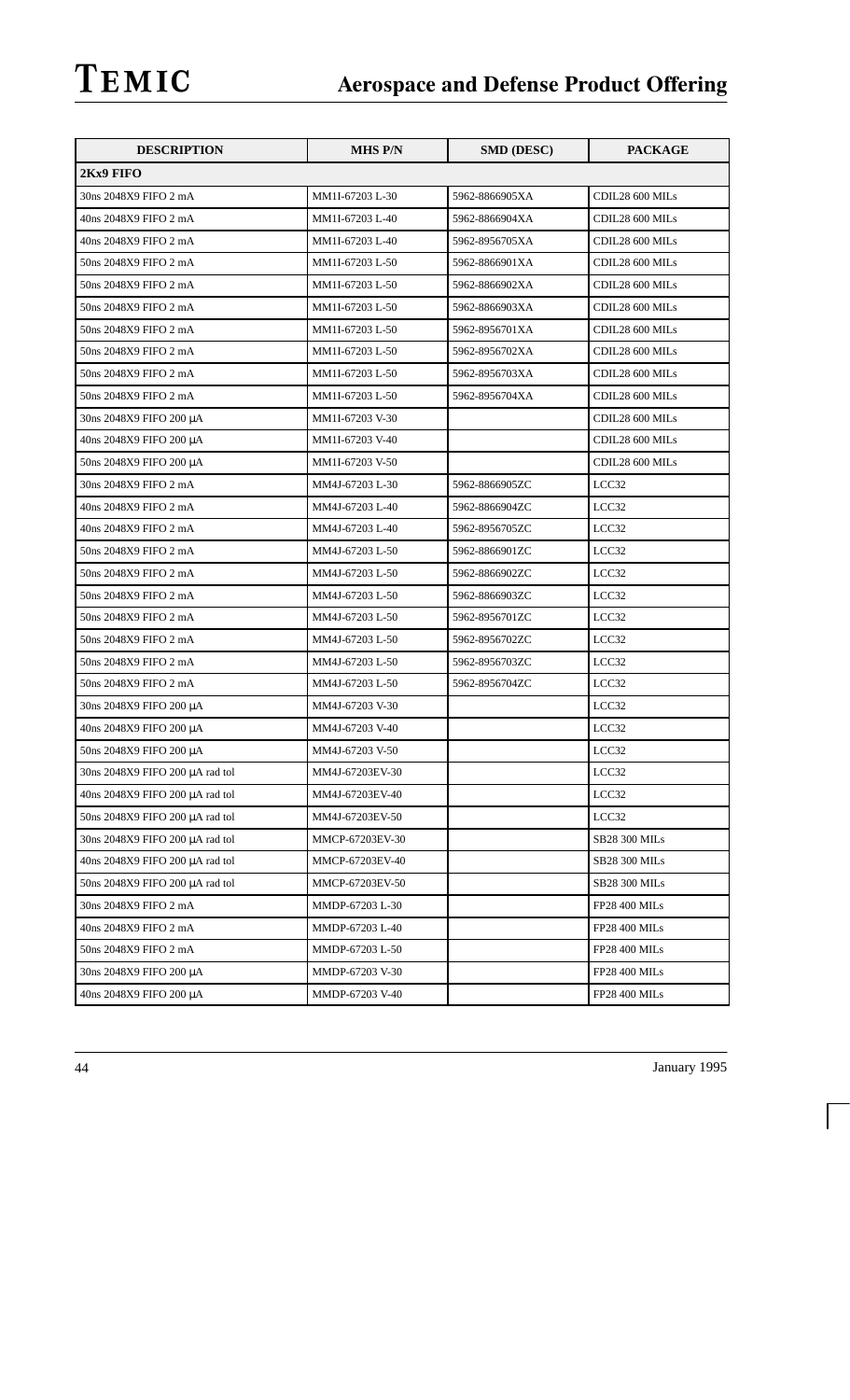| DESCRIPTION | MHS P/N | SMD (DESC) | PACKAGE |
|---|---|---|---|
| **2Kx9 FIFO** | | | |
| 30ns 2048X9 FIFO 2 mA | MM1I-67203 L-30 | 5962-8866905XA | CDIL28 600 MILs |
| 40ns 2048X9 FIFO 2 mA | MM1I-67203 L-40 | 5962-8866904XA | CDIL28 600 MILs |
| 40ns 2048X9 FIFO 2 mA | MM1I-67203 L-40 | 5962-8956705XA | CDIL28 600 MILs |
| 50ns 2048X9 FIFO 2 mA | MM1I-67203 L-50 | 5962-8866901XA | CDIL28 600 MILs |
| 50ns 2048X9 FIFO 2 mA | MM1I-67203 L-50 | 5962-8866902XA | CDIL28 600 MILs |
| 50ns 2048X9 FIFO 2 mA | MM1I-67203 L-50 | 5962-8866903XA | CDIL28 600 MILs |
| 50ns 2048X9 FIFO 2 mA | MM1I-67203 L-50 | 5962-8956701XA | CDIL28 600 MILs |
| 50ns 2048X9 FIFO 2 mA | MM1I-67203 L-50 | 5962-8956702XA | CDIL28 600 MILs |
| 50ns 2048X9 FIFO 2 mA | MM1I-67203 L-50 | 5962-8956703XA | CDIL28 600 MILs |
| 50ns 2048X9 FIFO 2 mA | MM1I-67203 L-50 | 5962-8956704XA | CDIL28 600 MILs |
| 30ns 2048X9 FIFO 200 μA | MM1I-67203 V-30 | | CDIL28 600 MILs |
| 40ns 2048X9 FIFO 200 μA | MM1I-67203 V-40 | | CDIL28 600 MILs |
| 50ns 2048X9 FIFO 200 μA | MM1I-67203 V-50 | | CDIL28 600 MILs |
| 30ns 2048X9 FIFO 2 mA | MM4J-67203 L-30 | 5962-8866905ZC | LCC32 |
| 40ns 2048X9 FIFO 2 mA | MM4J-67203 L-40 | 5962-8866904ZC | LCC32 |
| 40ns 2048X9 FIFO 2 mA | MM4J-67203 L-40 | 5962-8956705ZC | LCC32 |
| 50ns 2048X9 FIFO 2 mA | MM4J-67203 L-50 | 5962-8866901ZC | LCC32 |
| 50ns 2048X9 FIFO 2 mA | MM4J-67203 L-50 | 5962-8866902ZC | LCC32 |
| 50ns 2048X9 FIFO 2 mA | MM4J-67203 L-50 | 5962-8866903ZC | LCC32 |
| 50ns 2048X9 FIFO 2 mA | MM4J-67203 L-50 | 5962-8956701ZC | LCC32 |
| 50ns 2048X9 FIFO 2 mA | MM4J-67203 L-50 | 5962-8956702ZC | LCC32 |
| 50ns 2048X9 FIFO 2 mA | MM4J-67203 L-50 | 5962-8956703ZC | LCC32 |
| 50ns 2048X9 FIFO 2 mA | MM4J-67203 L-50 | 5962-8956704ZC | LCC32 |
| 30ns 2048X9 FIFO 200 μA | MM4J-67203 V-30 | | LCC32 |
| 40ns 2048X9 FIFO 200 μA | MM4J-67203 V-40 | | LCC32 |
| 50ns 2048X9 FIFO 200 μA | MM4J-67203 V-50 | | LCC32 |
| 30ns 2048X9 FIFO 200 μA rad tol | MM4J-67203EV-30 | | LCC32 |
| 40ns 2048X9 FIFO 200 μA rad tol | MM4J-67203EV-40 | | LCC32 |
| 50ns 2048X9 FIFO 200 μA rad tol | MM4J-67203EV-50 | | LCC32 |
| 30ns 2048X9 FIFO 200 μA rad tol | MMCP-67203EV-30 | | SB28 300 MILs |
| 40ns 2048X9 FIFO 200 μA rad tol | MMCP-67203EV-40 | | SB28 300 MILs |
| 50ns 2048X9 FIFO 200 μA rad tol | MMCP-67203EV-50 | | SB28 300 MILs |
| 30ns 2048X9 FIFO 2 mA | MMDP-67203 L-30 | | FP28 400 MILs |
| 40ns 2048X9 FIFO 2 mA | MMDP-67203 L-40 | | FP28 400 MILs |
| 50ns 2048X9 FIFO 2 mA | MMDP-67203 L-50 | | FP28 400 MILs |
| 30ns 2048X9 FIFO 200 μA | MMDP-67203 V-30 | | FP28 400 MILs |
| 40ns 2048X9 FIFO 200 μA | MMDP-67203 V-40 | | FP28 400 MILs |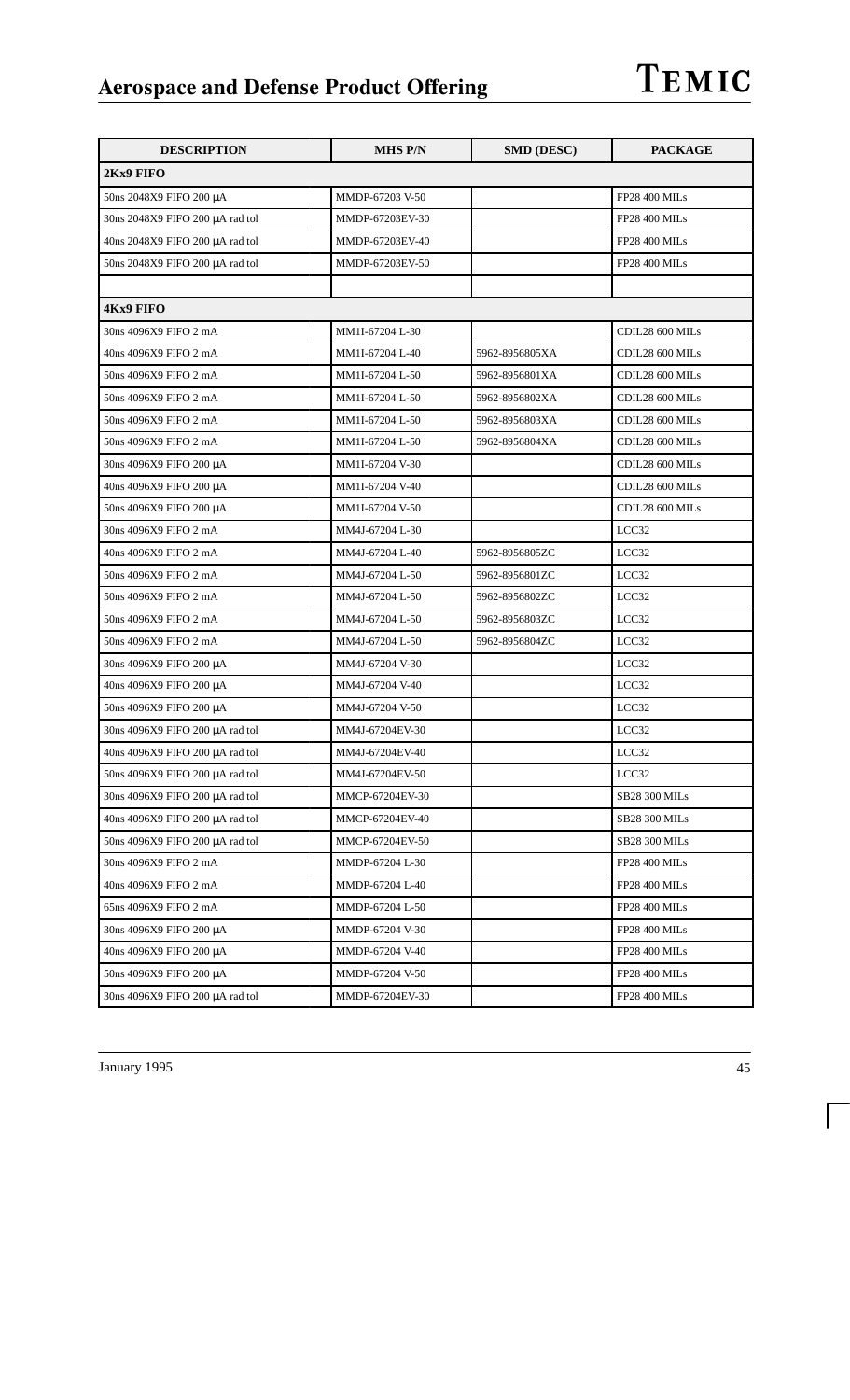| DESCRIPTION | MHS P/N | SMD (DESC) | PACKAGE |
|---|---|---|---|
| **2Kx9 FIFO** | | | |
| 50ns 2048X9 FIFO 200 µA | MMDP-67203 V-50 | | FP28 400 MILs |
| 30ns 2048X9 FIFO 200 µA rad tol | MMDP-67203EV-30 | | FP28 400 MILs |
| 40ns 2048X9 FIFO 200 µA rad tol | MMDP-67203EV-40 | | FP28 400 MILs |
| 50ns 2048X9 FIFO 200 µA rad tol | MMDP-67203EV-50 | | FP28 400 MILs |
| | | | |
| **4Kx9 FIFO** | | | |
| 30ns 4096X9 FIFO 2 mA | MM1I-67204 L-30 | | CDIL28 600 MILs |
| 40ns 4096X9 FIFO 2 mA | MM1I-67204 L-40 | 5962-8956805XA | CDIL28 600 MILs |
| 50ns 4096X9 FIFO 2 mA | MM1I-67204 L-50 | 5962-8956801XA | CDIL28 600 MILs |
| 50ns 4096X9 FIFO 2 mA | MM1I-67204 L-50 | 5962-8956802XA | CDIL28 600 MILs |
| 50ns 4096X9 FIFO 2 mA | MM1I-67204 L-50 | 5962-8956803XA | CDIL28 600 MILs |
| 50ns 4096X9 FIFO 2 mA | MM1I-67204 L-50 | 5962-8956804XA | CDIL28 600 MILs |
| 30ns 4096X9 FIFO 200 µA | MM1I-67204 V-30 | | CDIL28 600 MILs |
| 40ns 4096X9 FIFO 200 µA | MM1I-67204 V-40 | | CDIL28 600 MILs |
| 50ns 4096X9 FIFO 200 µA | MM1I-67204 V-50 | | CDIL28 600 MILs |
| 30ns 4096X9 FIFO 2 mA | MM4J-67204 L-30 | | LCC32 |
| 40ns 4096X9 FIFO 2 mA | MM4J-67204 L-40 | 5962-8956805ZC | LCC32 |
| 50ns 4096X9 FIFO 2 mA | MM4J-67204 L-50 | 5962-8956801ZC | LCC32 |
| 50ns 4096X9 FIFO 2 mA | MM4J-67204 L-50 | 5962-8956802ZC | LCC32 |
| 50ns 4096X9 FIFO 2 mA | MM4J-67204 L-50 | 5962-8956803ZC | LCC32 |
| 50ns 4096X9 FIFO 2 mA | MM4J-67204 L-50 | 5962-8956804ZC | LCC32 |
| 30ns 4096X9 FIFO 200 µA | MM4J-67204 V-30 | | LCC32 |
| 40ns 4096X9 FIFO 200 µA | MM4J-67204 V-40 | | LCC32 |
| 50ns 4096X9 FIFO 200 µA | MM4J-67204 V-50 | | LCC32 |
| 30ns 4096X9 FIFO 200 µA rad tol | MM4J-67204EV-30 | | LCC32 |
| 40ns 4096X9 FIFO 200 µA rad tol | MM4J-67204EV-40 | | LCC32 |
| 50ns 4096X9 FIFO 200 µA rad tol | MM4J-67204EV-50 | | LCC32 |
| 30ns 4096X9 FIFO 200 µA rad tol | MMCP-67204EV-30 | | SB28 300 MILs |
| 40ns 4096X9 FIFO 200 µA rad tol | MMCP-67204EV-40 | | SB28 300 MILs |
| 50ns 4096X9 FIFO 200 µA rad tol | MMCP-67204EV-50 | | SB28 300 MILs |
| 30ns 4096X9 FIFO 2 mA | MMDP-67204 L-30 | | FP28 400 MILs |
| 40ns 4096X9 FIFO 2 mA | MMDP-67204 L-40 | | FP28 400 MILs |
| 65ns 4096X9 FIFO 2 mA | MMDP-67204 L-50 | | FP28 400 MILs |
| 30ns 4096X9 FIFO 200 µA | MMDP-67204 V-30 | | FP28 400 MILs |
| 40ns 4096X9 FIFO 200 µA | MMDP-67204 V-40 | | FP28 400 MILs |
| 50ns 4096X9 FIFO 200 µA | MMDP-67204 V-50 | | FP28 400 MILs |
| 30ns 4096X9 FIFO 200 µA rad tol | MMDP-67204EV-30 | | FP28 400 MILs |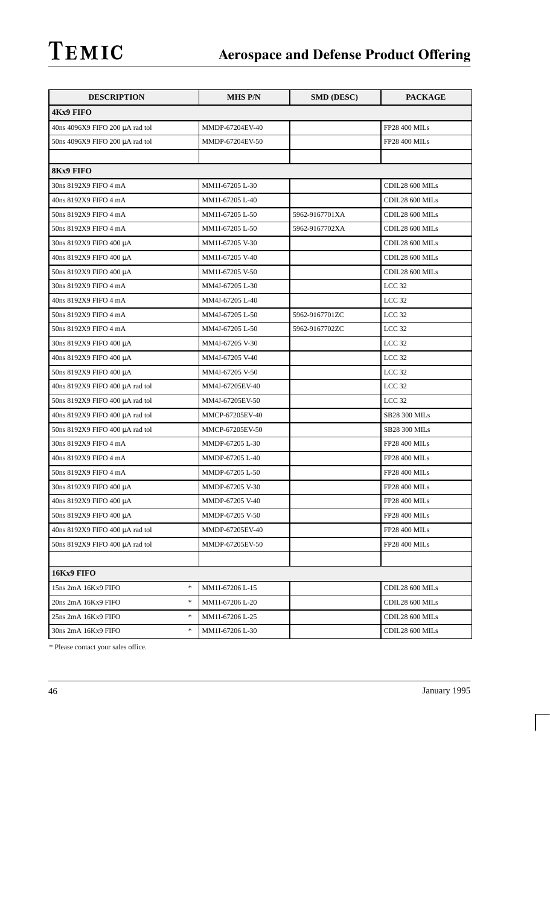# TEMIC — Aerospace and Defense Product Offering

| DESCRIPTION | MHS P/N | SMD (DESC) | PACKAGE |
|---|---|---|---|
| **4Kx9 FIFO** | | | |
| 40ns 4096X9 FIFO 200 µA rad tol | MMDP-67204EV-40 | | FP28 400 MILs |
| 50ns 4096X9 FIFO 200 µA rad tol | MMDP-67204EV-50 | | FP28 400 MILs |
| | | | |
| **8Kx9 FIFO** | | | |
| 30ns 8192X9 FIFO 4 mA | MM1I-67205 L-30 | | CDIL28 600 MILs |
| 40ns 8192X9 FIFO 4 mA | MM1I-67205 L-40 | | CDIL28 600 MILs |
| 50ns 8192X9 FIFO 4 mA | MM1I-67205 L-50 | 5962-9167701XA | CDIL28 600 MILs |
| 50ns 8192X9 FIFO 4 mA | MM1I-67205 L-50 | 5962-9167702XA | CDIL28 600 MILs |
| 30ns 8192X9 FIFO 400 µA | MM1I-67205 V-30 | | CDIL28 600 MILs |
| 40ns 8192X9 FIFO 400 µA | MM1I-67205 V-40 | | CDIL28 600 MILs |
| 50ns 8192X9 FIFO 400 µA | MM1I-67205 V-50 | | CDIL28 600 MILs |
| 30ns 8192X9 FIFO 4 mA | MM4J-67205 L-30 | | LCC 32 |
| 40ns 8192X9 FIFO 4 mA | MM4J-67205 L-40 | | LCC 32 |
| 50ns 8192X9 FIFO 4 mA | MM4J-67205 L-50 | 5962-9167701ZC | LCC 32 |
| 50ns 8192X9 FIFO 4 mA | MM4J-67205 L-50 | 5962-9167702ZC | LCC 32 |
| 30ns 8192X9 FIFO 400 µA | MM4J-67205 V-30 | | LCC 32 |
| 40ns 8192X9 FIFO 400 µA | MM4J-67205 V-40 | | LCC 32 |
| 50ns 8192X9 FIFO 400 µA | MM4J-67205 V-50 | | LCC 32 |
| 40ns 8192X9 FIFO 400 µA rad tol | MM4J-67205EV-40 | | LCC 32 |
| 50ns 8192X9 FIFO 400 µA rad tol | MM4J-67205EV-50 | | LCC 32 |
| 40ns 8192X9 FIFO 400 µA rad tol | MMCP-67205EV-40 | | SB28 300 MILs |
| 50ns 8192X9 FIFO 400 µA rad tol | MMCP-67205EV-50 | | SB28 300 MILs |
| 30ns 8192X9 FIFO 4 mA | MMDP-67205 L-30 | | FP28 400 MILs |
| 40ns 8192X9 FIFO 4 mA | MMDP-67205 L-40 | | FP28 400 MILs |
| 50ns 8192X9 FIFO 4 mA | MMDP-67205 L-50 | | FP28 400 MILs |
| 30ns 8192X9 FIFO 400 µA | MMDP-67205 V-30 | | FP28 400 MILs |
| 40ns 8192X9 FIFO 400 µA | MMDP-67205 V-40 | | FP28 400 MILs |
| 50ns 8192X9 FIFO 400 µA | MMDP-67205 V-50 | | FP28 400 MILs |
| 40ns 8192X9 FIFO 400 µA rad tol | MMDP-67205EV-40 | | FP28 400 MILs |
| 50ns 8192X9 FIFO 400 µA rad tol | MMDP-67205EV-50 | | FP28 400 MILs |
| | | | |
| **16Kx9 FIFO** | | | |
| 15ns 2mA 16Kx9 FIFO * | MM1I-67206 L-15 | | CDIL28 600 MILs |
| 20ns 2mA 16Kx9 FIFO * | MM1I-67206 L-20 | | CDIL28 600 MILs |
| 25ns 2mA 16Kx9 FIFO * | MM1I-67206 L-25 | | CDIL28 600 MILs |
| 30ns 2mA 16Kx9 FIFO * | MM1I-67206 L-30 | | CDIL28 600 MILs |

* Please contact your sales office.

January 1995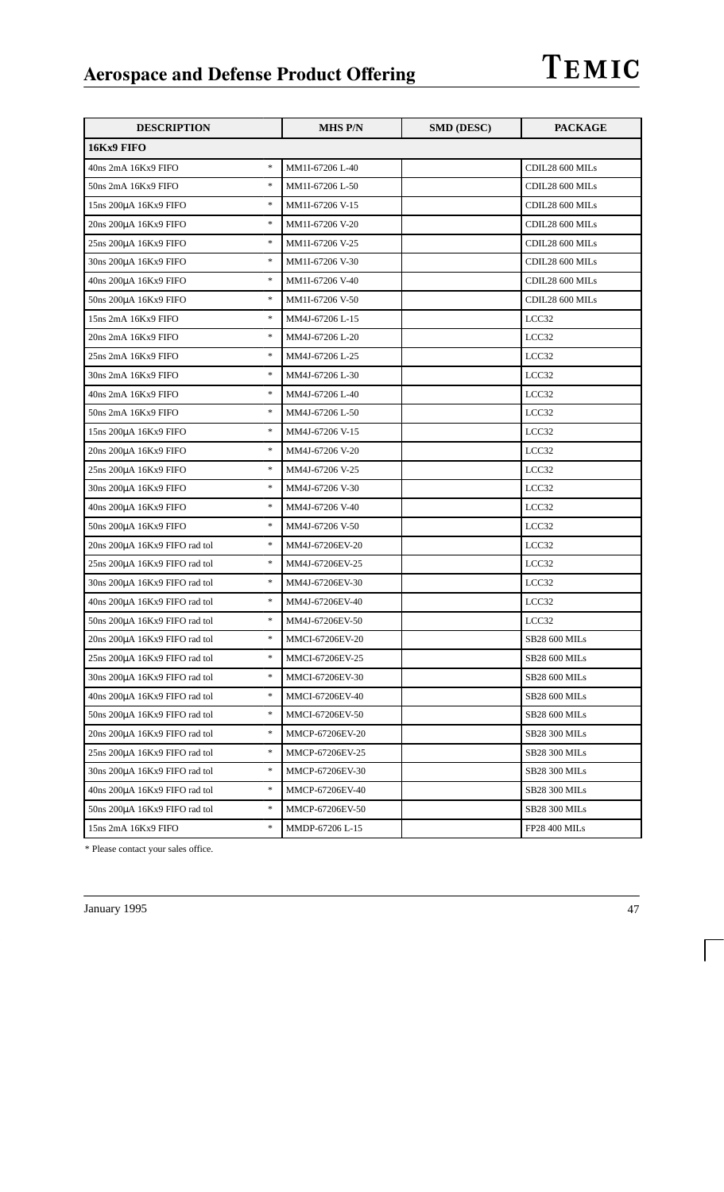| DESCRIPTION | | MHS P/N | SMD (DESC) | PACKAGE |
|---|---|---|---|---|
| **16Kx9 FIFO** | | | | |
| 40ns 2mA 16Kx9 FIFO | * | MM1I-67206 L-40 | | CDIL28 600 MILs |
| 50ns 2mA 16Kx9 FIFO | * | MM1I-67206 L-50 | | CDIL28 600 MILs |
| 15ns 200µA 16Kx9 FIFO | * | MM1I-67206 V-15 | | CDIL28 600 MILs |
| 20ns 200µA 16Kx9 FIFO | * | MM1I-67206 V-20 | | CDIL28 600 MILs |
| 25ns 200µA 16Kx9 FIFO | * | MM1I-67206 V-25 | | CDIL28 600 MILs |
| 30ns 200µA 16Kx9 FIFO | * | MM1I-67206 V-30 | | CDIL28 600 MILs |
| 40ns 200µA 16Kx9 FIFO | * | MM1I-67206 V-40 | | CDIL28 600 MILs |
| 50ns 200µA 16Kx9 FIFO | * | MM1I-67206 V-50 | | CDIL28 600 MILs |
| 15ns 2mA 16Kx9 FIFO | * | MM4J-67206 L-15 | | LCC32 |
| 20ns 2mA 16Kx9 FIFO | * | MM4J-67206 L-20 | | LCC32 |
| 25ns 2mA 16Kx9 FIFO | * | MM4J-67206 L-25 | | LCC32 |
| 30ns 2mA 16Kx9 FIFO | * | MM4J-67206 L-30 | | LCC32 |
| 40ns 2mA 16Kx9 FIFO | * | MM4J-67206 L-40 | | LCC32 |
| 50ns 2mA 16Kx9 FIFO | * | MM4J-67206 L-50 | | LCC32 |
| 15ns 200µA 16Kx9 FIFO | * | MM4J-67206 V-15 | | LCC32 |
| 20ns 200µA 16Kx9 FIFO | * | MM4J-67206 V-20 | | LCC32 |
| 25ns 200µA 16Kx9 FIFO | * | MM4J-67206 V-25 | | LCC32 |
| 30ns 200µA 16Kx9 FIFO | * | MM4J-67206 V-30 | | LCC32 |
| 40ns 200µA 16Kx9 FIFO | * | MM4J-67206 V-40 | | LCC32 |
| 50ns 200µA 16Kx9 FIFO | * | MM4J-67206 V-50 | | LCC32 |
| 20ns 200µA 16Kx9 FIFO rad tol | * | MM4J-67206EV-20 | | LCC32 |
| 25ns 200µA 16Kx9 FIFO rad tol | * | MM4J-67206EV-25 | | LCC32 |
| 30ns 200µA 16Kx9 FIFO rad tol | * | MM4J-67206EV-30 | | LCC32 |
| 40ns 200µA 16Kx9 FIFO rad tol | * | MM4J-67206EV-40 | | LCC32 |
| 50ns 200µA 16Kx9 FIFO rad tol | * | MM4J-67206EV-50 | | LCC32 |
| 20ns 200µA 16Kx9 FIFO rad tol | * | MMCI-67206EV-20 | | SB28 600 MILs |
| 25ns 200µA 16Kx9 FIFO rad tol | * | MMCI-67206EV-25 | | SB28 600 MILs |
| 30ns 200µA 16Kx9 FIFO rad tol | * | MMCI-67206EV-30 | | SB28 600 MILs |
| 40ns 200µA 16Kx9 FIFO rad tol | * | MMCI-67206EV-40 | | SB28 600 MILs |
| 50ns 200µA 16Kx9 FIFO rad tol | * | MMCI-67206EV-50 | | SB28 600 MILs |
| 20ns 200µA 16Kx9 FIFO rad tol | * | MMCP-67206EV-20 | | SB28 300 MILs |
| 25ns 200µA 16Kx9 FIFO rad tol | * | MMCP-67206EV-25 | | SB28 300 MILs |
| 30ns 200µA 16Kx9 FIFO rad tol | * | MMCP-67206EV-30 | | SB28 300 MILs |
| 40ns 200µA 16Kx9 FIFO rad tol | * | MMCP-67206EV-40 | | SB28 300 MILs |
| 50ns 200µA 16Kx9 FIFO rad tol | * | MMCP-67206EV-50 | | SB28 300 MILs |
| 15ns 2mA 16Kx9 FIFO | * | MMDP-67206 L-15 | | FP28 400 MILs |

* Please contact your sales office.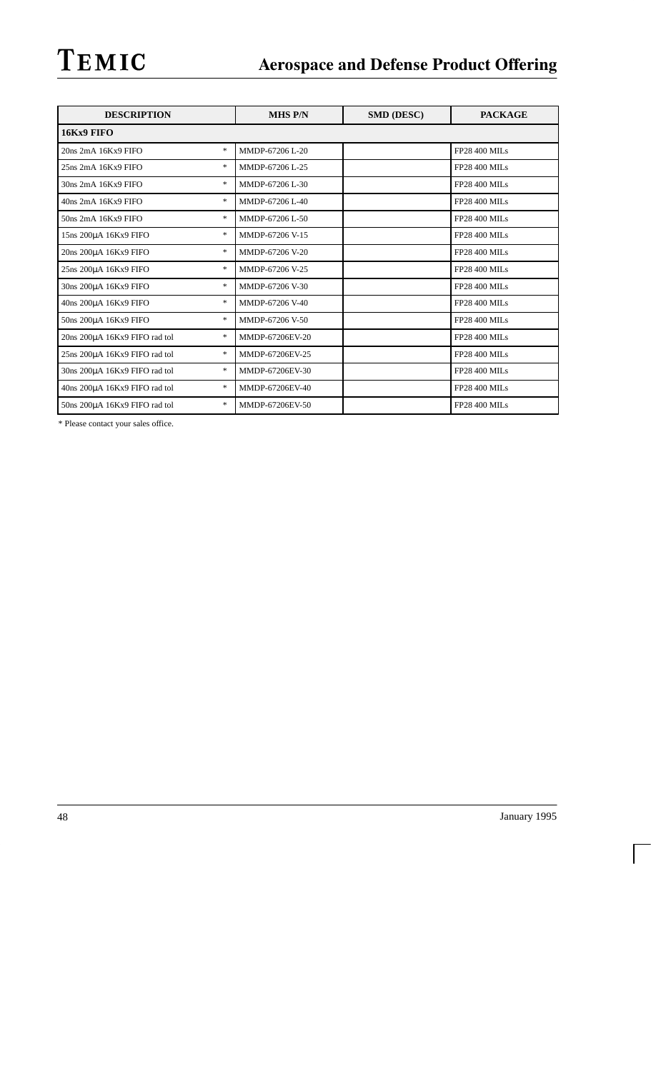| DESCRIPTION | | MHS P/N | SMD (DESC) | PACKAGE |
|---|---|---|---|---|
| **16Kx9 FIFO** | | | | |
| 20ns 2mA 16Kx9 FIFO | * | MMDP-67206 L-20 | | FP28 400 MILs |
| 25ns 2mA 16Kx9 FIFO | * | MMDP-67206 L-25 | | FP28 400 MILs |
| 30ns 2mA 16Kx9 FIFO | * | MMDP-67206 L-30 | | FP28 400 MILs |
| 40ns 2mA 16Kx9 FIFO | * | MMDP-67206 L-40 | | FP28 400 MILs |
| 50ns 2mA 16Kx9 FIFO | * | MMDP-67206 L-50 | | FP28 400 MILs |
| 15ns 200µA 16Kx9 FIFO | * | MMDP-67206 V-15 | | FP28 400 MILs |
| 20ns 200µA 16Kx9 FIFO | * | MMDP-67206 V-20 | | FP28 400 MILs |
| 25ns 200µA 16Kx9 FIFO | * | MMDP-67206 V-25 | | FP28 400 MILs |
| 30ns 200µA 16Kx9 FIFO | * | MMDP-67206 V-30 | | FP28 400 MILs |
| 40ns 200µA 16Kx9 FIFO | * | MMDP-67206 V-40 | | FP28 400 MILs |
| 50ns 200µA 16Kx9 FIFO | * | MMDP-67206 V-50 | | FP28 400 MILs |
| 20ns 200µA 16Kx9 FIFO rad tol | * | MMDP-67206EV-20 | | FP28 400 MILs |
| 25ns 200µA 16Kx9 FIFO rad tol | * | MMDP-67206EV-25 | | FP28 400 MILs |
| 30ns 200µA 16Kx9 FIFO rad tol | * | MMDP-67206EV-30 | | FP28 400 MILs |
| 40ns 200µA 16Kx9 FIFO rad tol | * | MMDP-67206EV-40 | | FP28 400 MILs |
| 50ns 200µA 16Kx9 FIFO rad tol | * | MMDP-67206EV-50 | | FP28 400 MILs |

* Please contact your sales office.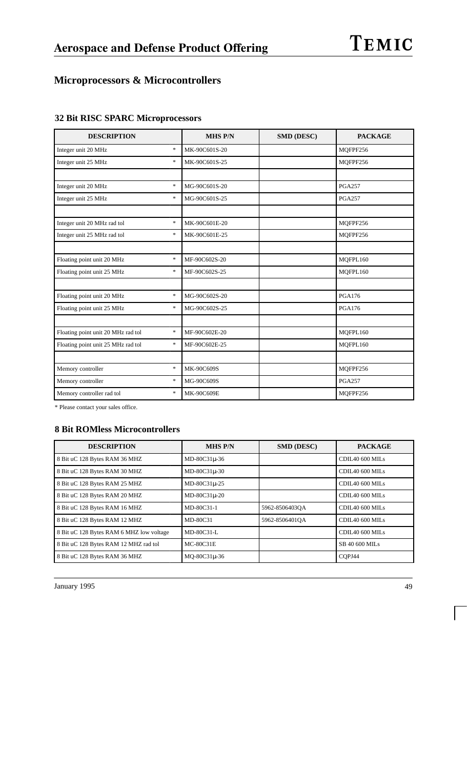## Microprocessors & Microcontrollers

### 32 Bit RISC SPARC Microprocessors

| DESCRIPTION | | MHS P/N | SMD (DESC) | PACKAGE |
|---|---|---|---|---|
| Integer unit 20 MHz | * | MK-90C601S-20 | | MQFPF256 |
| Integer unit 25 MHz | * | MK-90C601S-25 | | MQFPF256 |
| | | | | |
| Integer unit 20 MHz | * | MG-90C601S-20 | | PGA257 |
| Integer unit 25 MHz | * | MG-90C601S-25 | | PGA257 |
| | | | | |
| Integer unit 20 MHz rad tol | * | MK-90C601E-20 | | MQFPF256 |
| Integer unit 25 MHz rad tol | * | MK-90C601E-25 | | MQFPF256 |
| | | | | |
| Floating point unit 20 MHz | * | MF-90C602S-20 | | MQFPL160 |
| Floating point unit 25 MHz | * | MF-90C602S-25 | | MQFPL160 |
| | | | | |
| Floating point unit 20 MHz | * | MG-90C602S-20 | | PGA176 |
| Floating point unit 25 MHz | * | MG-90C602S-25 | | PGA176 |
| | | | | |
| Floating point unit 20 MHz rad tol | * | MF-90C602E-20 | | MQFPL160 |
| Floating point unit 25 MHz rad tol | * | MF-90C602E-25 | | MQFPL160 |
| | | | | |
| Memory controller | * | MK-90C609S | | MQFPF256 |
| Memory controller | * | MG-90C609S | | PGA257 |
| Memory controller rad tol | * | MK-90C609E | | MQFPF256 |

* Please contact your sales office.

### 8 Bit ROMless Microcontrollers

| DESCRIPTION | MHS P/N | SMD (DESC) | PACKAGE |
|---|---|---|---|
| 8 Bit uC 128 Bytes RAM 36 MHZ | MD-80C31µ-36 | | CDIL40 600 MILs |
| 8 Bit uC 128 Bytes RAM 30 MHZ | MD-80C31µ-30 | | CDIL40 600 MILs |
| 8 Bit uC 128 Bytes RAM 25 MHZ | MD-80C31µ-25 | | CDIL40 600 MILs |
| 8 Bit uC 128 Bytes RAM 20 MHZ | MD-80C31µ-20 | | CDIL40 600 MILs |
| 8 Bit uC 128 Bytes RAM 16 MHZ | MD-80C31-1 | 5962-8506403QA | CDIL40 600 MILs |
| 8 Bit uC 128 Bytes RAM 12 MHZ | MD-80C31 | 5962-8506401QA | CDIL40 600 MILs |
| 8 Bit uC 128 Bytes RAM 6 MHZ low voltage | MD-80C31-L | | CDIL40 600 MILs |
| 8 Bit uC 128 Bytes RAM 12 MHZ rad tol | MC-80C31E | | SB 40 600 MILs |
| 8 Bit uC 128 Bytes RAM 36 MHZ | MQ-80C31µ-36 | | CQPJ44 |

January 1995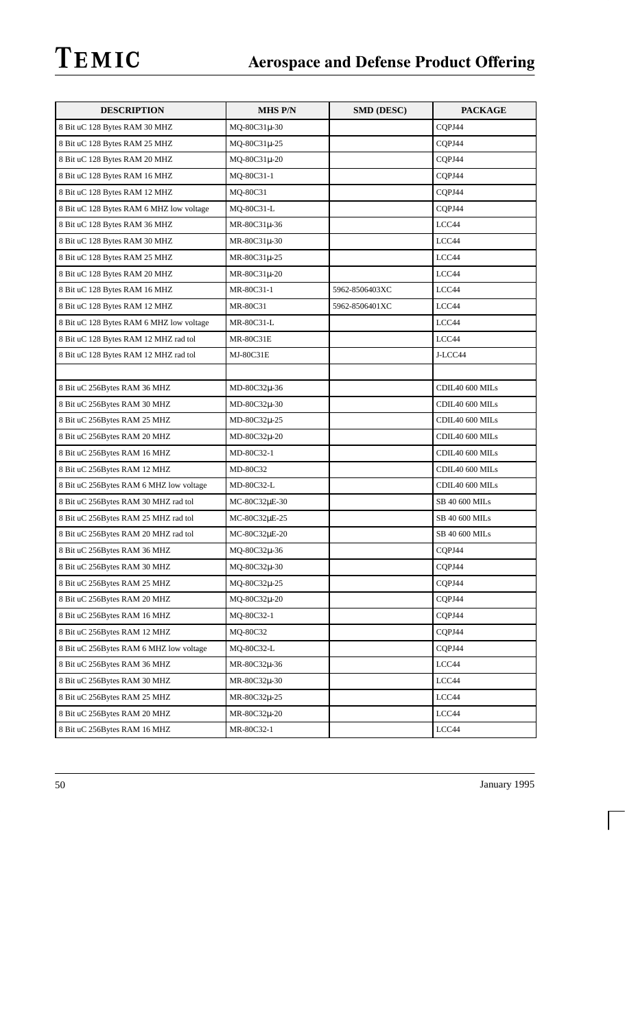| DESCRIPTION | MHS P/N | SMD (DESC) | PACKAGE |
|---|---|---|---|
| 8 Bit uC 128 Bytes RAM 30 MHZ | MQ-80C31µ-30 | | CQPJ44 |
| 8 Bit uC 128 Bytes RAM 25 MHZ | MQ-80C31µ-25 | | CQPJ44 |
| 8 Bit uC 128 Bytes RAM 20 MHZ | MQ-80C31µ-20 | | CQPJ44 |
| 8 Bit uC 128 Bytes RAM 16 MHZ | MQ-80C31-1 | | CQPJ44 |
| 8 Bit uC 128 Bytes RAM 12 MHZ | MQ-80C31 | | CQPJ44 |
| 8 Bit uC 128 Bytes RAM 6 MHZ low voltage | MQ-80C31-L | | CQPJ44 |
| 8 Bit uC 128 Bytes RAM 36 MHZ | MR-80C31µ-36 | | LCC44 |
| 8 Bit uC 128 Bytes RAM 30 MHZ | MR-80C31µ-30 | | LCC44 |
| 8 Bit uC 128 Bytes RAM 25 MHZ | MR-80C31µ-25 | | LCC44 |
| 8 Bit uC 128 Bytes RAM 20 MHZ | MR-80C31µ-20 | | LCC44 |
| 8 Bit uC 128 Bytes RAM 16 MHZ | MR-80C31-1 | 5962-8506403XC | LCC44 |
| 8 Bit uC 128 Bytes RAM 12 MHZ | MR-80C31 | 5962-8506401XC | LCC44 |
| 8 Bit uC 128 Bytes RAM 6 MHZ low voltage | MR-80C31-L | | LCC44 |
| 8 Bit uC 128 Bytes RAM 12 MHZ rad tol | MR-80C31E | | LCC44 |
| 8 Bit uC 128 Bytes RAM 12 MHZ rad tol | MJ-80C31E | | J-LCC44 |
| | | | |
| 8 Bit uC 256Bytes RAM 36 MHZ | MD-80C32µ-36 | | CDIL40 600 MILs |
| 8 Bit uC 256Bytes RAM 30 MHZ | MD-80C32µ-30 | | CDIL40 600 MILs |
| 8 Bit uC 256Bytes RAM 25 MHZ | MD-80C32µ-25 | | CDIL40 600 MILs |
| 8 Bit uC 256Bytes RAM 20 MHZ | MD-80C32µ-20 | | CDIL40 600 MILs |
| 8 Bit uC 256Bytes RAM 16 MHZ | MD-80C32-1 | | CDIL40 600 MILs |
| 8 Bit uC 256Bytes RAM 12 MHZ | MD-80C32 | | CDIL40 600 MILs |
| 8 Bit uC 256Bytes RAM 6 MHZ low voltage | MD-80C32-L | | CDIL40 600 MILs |
| 8 Bit uC 256Bytes RAM 30 MHZ rad tol | MC-80C32µE-30 | | SB 40 600 MILs |
| 8 Bit uC 256Bytes RAM 25 MHZ rad tol | MC-80C32µE-25 | | SB 40 600 MILs |
| 8 Bit uC 256Bytes RAM 20 MHZ rad tol | MC-80C32µE-20 | | SB 40 600 MILs |
| 8 Bit uC 256Bytes RAM 36 MHZ | MQ-80C32µ-36 | | CQPJ44 |
| 8 Bit uC 256Bytes RAM 30 MHZ | MQ-80C32µ-30 | | CQPJ44 |
| 8 Bit uC 256Bytes RAM 25 MHZ | MQ-80C32µ-25 | | CQPJ44 |
| 8 Bit uC 256Bytes RAM 20 MHZ | MQ-80C32µ-20 | | CQPJ44 |
| 8 Bit uC 256Bytes RAM 16 MHZ | MQ-80C32-1 | | CQPJ44 |
| 8 Bit uC 256Bytes RAM 12 MHZ | MQ-80C32 | | CQPJ44 |
| 8 Bit uC 256Bytes RAM 6 MHZ low voltage | MQ-80C32-L | | CQPJ44 |
| 8 Bit uC 256Bytes RAM 36 MHZ | MR-80C32µ-36 | | LCC44 |
| 8 Bit uC 256Bytes RAM 30 MHZ | MR-80C32µ-30 | | LCC44 |
| 8 Bit uC 256Bytes RAM 25 MHZ | MR-80C32µ-25 | | LCC44 |
| 8 Bit uC 256Bytes RAM 20 MHZ | MR-80C32µ-20 | | LCC44 |
| 8 Bit uC 256Bytes RAM 16 MHZ | MR-80C32-1 | | LCC44 |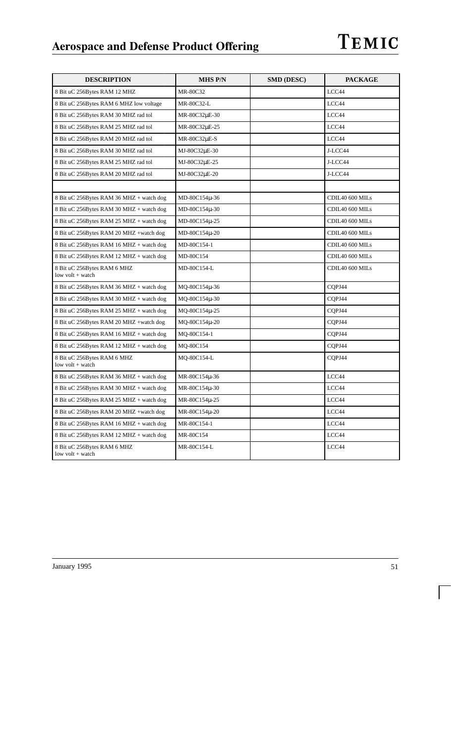| DESCRIPTION | MHS P/N | SMD (DESC) | PACKAGE |
|---|---|---|---|
| 8 Bit uC 256Bytes RAM 12 MHZ | MR-80C32 | | LCC44 |
| 8 Bit uC 256Bytes RAM 6 MHZ low voltage | MR-80C32-L | | LCC44 |
| 8 Bit uC 256Bytes RAM 30 MHZ rad tol | MR-80C32µE-30 | | LCC44 |
| 8 Bit uC 256Bytes RAM 25 MHZ rad tol | MR-80C32µE-25 | | LCC44 |
| 8 Bit uC 256Bytes RAM 20 MHZ rad tol | MR-80C32µE-S | | LCC44 |
| 8 Bit uC 256Bytes RAM 30 MHZ rad tol | MJ-80C32µE-30 | | J-LCC44 |
| 8 Bit uC 256Bytes RAM 25 MHZ rad tol | MJ-80C32µE-25 | | J-LCC44 |
| 8 Bit uC 256Bytes RAM 20 MHZ rad tol | MJ-80C32µE-20 | | J-LCC44 |
| | | | |
| 8 Bit uC 256Bytes RAM 36 MHZ + watch dog | MD-80C154µ-36 | | CDIL40 600 MILs |
| 8 Bit uC 256Bytes RAM 30 MHZ + watch dog | MD-80C154µ-30 | | CDIL40 600 MILs |
| 8 Bit uC 256Bytes RAM 25 MHZ + watch dog | MD-80C154µ-25 | | CDIL40 600 MILs |
| 8 Bit uC 256Bytes RAM 20 MHZ +watch dog | MD-80C154µ-20 | | CDIL40 600 MILs |
| 8 Bit uC 256Bytes RAM 16 MHZ + watch dog | MD-80C154-1 | | CDIL40 600 MILs |
| 8 Bit uC 256Bytes RAM 12 MHZ + watch dog | MD-80C154 | | CDIL40 600 MILs |
| 8 Bit uC 256Bytes RAM 6 MHZ low volt + watch | MD-80C154-L | | CDIL40 600 MILs |
| 8 Bit uC 256Bytes RAM 36 MHZ + watch dog | MQ-80C154µ-36 | | CQPJ44 |
| 8 Bit uC 256Bytes RAM 30 MHZ + watch dog | MQ-80C154µ-30 | | CQPJ44 |
| 8 Bit uC 256Bytes RAM 25 MHZ + watch dog | MQ-80C154µ-25 | | CQPJ44 |
| 8 Bit uC 256Bytes RAM 20 MHZ +watch dog | MQ-80C154µ-20 | | CQPJ44 |
| 8 Bit uC 256Bytes RAM 16 MHZ + watch dog | MQ-80C154-1 | | CQPJ44 |
| 8 Bit uC 256Bytes RAM 12 MHZ + watch dog | MQ-80C154 | | CQPJ44 |
| 8 Bit uC 256Bytes RAM 6 MHZ low volt + watch | MQ-80C154-L | | CQPJ44 |
| 8 Bit uC 256Bytes RAM 36 MHZ + watch dog | MR-80C154µ-36 | | LCC44 |
| 8 Bit uC 256Bytes RAM 30 MHZ + watch dog | MR-80C154µ-30 | | LCC44 |
| 8 Bit uC 256Bytes RAM 25 MHZ + watch dog | MR-80C154µ-25 | | LCC44 |
| 8 Bit uC 256Bytes RAM 20 MHZ +watch dog | MR-80C154µ-20 | | LCC44 |
| 8 Bit uC 256Bytes RAM 16 MHZ + watch dog | MR-80C154-1 | | LCC44 |
| 8 Bit uC 256Bytes RAM 12 MHZ + watch dog | MR-80C154 | | LCC44 |
| 8 Bit uC 256Bytes RAM 6 MHZ low volt + watch | MR-80C154-L | | LCC44 |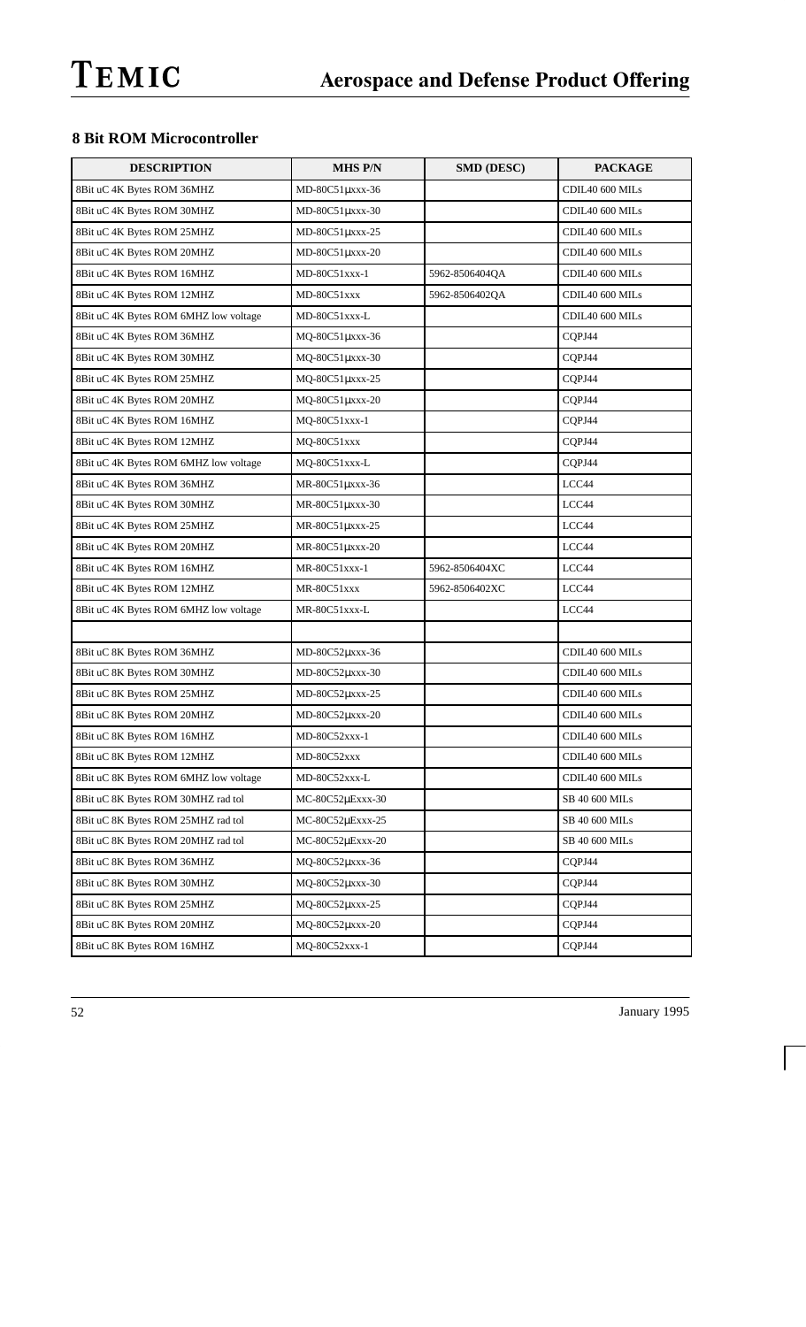## 8 Bit ROM Microcontroller

| DESCRIPTION | MHS P/N | SMD (DESC) | PACKAGE |
|---|---|---|---|
| 8Bit uC 4K Bytes ROM 36MHZ | MD-80C51μxxx-36 | | CDIL40 600 MILs |
| 8Bit uC 4K Bytes ROM 30MHZ | MD-80C51μxxx-30 | | CDIL40 600 MILs |
| 8Bit uC 4K Bytes ROM 25MHZ | MD-80C51μxxx-25 | | CDIL40 600 MILs |
| 8Bit uC 4K Bytes ROM 20MHZ | MD-80C51μxxx-20 | | CDIL40 600 MILs |
| 8Bit uC 4K Bytes ROM 16MHZ | MD-80C51xxx-1 | 5962-8506404QA | CDIL40 600 MILs |
| 8Bit uC 4K Bytes ROM 12MHZ | MD-80C51xxx | 5962-8506402QA | CDIL40 600 MILs |
| 8Bit uC 4K Bytes ROM 6MHZ low voltage | MD-80C51xxx-L | | CDIL40 600 MILs |
| 8Bit uC 4K Bytes ROM 36MHZ | MQ-80C51μxxx-36 | | CQPJ44 |
| 8Bit uC 4K Bytes ROM 30MHZ | MQ-80C51μxxx-30 | | CQPJ44 |
| 8Bit uC 4K Bytes ROM 25MHZ | MQ-80C51μxxx-25 | | CQPJ44 |
| 8Bit uC 4K Bytes ROM 20MHZ | MQ-80C51μxxx-20 | | CQPJ44 |
| 8Bit uC 4K Bytes ROM 16MHZ | MQ-80C51xxx-1 | | CQPJ44 |
| 8Bit uC 4K Bytes ROM 12MHZ | MQ-80C51xxx | | CQPJ44 |
| 8Bit uC 4K Bytes ROM 6MHZ low voltage | MQ-80C51xxx-L | | CQPJ44 |
| 8Bit uC 4K Bytes ROM 36MHZ | MR-80C51μxxx-36 | | LCC44 |
| 8Bit uC 4K Bytes ROM 30MHZ | MR-80C51μxxx-30 | | LCC44 |
| 8Bit uC 4K Bytes ROM 25MHZ | MR-80C51μxxx-25 | | LCC44 |
| 8Bit uC 4K Bytes ROM 20MHZ | MR-80C51μxxx-20 | | LCC44 |
| 8Bit uC 4K Bytes ROM 16MHZ | MR-80C51xxx-1 | 5962-8506404XC | LCC44 |
| 8Bit uC 4K Bytes ROM 12MHZ | MR-80C51xxx | 5962-8506402XC | LCC44 |
| 8Bit uC 4K Bytes ROM 6MHZ low voltage | MR-80C51xxx-L | | LCC44 |
| | | | |
| 8Bit uC 8K Bytes ROM 36MHZ | MD-80C52μxxx-36 | | CDIL40 600 MILs |
| 8Bit uC 8K Bytes ROM 30MHZ | MD-80C52μxxx-30 | | CDIL40 600 MILs |
| 8Bit uC 8K Bytes ROM 25MHZ | MD-80C52μxxx-25 | | CDIL40 600 MILs |
| 8Bit uC 8K Bytes ROM 20MHZ | MD-80C52μxxx-20 | | CDIL40 600 MILs |
| 8Bit uC 8K Bytes ROM 16MHZ | MD-80C52xxx-1 | | CDIL40 600 MILs |
| 8Bit uC 8K Bytes ROM 12MHZ | MD-80C52xxx | | CDIL40 600 MILs |
| 8Bit uC 8K Bytes ROM 6MHZ low voltage | MD-80C52xxx-L | | CDIL40 600 MILs |
| 8Bit uC 8K Bytes ROM 30MHZ rad tol | MC-80C52μExxx-30 | | SB 40 600 MILs |
| 8Bit uC 8K Bytes ROM 25MHZ rad tol | MC-80C52μExxx-25 | | SB 40 600 MILs |
| 8Bit uC 8K Bytes ROM 20MHZ rad tol | MC-80C52μExxx-20 | | SB 40 600 MILs |
| 8Bit uC 8K Bytes ROM 36MHZ | MQ-80C52μxxx-36 | | CQPJ44 |
| 8Bit uC 8K Bytes ROM 30MHZ | MQ-80C52μxxx-30 | | CQPJ44 |
| 8Bit uC 8K Bytes ROM 25MHZ | MQ-80C52μxxx-25 | | CQPJ44 |
| 8Bit uC 8K Bytes ROM 20MHZ | MQ-80C52μxxx-20 | | CQPJ44 |
| 8Bit uC 8K Bytes ROM 16MHZ | MQ-80C52xxx-1 | | CQPJ44 |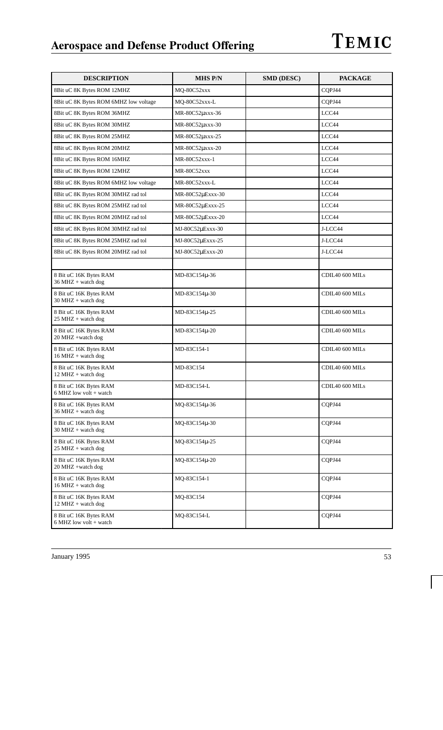| DESCRIPTION | MHS P/N | SMD (DESC) | PACKAGE |
|---|---|---|---|
| 8Bit uC 8K Bytes ROM 12MHZ | MQ-80C52xxx | | CQPJ44 |
| 8Bit uC 8K Bytes ROM 6MHZ low voltage | MQ-80C52xxx-L | | CQPJ44 |
| 8Bit uC 8K Bytes ROM 36MHZ | MR-80C52µxxx-36 | | LCC44 |
| 8Bit uC 8K Bytes ROM 30MHZ | MR-80C52µxxx-30 | | LCC44 |
| 8Bit uC 8K Bytes ROM 25MHZ | MR-80C52µxxx-25 | | LCC44 |
| 8Bit uC 8K Bytes ROM 20MHZ | MR-80C52µxxx-20 | | LCC44 |
| 8Bit uC 8K Bytes ROM 16MHZ | MR-80C52xxx-1 | | LCC44 |
| 8Bit uC 8K Bytes ROM 12MHZ | MR-80C52xxx | | LCC44 |
| 8Bit uC 8K Bytes ROM 6MHZ low voltage | MR-80C52xxx-L | | LCC44 |
| 8Bit uC 8K Bytes ROM 30MHZ rad tol | MR-80C52µExxx-30 | | LCC44 |
| 8Bit uC 8K Bytes ROM 25MHZ rad tol | MR-80C52µExxx-25 | | LCC44 |
| 8Bit uC 8K Bytes ROM 20MHZ rad tol | MR-80C52µExxx-20 | | LCC44 |
| 8Bit uC 8K Bytes ROM 30MHZ rad tol | MJ-80C52µExxx-30 | | J-LCC44 |
| 8Bit uC 8K Bytes ROM 25MHZ rad tol | MJ-80C52µExxx-25 | | J-LCC44 |
| 8Bit uC 8K Bytes ROM 20MHZ rad tol | MJ-80C52µExxx-20 | | J-LCC44 |
| | | | |
| 8 Bit uC 16K Bytes RAM 36 MHZ + watch dog | MD-83C154µ-36 | | CDIL40 600 MILs |
| 8 Bit uC 16K Bytes RAM 30 MHZ + watch dog | MD-83C154µ-30 | | CDIL40 600 MILs |
| 8 Bit uC 16K Bytes RAM 25 MHZ + watch dog | MD-83C154µ-25 | | CDIL40 600 MILs |
| 8 Bit uC 16K Bytes RAM 20 MHZ +watch dog | MD-83C154µ-20 | | CDIL40 600 MILs |
| 8 Bit uC 16K Bytes RAM 16 MHZ + watch dog | MD-83C154-1 | | CDIL40 600 MILs |
| 8 Bit uC 16K Bytes RAM 12 MHZ + watch dog | MD-83C154 | | CDIL40 600 MILs |
| 8 Bit uC 16K Bytes RAM 6 MHZ low volt + watch | MD-83C154-L | | CDIL40 600 MILs |
| 8 Bit uC 16K Bytes RAM 36 MHZ + watch dog | MQ-83C154µ-36 | | CQPJ44 |
| 8 Bit uC 16K Bytes RAM 30 MHZ + watch dog | MQ-83C154µ-30 | | CQPJ44 |
| 8 Bit uC 16K Bytes RAM 25 MHZ + watch dog | MQ-83C154µ-25 | | CQPJ44 |
| 8 Bit uC 16K Bytes RAM 20 MHZ +watch dog | MQ-83C154µ-20 | | CQPJ44 |
| 8 Bit uC 16K Bytes RAM 16 MHZ + watch dog | MQ-83C154-1 | | CQPJ44 |
| 8 Bit uC 16K Bytes RAM 12 MHZ + watch dog | MQ-83C154 | | CQPJ44 |
| 8 Bit uC 16K Bytes RAM 6 MHZ low volt + watch | MQ-83C154-L | | CQPJ44 |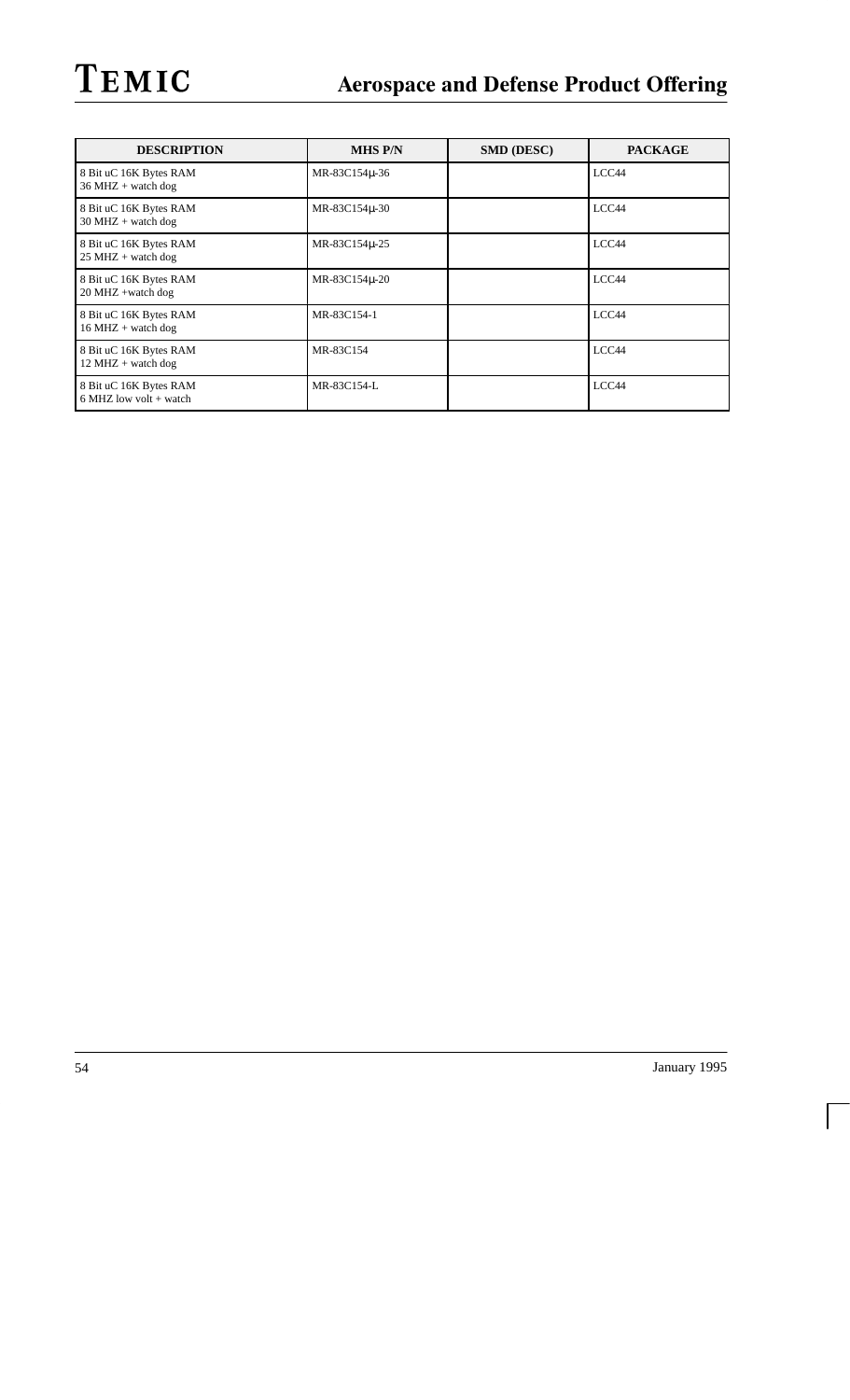| DESCRIPTION | MHS P/N | SMD (DESC) | PACKAGE |
| --- | --- | --- | --- |
| 8 Bit uC 16K Bytes RAM 36 MHZ + watch dog | MR-83C154µ-36 | | LCC44 |
| 8 Bit uC 16K Bytes RAM 30 MHZ + watch dog | MR-83C154µ-30 | | LCC44 |
| 8 Bit uC 16K Bytes RAM 25 MHZ + watch dog | MR-83C154µ-25 | | LCC44 |
| 8 Bit uC 16K Bytes RAM 20 MHZ +watch dog | MR-83C154µ-20 | | LCC44 |
| 8 Bit uC 16K Bytes RAM 16 MHZ + watch dog | MR-83C154-1 | | LCC44 |
| 8 Bit uC 16K Bytes RAM 12 MHZ + watch dog | MR-83C154 | | LCC44 |
| 8 Bit uC 16K Bytes RAM 6 MHZ low volt + watch | MR-83C154-L | | LCC44 |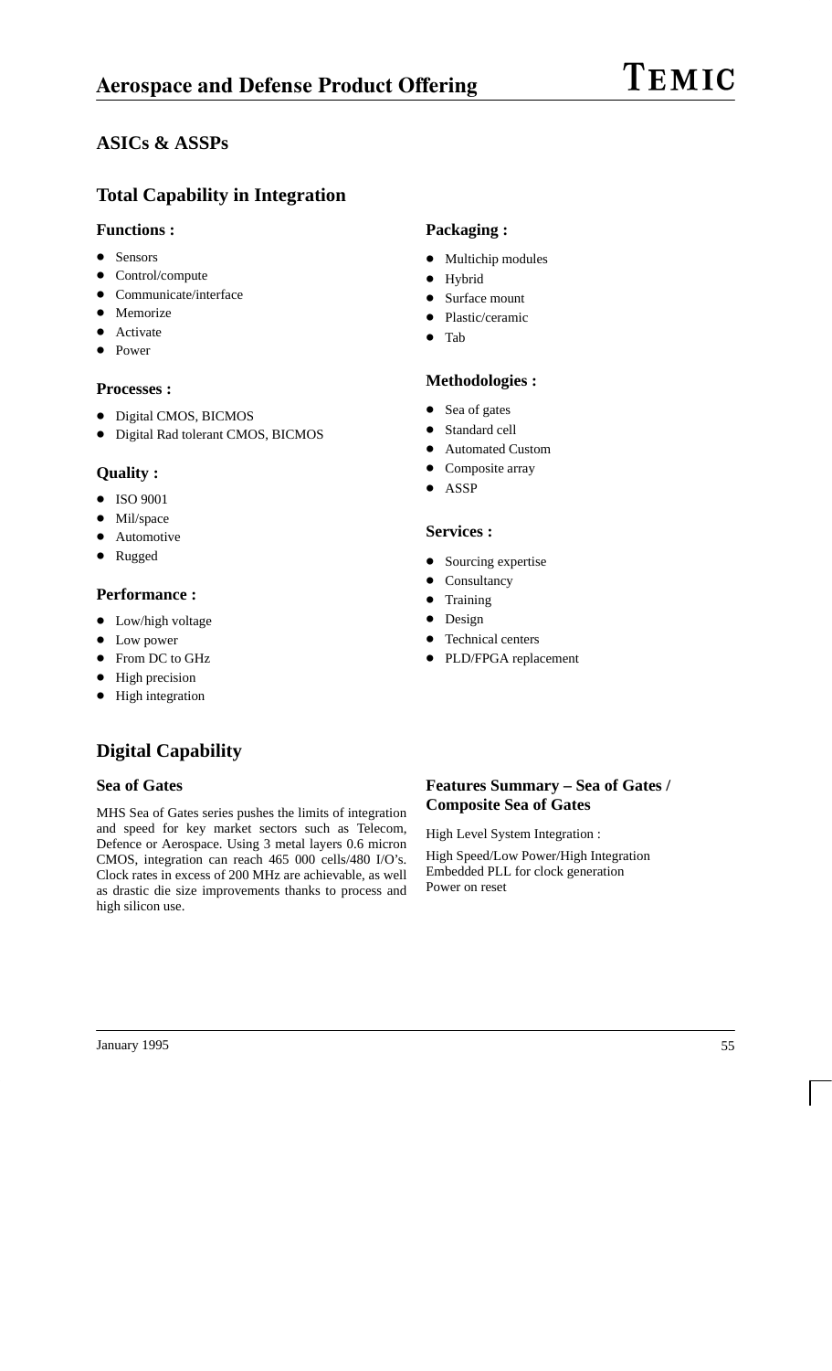## ASICs & ASSPs

## Total Capability in Integration

### Functions :

- Sensors
- Control/compute
- Communicate/interface
- Memorize
- Activate
- Power

### Processes :

- Digital CMOS, BICMOS
- Digital Rad tolerant CMOS, BICMOS

### Quality :

- ISO 9001
- Mil/space
- Automotive
- Rugged

### Performance :

- Low/high voltage
- Low power
- From DC to GHz
- High precision
- High integration

### Packaging :

- Multichip modules
- Hybrid
- Surface mount
- Plastic/ceramic
- Tab

### Methodologies :

- Sea of gates
- Standard cell
- Automated Custom
- Composite array
- ASSP

### Services :

- Sourcing expertise
- Consultancy
- Training
- Design
- Technical centers
- PLD/FPGA replacement

## Digital Capability

### Sea of Gates

MHS Sea of Gates series pushes the limits of integration and speed for key market sectors such as Telecom, Defence or Aerospace. Using 3 metal layers 0.6 micron CMOS, integration can reach 465 000 cells/480 I/O's. Clock rates in excess of 200 MHz are achievable, as well as drastic die size improvements thanks to process and high silicon use.

### Features Summary – Sea of Gates / Composite Sea of Gates

High Level System Integration :

High Speed/Low Power/High Integration
Embedded PLL for clock generation
Power on reset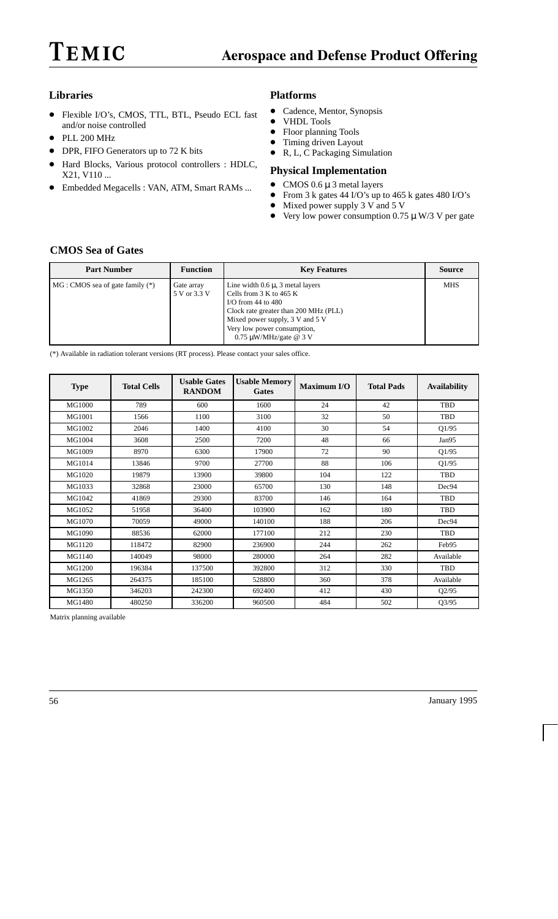## Libraries

- Flexible I/O's, CMOS, TTL, BTL, Pseudo ECL fast and/or noise controlled
- PLL 200 MHz
- DPR, FIFO Generators up to 72 K bits
- Hard Blocks, Various protocol controllers : HDLC, X21, V110 ...
- Embedded Megacells : VAN, ATM, Smart RAMs ...

## Platforms

- Cadence, Mentor, Synopsis
- VHDL Tools
- Floor planning Tools
- Timing driven Layout
- R, L, C Packaging Simulation

## Physical Implementation

- CMOS 0.6 μ 3 metal layers
- From 3 k gates 44 I/O's up to 465 k gates 480 I/O's
- Mixed power supply 3 V and 5 V
- Very low power consumption 0.75 μ W/3 V per gate

## CMOS Sea of Gates

| Part Number | Function | Key Features | Source |
|---|---|---|---|
| MG : CMOS sea of gate family (*) | Gate array 5 V or 3.3 V | Line width 0.6 μ, 3 metal layers<br>Cells from 3 K to 465 K<br>I/O from 44 to 480<br>Clock rate greater than 200 MHz (PLL)<br>Mixed power supply, 3 V and 5 V<br>Very low power consumption, 0.75 μW/MHz/gate @ 3 V | MHS |

(*) Available in radiation tolerant versions (RT process). Please contact your sales office.

| Type | Total Cells | Usable Gates RANDOM | Usable Memory Gates | Maximum I/O | Total Pads | Availability |
|---|---|---|---|---|---|---|
| MG1000 | 789 | 600 | 1600 | 24 | 42 | TBD |
| MG1001 | 1566 | 1100 | 3100 | 32 | 50 | TBD |
| MG1002 | 2046 | 1400 | 4100 | 30 | 54 | Q1/95 |
| MG1004 | 3608 | 2500 | 7200 | 48 | 66 | Jan95 |
| MG1009 | 8970 | 6300 | 17900 | 72 | 90 | Q1/95 |
| MG1014 | 13846 | 9700 | 27700 | 88 | 106 | Q1/95 |
| MG1020 | 19879 | 13900 | 39800 | 104 | 122 | TBD |
| MG1033 | 32868 | 23000 | 65700 | 130 | 148 | Dec94 |
| MG1042 | 41869 | 29300 | 83700 | 146 | 164 | TBD |
| MG1052 | 51958 | 36400 | 103900 | 162 | 180 | TBD |
| MG1070 | 70059 | 49000 | 140100 | 188 | 206 | Dec94 |
| MG1090 | 88536 | 62000 | 177100 | 212 | 230 | TBD |
| MG1120 | 118472 | 82900 | 236900 | 244 | 262 | Feb95 |
| MG1140 | 140049 | 98000 | 280000 | 264 | 282 | Available |
| MG1200 | 196384 | 137500 | 392800 | 312 | 330 | TBD |
| MG1265 | 264375 | 185100 | 528800 | 360 | 378 | Available |
| MG1350 | 346203 | 242300 | 692400 | 412 | 430 | Q2/95 |
| MG1480 | 480250 | 336200 | 960500 | 484 | 502 | Q3/95 |

Matrix planning available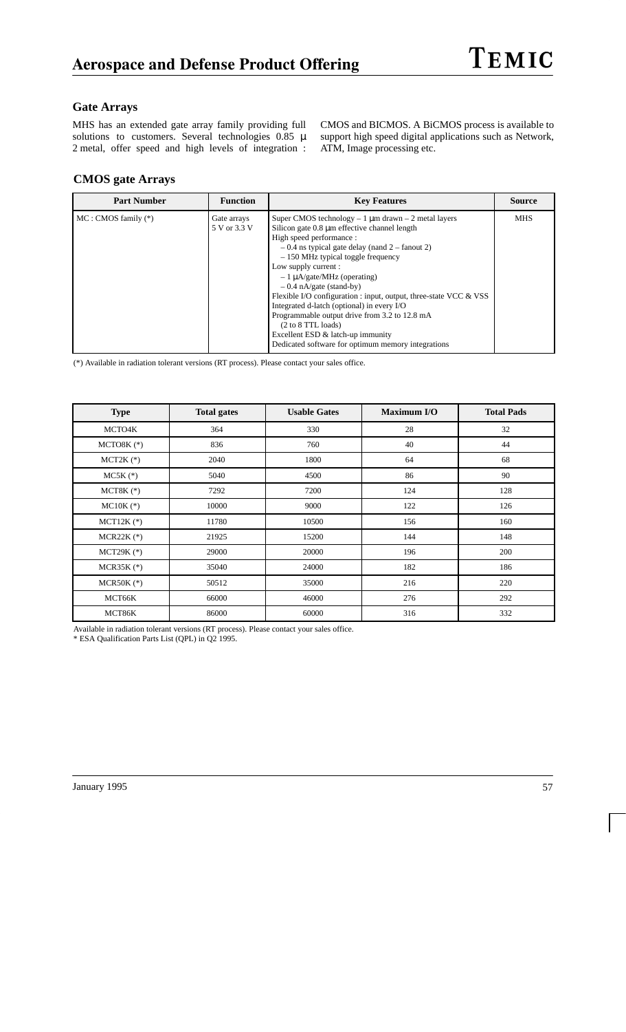## Gate Arrays

MHS has an extended gate array family providing full solutions to customers. Several technologies 0.85 µ 2 metal, offer speed and high levels of integration : CMOS and BICMOS. A BiCMOS process is available to support high speed digital applications such as Network, ATM, Image processing etc.

## CMOS gate Arrays

| Part Number | Function | Key Features | Source |
|---|---|---|---|
| MC : CMOS family (*) | Gate arrays 5 V or 3.3 V | Super CMOS technology – 1 µm drawn – 2 metal layers<br>Silicon gate 0.8 µm effective channel length<br>High speed performance :<br>– 0.4 ns typical gate delay (nand 2 – fanout 2)<br>– 150 MHz typical toggle frequency<br>Low supply current :<br>– 1 µA/gate/MHz (operating)<br>– 0.4 nA/gate (stand-by)<br>Flexible I/O configuration : input, output, three-state VCC & VSS<br>Integrated d-latch (optional) in every I/O<br>Programmable output drive from 3.2 to 12.8 mA (2 to 8 TTL loads)<br>Excellent ESD & latch-up immunity<br>Dedicated software for optimum memory integrations | MHS |

(*) Available in radiation tolerant versions (RT process). Please contact your sales office.

| Type | Total gates | Usable Gates | Maximum I/O | Total Pads |
|---|---|---|---|---|
| MCTO4K | 364 | 330 | 28 | 32 |
| MCTO8K (*) | 836 | 760 | 40 | 44 |
| MCT2K (*) | 2040 | 1800 | 64 | 68 |
| MC5K (*) | 5040 | 4500 | 86 | 90 |
| MCT8K (*) | 7292 | 7200 | 124 | 128 |
| MC10K (*) | 10000 | 9000 | 122 | 126 |
| MCT12K (*) | 11780 | 10500 | 156 | 160 |
| MCR22K (*) | 21925 | 15200 | 144 | 148 |
| MCT29K (*) | 29000 | 20000 | 196 | 200 |
| MCR35K (*) | 35040 | 24000 | 182 | 186 |
| MCR50K (*) | 50512 | 35000 | 216 | 220 |
| MCT66K | 66000 | 46000 | 276 | 292 |
| MCT86K | 86000 | 60000 | 316 | 332 |

Available in radiation tolerant versions (RT process). Please contact your sales office.
* ESA Qualification Parts List (QPL) in Q2 1995.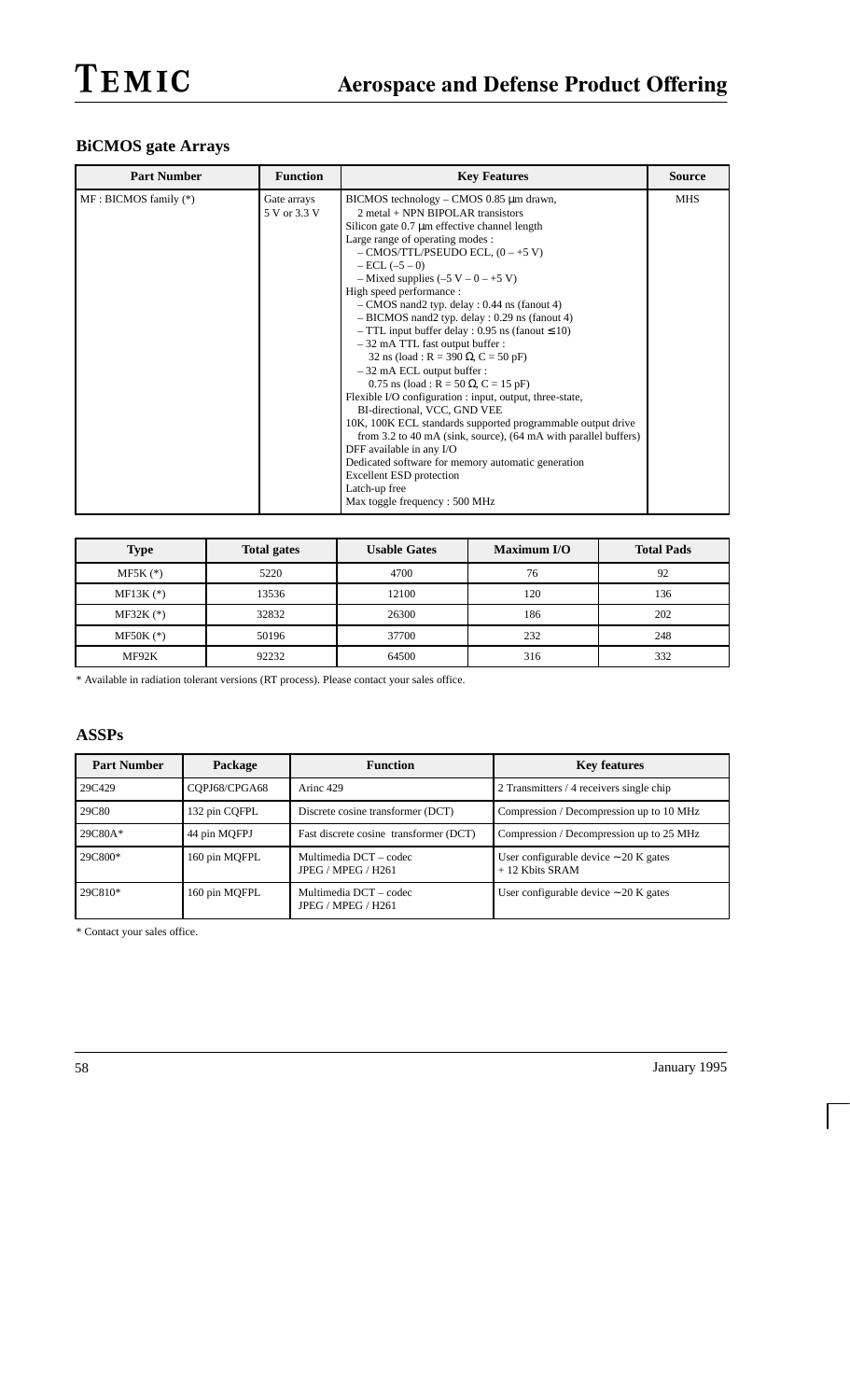## BiCMOS gate Arrays

| Part Number | Function | Key Features | Source |
|---|---|---|---|
| MF : BICMOS family (*) | Gate arrays 5 V or 3.3 V | BICMOS technology – CMOS 0.85 µm drawn, 2 metal + NPN BIPOLAR transistors<br>Silicon gate 0.7 µm effective channel length<br>Large range of operating modes :<br>– CMOS/TTL/PSEUDO ECL, (0 – +5 V)<br>– ECL (–5 – 0)<br>– Mixed supplies (–5 V – 0 – +5 V)<br>High speed performance :<br>– CMOS nand2 typ. delay : 0.44 ns (fanout 4)<br>– BICMOS nand2 typ. delay : 0.29 ns (fanout 4)<br>– TTL input buffer delay : 0.95 ns (fanout ≤ 10)<br>– 32 mA TTL fast output buffer :<br>32 ns (load : R = 390 Ω, C = 50 pF)<br>– 32 mA ECL output buffer :<br>0.75 ns (load : R = 50 Ω, C = 15 pF)<br>Flexible I/O configuration : input, output, three-state, BI-directional, VCC, GND VEE<br>10K, 100K ECL standards supported programmable output drive from 3.2 to 40 mA (sink, source), (64 mA with parallel buffers)<br>DFF available in any I/O<br>Dedicated software for memory automatic generation<br>Excellent ESD protection<br>Latch-up free<br>Max toggle frequency : 500 MHz | MHS |

| Type | Total gates | Usable Gates | Maximum I/O | Total Pads |
|---|---|---|---|---|
| MF5K (*) | 5220 | 4700 | 76 | 92 |
| MF13K (*) | 13536 | 12100 | 120 | 136 |
| MF32K (*) | 32832 | 26300 | 186 | 202 |
| MF50K (*) | 50196 | 37700 | 232 | 248 |
| MF92K | 92232 | 64500 | 316 | 332 |

* Available in radiation tolerant versions (RT process). Please contact your sales office.

## ASSPs

| Part Number | Package | Function | Key features |
|---|---|---|---|
| 29C429 | CQPJ68/CPGA68 | Arinc 429 | 2 Transmitters / 4 receivers single chip |
| 29C80 | 132 pin CQFPL | Discrete cosine transformer (DCT) | Compression / Decompression up to 10 MHz |
| 29C80A* | 44 pin MQFPJ | Fast discrete cosine transformer (DCT) | Compression / Decompression up to 25 MHz |
| 29C800* | 160 pin MQFPL | Multimedia DCT – codec JPEG / MPEG / H261 | User configurable device ~ 20 K gates + 12 Kbits SRAM |
| 29C810* | 160 pin MQFPL | Multimedia DCT – codec JPEG / MPEG / H261 | User configurable device ~ 20 K gates |

* Contact your sales office.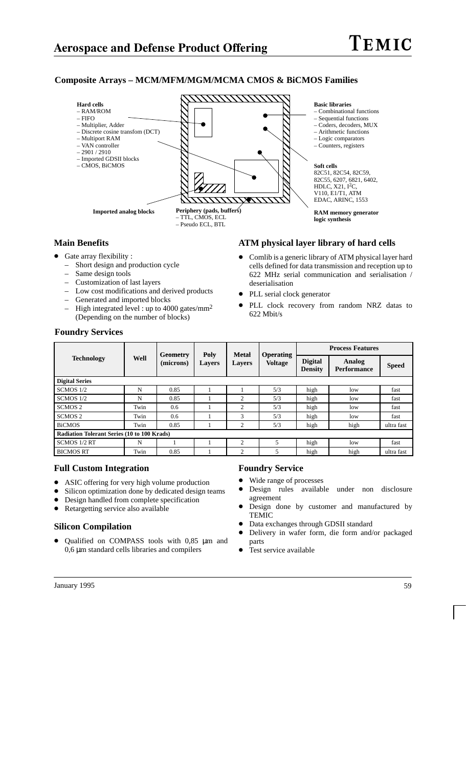# Aerospace and Defense Product Offering

## Composite Arrays – MCM/MFM/MGM/MCMA CMOS & BiCMOS Families

**Hard cells**
- RAM/ROM
- FIFO
- Multiplier, Adder
- Discrete cosine transfom (DCT)
- Multiport RAM
- VAN controller
- 2901 / 2910
- Imported GDSII blocks
- CMOS, BiCMOS

**Imported analog blocks**

**Periphery (pads, buffers)**
- TTL, CMOS, ECL
- Pseudo ECL, BTL

**Basic libraries**
- Combinational functions
- Sequential functions
- Coders, decoders, MUX
- Arithmetic functions
- Logic comparators
- Counters, registers

**Soft cells**
82C51, 82C54, 82C59, 82C55, 6207, 6821, 6402, HDLC, X21, $I^2C$, V110, E1/T1, ATM EDAC, ARINC, 1553

**RAM memory generator logic synthesis**

### Main Benefits

- Gate array flexibility :
  - Short design and production cycle
  - Same design tools
  - Customization of last layers
  - Low cost modifications and derived products
  - Generated and imported blocks
  - High integrated level : up to 4000 gates/mm$^2$ (Depending on the number of blocks)

### ATM physical layer library of hard cells

- Comlib is a generic library of ATM physical layer hard cells defined for data transmission and reception up to 622 MHz serial communication and serialisation / deserialisation
- PLL serial clock generator
- PLL clock recovery from random NRZ datas to 622 Mbit/s

### Foundry Services

| Technology | Well | Geometry (microns) | Poly Layers | Metal Layers | Operating Voltage | Process Features | | |
|---|---|---|---|---|---|---|---|---|
| | | | | | | Digital Density | Analog Performance | Speed |
| **Digital Series** | | | | | | | | |
| SCMOS 1/2 | N | 0.85 | 1 | 1 | 5/3 | high | low | fast |
| SCMOS 1/2 | N | 0.85 | 1 | 2 | 5/3 | high | low | fast |
| SCMOS 2 | Twin | 0.6 | 1 | 2 | 5/3 | high | low | fast |
| SCMOS 2 | Twin | 0.6 | 1 | 3 | 5/3 | high | low | fast |
| BiCMOS | Twin | 0.85 | 1 | 2 | 5/3 | high | high | ultra fast |
| **Radiation Tolerant Series (10 to 100 Krads)** | | | | | | | | |
| SCMOS 1/2 RT | N | 1 | 1 | 2 | 5 | high | low | fast |
| BICMOS RT | Twin | 0.85 | 1 | 2 | 5 | high | high | ultra fast |

### Full Custom Integration

- ASIC offering for very high volume production
- Silicon optimization done by dedicated design teams
- Design handled from complete specification
- Retargetting service also available

### Silicon Compilation

- Qualified on COMPASS tools with 0,85 µm and 0,6 µm standard cells libraries and compilers

### Foundry Service

- Wide range of processes
- Design rules available under non disclosure agreement
- Design done by customer and manufactured by TEMIC
- Data exchanges through GDSII standard
- Delivery in wafer form, die form and/or packaged parts
- Test service available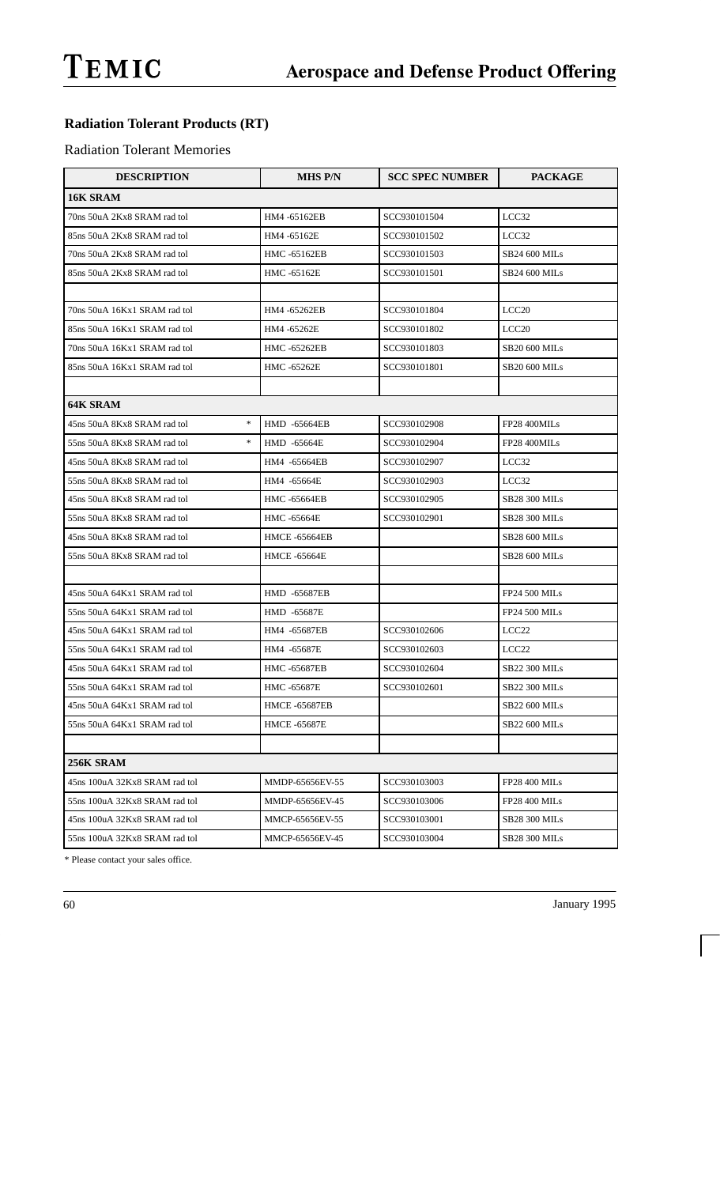## Radiation Tolerant Products (RT)

Radiation Tolerant Memories

| DESCRIPTION | MHS P/N | SCC SPEC NUMBER | PACKAGE |
|---|---|---|---|
| **16K SRAM** | | | |
| 70ns 50uA 2Kx8 SRAM rad tol | HM4 -65162EB | SCC930101504 | LCC32 |
| 85ns 50uA 2Kx8 SRAM rad tol | HM4 -65162E | SCC930101502 | LCC32 |
| 70ns 50uA 2Kx8 SRAM rad tol | HMC -65162EB | SCC930101503 | SB24 600 MILs |
| 85ns 50uA 2Kx8 SRAM rad tol | HMC -65162E | SCC930101501 | SB24 600 MILs |
| | | | |
| 70ns 50uA 16Kx1 SRAM rad tol | HM4 -65262EB | SCC930101804 | LCC20 |
| 85ns 50uA 16Kx1 SRAM rad tol | HM4 -65262E | SCC930101802 | LCC20 |
| 70ns 50uA 16Kx1 SRAM rad tol | HMC -65262EB | SCC930101803 | SB20 600 MILs |
| 85ns 50uA 16Kx1 SRAM rad tol | HMC -65262E | SCC930101801 | SB20 600 MILs |
| | | | |
| **64K SRAM** | | | |
| 45ns 50uA 8Kx8 SRAM rad tol * | HMD -65664EB | SCC930102908 | FP28 400MILs |
| 55ns 50uA 8Kx8 SRAM rad tol * | HMD -65664E | SCC930102904 | FP28 400MILs |
| 45ns 50uA 8Kx8 SRAM rad tol | HM4 -65664EB | SCC930102907 | LCC32 |
| 55ns 50uA 8Kx8 SRAM rad tol | HM4 -65664E | SCC930102903 | LCC32 |
| 45ns 50uA 8Kx8 SRAM rad tol | HMC -65664EB | SCC930102905 | SB28 300 MILs |
| 55ns 50uA 8Kx8 SRAM rad tol | HMC -65664E | SCC930102901 | SB28 300 MILs |
| 45ns 50uA 8Kx8 SRAM rad tol | HMCE -65664EB | | SB28 600 MILs |
| 55ns 50uA 8Kx8 SRAM rad tol | HMCE -65664E | | SB28 600 MILs |
| | | | |
| 45ns 50uA 64Kx1 SRAM rad tol | HMD -65687EB | | FP24 500 MILs |
| 55ns 50uA 64Kx1 SRAM rad tol | HMD -65687E | | FP24 500 MILs |
| 45ns 50uA 64Kx1 SRAM rad tol | HM4 -65687EB | SCC930102606 | LCC22 |
| 55ns 50uA 64Kx1 SRAM rad tol | HM4 -65687E | SCC930102603 | LCC22 |
| 45ns 50uA 64Kx1 SRAM rad tol | HMC -65687EB | SCC930102604 | SB22 300 MILs |
| 55ns 50uA 64Kx1 SRAM rad tol | HMC -65687E | SCC930102601 | SB22 300 MILs |
| 45ns 50uA 64Kx1 SRAM rad tol | HMCE -65687EB | | SB22 600 MILs |
| 55ns 50uA 64Kx1 SRAM rad tol | HMCE -65687E | | SB22 600 MILs |
| | | | |
| **256K SRAM** | | | |
| 45ns 100uA 32Kx8 SRAM rad tol | MMDP-65656EV-55 | SCC930103003 | FP28 400 MILs |
| 55ns 100uA 32Kx8 SRAM rad tol | MMDP-65656EV-45 | SCC930103006 | FP28 400 MILs |
| 45ns 100uA 32Kx8 SRAM rad tol | MMCP-65656EV-55 | SCC930103001 | SB28 300 MILs |
| 55ns 100uA 32Kx8 SRAM rad tol | MMCP-65656EV-45 | SCC930103004 | SB28 300 MILs |

* Please contact your sales office.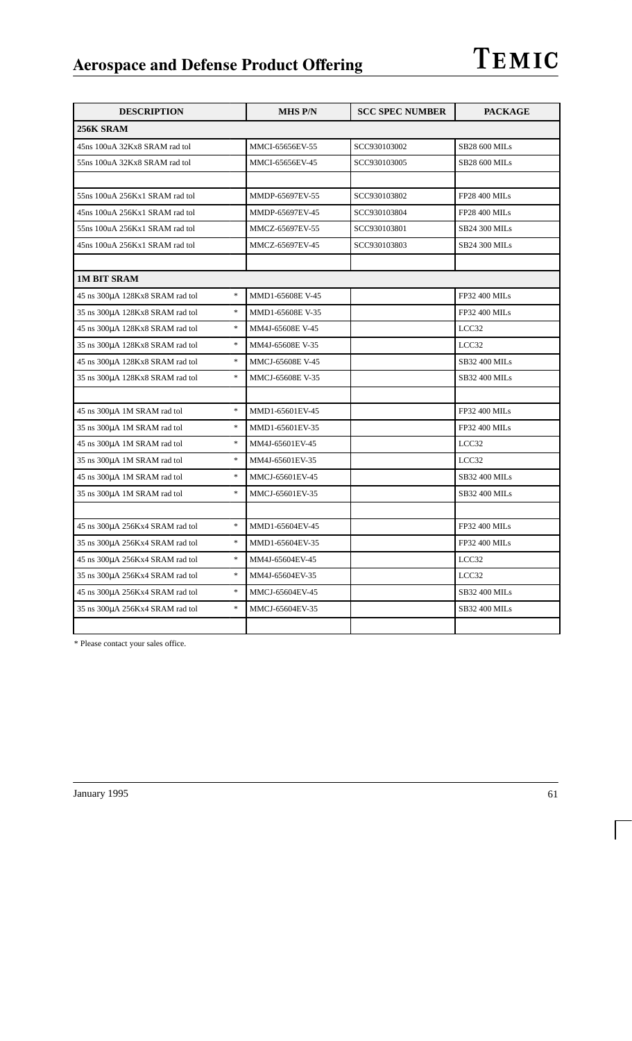| DESCRIPTION | MHS P/N | SCC SPEC NUMBER | PACKAGE |
|---|---|---|---|
| **256K SRAM** | | | |
| 45ns 100uA 32Kx8 SRAM rad tol | MMCI-65656EV-55 | SCC930103002 | SB28 600 MILs |
| 55ns 100uA 32Kx8 SRAM rad tol | MMCI-65656EV-45 | SCC930103005 | SB28 600 MILs |
| | | | |
| 55ns 100uA 256Kx1 SRAM rad tol | MMDP-65697EV-55 | SCC930103802 | FP28 400 MILs |
| 45ns 100uA 256Kx1 SRAM rad tol | MMDP-65697EV-45 | SCC930103804 | FP28 400 MILs |
| 55ns 100uA 256Kx1 SRAM rad tol | MMCZ-65697EV-55 | SCC930103801 | SB24 300 MILs |
| 45ns 100uA 256Kx1 SRAM rad tol | MMCZ-65697EV-45 | SCC930103803 | SB24 300 MILs |
| | | | |
| **1M BIT SRAM** | | | |
| 45 ns 300μA 128Kx8 SRAM rad tol * | MMD1-65608E V-45 | | FP32 400 MILs |
| 35 ns 300μA 128Kx8 SRAM rad tol * | MMD1-65608E V-35 | | FP32 400 MILs |
| 45 ns 300μA 128Kx8 SRAM rad tol * | MM4J-65608E V-45 | | LCC32 |
| 35 ns 300μA 128Kx8 SRAM rad tol * | MM4J-65608E V-35 | | LCC32 |
| 45 ns 300μA 128Kx8 SRAM rad tol * | MMCJ-65608E V-45 | | SB32 400 MILs |
| 35 ns 300μA 128Kx8 SRAM rad tol * | MMCJ-65608E V-35 | | SB32 400 MILs |
| | | | |
| 45 ns 300μA 1M SRAM rad tol * | MMD1-65601EV-45 | | FP32 400 MILs |
| 35 ns 300μA 1M SRAM rad tol * | MMD1-65601EV-35 | | FP32 400 MILs |
| 45 ns 300μA 1M SRAM rad tol * | MM4J-65601EV-45 | | LCC32 |
| 35 ns 300μA 1M SRAM rad tol * | MM4J-65601EV-35 | | LCC32 |
| 45 ns 300μA 1M SRAM rad tol * | MMCJ-65601EV-45 | | SB32 400 MILs |
| 35 ns 300μA 1M SRAM rad tol * | MMCJ-65601EV-35 | | SB32 400 MILs |
| | | | |
| 45 ns 300μA 256Kx4 SRAM rad tol * | MMD1-65604EV-45 | | FP32 400 MILs |
| 35 ns 300μA 256Kx4 SRAM rad tol * | MMD1-65604EV-35 | | FP32 400 MILs |
| 45 ns 300μA 256Kx4 SRAM rad tol * | MM4J-65604EV-45 | | LCC32 |
| 35 ns 300μA 256Kx4 SRAM rad tol * | MM4J-65604EV-35 | | LCC32 |
| 45 ns 300μA 256Kx4 SRAM rad tol * | MMCJ-65604EV-45 | | SB32 400 MILs |
| 35 ns 300μA 256Kx4 SRAM rad tol * | MMCJ-65604EV-35 | | SB32 400 MILs |
| | | | |

* Please contact your sales office.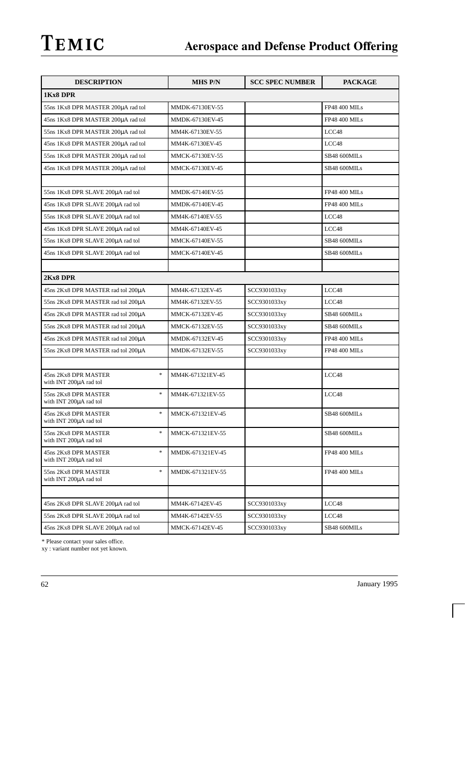| DESCRIPTION | MHS P/N | SCC SPEC NUMBER | PACKAGE |
|---|---|---|---|
| **1Kx8 DPR** | | | |
| 55ns 1Kx8 DPR MASTER 200µA rad tol | MMDK-67130EV-55 | | FP48 400 MILs |
| 45ns 1Kx8 DPR MASTER 200µA rad tol | MMDK-67130EV-45 | | FP48 400 MILs |
| 55ns 1Kx8 DPR MASTER 200µA rad tol | MM4K-67130EV-55 | | LCC48 |
| 45ns 1Kx8 DPR MASTER 200µA rad tol | MM4K-67130EV-45 | | LCC48 |
| 55ns 1Kx8 DPR MASTER 200µA rad tol | MMCK-67130EV-55 | | SB48 600MILs |
| 45ns 1Kx8 DPR MASTER 200µA rad tol | MMCK-67130EV-45 | | SB48 600MILs |
| | | | |
| 55ns 1Kx8 DPR SLAVE 200µA rad tol | MMDK-67140EV-55 | | FP48 400 MILs |
| 45ns 1Kx8 DPR SLAVE 200µA rad tol | MMDK-67140EV-45 | | FP48 400 MILs |
| 55ns 1Kx8 DPR SLAVE 200µA rad tol | MM4K-67140EV-55 | | LCC48 |
| 45ns 1Kx8 DPR SLAVE 200µA rad tol | MM4K-67140EV-45 | | LCC48 |
| 55ns 1Kx8 DPR SLAVE 200µA rad tol | MMCK-67140EV-55 | | SB48 600MILs |
| 45ns 1Kx8 DPR SLAVE 200µA rad tol | MMCK-67140EV-45 | | SB48 600MILs |
| | | | |
| **2Kx8 DPR** | | | |
| 45ns 2Kx8 DPR MASTER rad tol 200µA | MM4K-67132EV-45 | SCC9301033xy | LCC48 |
| 55ns 2Kx8 DPR MASTER rad tol 200µA | MM4K-67132EV-55 | SCC9301033xy | LCC48 |
| 45ns 2Kx8 DPR MASTER rad tol 200µA | MMCK-67132EV-45 | SCC9301033xy | SB48 600MILs |
| 55ns 2Kx8 DPR MASTER rad tol 200µA | MMCK-67132EV-55 | SCC9301033xy | SB48 600MILs |
| 45ns 2Kx8 DPR MASTER rad tol 200µA | MMDK-67132EV-45 | SCC9301033xy | FP48 400 MILs |
| 55ns 2Kx8 DPR MASTER rad tol 200µA | MMDK-67132EV-55 | SCC9301033xy | FP48 400 MILs |
| | | | |
| 45ns 2Kx8 DPR MASTER with INT 200µA rad tol * | MM4K-671321EV-45 | | LCC48 |
| 55ns 2Kx8 DPR MASTER with INT 200µA rad tol * | MM4K-671321EV-55 | | LCC48 |
| 45ns 2Kx8 DPR MASTER with INT 200µA rad tol * | MMCK-671321EV-45 | | SB48 600MILs |
| 55ns 2Kx8 DPR MASTER with INT 200µA rad tol * | MMCK-671321EV-55 | | SB48 600MILs |
| 45ns 2Kx8 DPR MASTER with INT 200µA rad tol * | MMDK-671321EV-45 | | FP48 400 MILs |
| 55ns 2Kx8 DPR MASTER with INT 200µA rad tol * | MMDK-671321EV-55 | | FP48 400 MILs |
| | | | |
| 45ns 2Kx8 DPR SLAVE 200µA rad tol | MM4K-67142EV-45 | SCC9301033xy | LCC48 |
| 55ns 2Kx8 DPR SLAVE 200µA rad tol | MM4K-67142EV-55 | SCC9301033xy | LCC48 |
| 45ns 2Kx8 DPR SLAVE 200µA rad tol | MMCK-67142EV-45 | SCC9301033xy | SB48 600MILs |

* Please contact your sales office.
xy : variant number not yet known.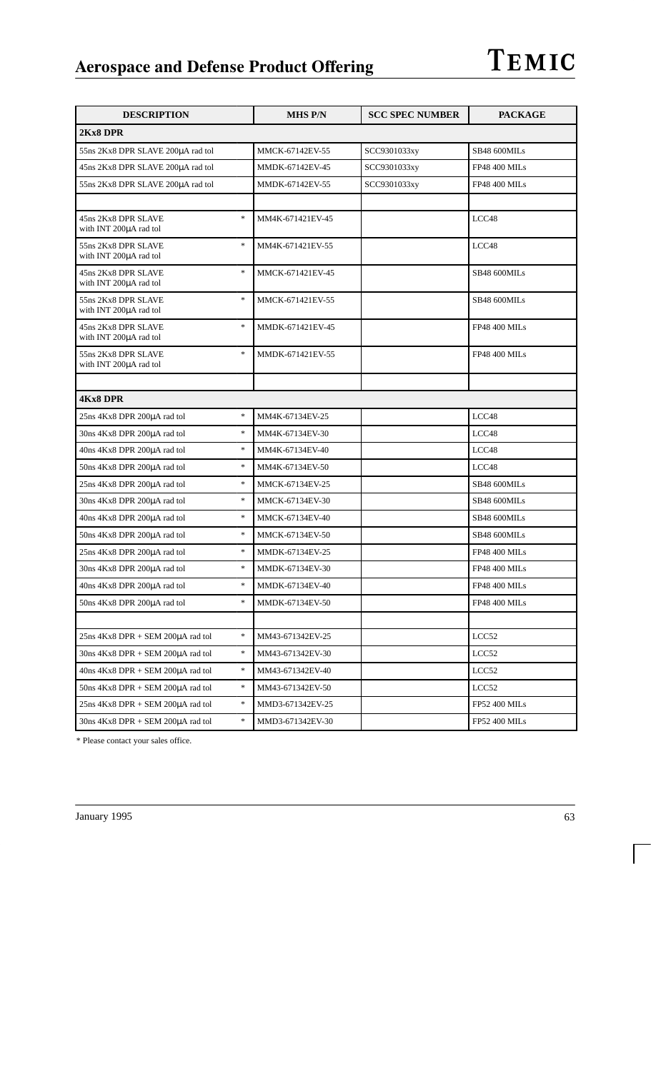| DESCRIPTION | MHS P/N | SCC SPEC NUMBER | PACKAGE |
|---|---|---|---|
| **2Kx8 DPR** | | | |
| 55ns 2Kx8 DPR SLAVE 200µA rad tol | MMCK-67142EV-55 | SCC9301033xy | SB48 600MILs |
| 45ns 2Kx8 DPR SLAVE 200µA rad tol | MMDK-67142EV-45 | SCC9301033xy | FP48 400 MILs |
| 55ns 2Kx8 DPR SLAVE 200µA rad tol | MMDK-67142EV-55 | SCC9301033xy | FP48 400 MILs |
| | | | |
| 45ns 2Kx8 DPR SLAVE with INT 200µA rad tol * | MM4K-671421EV-45 | | LCC48 |
| 55ns 2Kx8 DPR SLAVE with INT 200µA rad tol * | MM4K-671421EV-55 | | LCC48 |
| 45ns 2Kx8 DPR SLAVE with INT 200µA rad tol * | MMCK-671421EV-45 | | SB48 600MILs |
| 55ns 2Kx8 DPR SLAVE with INT 200µA rad tol * | MMCK-671421EV-55 | | SB48 600MILs |
| 45ns 2Kx8 DPR SLAVE with INT 200µA rad tol * | MMDK-671421EV-45 | | FP48 400 MILs |
| 55ns 2Kx8 DPR SLAVE with INT 200µA rad tol * | MMDK-671421EV-55 | | FP48 400 MILs |
| | | | |
| **4Kx8 DPR** | | | |
| 25ns 4Kx8 DPR 200µA rad tol * | MM4K-67134EV-25 | | LCC48 |
| 30ns 4Kx8 DPR 200µA rad tol * | MM4K-67134EV-30 | | LCC48 |
| 40ns 4Kx8 DPR 200µA rad tol * | MM4K-67134EV-40 | | LCC48 |
| 50ns 4Kx8 DPR 200µA rad tol * | MM4K-67134EV-50 | | LCC48 |
| 25ns 4Kx8 DPR 200µA rad tol * | MMCK-67134EV-25 | | SB48 600MILs |
| 30ns 4Kx8 DPR 200µA rad tol * | MMCK-67134EV-30 | | SB48 600MILs |
| 40ns 4Kx8 DPR 200µA rad tol * | MMCK-67134EV-40 | | SB48 600MILs |
| 50ns 4Kx8 DPR 200µA rad tol * | MMCK-67134EV-50 | | SB48 600MILs |
| 25ns 4Kx8 DPR 200µA rad tol * | MMDK-67134EV-25 | | FP48 400 MILs |
| 30ns 4Kx8 DPR 200µA rad tol * | MMDK-67134EV-30 | | FP48 400 MILs |
| 40ns 4Kx8 DPR 200µA rad tol * | MMDK-67134EV-40 | | FP48 400 MILs |
| 50ns 4Kx8 DPR 200µA rad tol * | MMDK-67134EV-50 | | FP48 400 MILs |
| | | | |
| 25ns 4Kx8 DPR + SEM 200µA rad tol * | MM43-671342EV-25 | | LCC52 |
| 30ns 4Kx8 DPR + SEM 200µA rad tol * | MM43-671342EV-30 | | LCC52 |
| 40ns 4Kx8 DPR + SEM 200µA rad tol * | MM43-671342EV-40 | | LCC52 |
| 50ns 4Kx8 DPR + SEM 200µA rad tol * | MM43-671342EV-50 | | LCC52 |
| 25ns 4Kx8 DPR + SEM 200µA rad tol * | MMD3-671342EV-25 | | FP52 400 MILs |
| 30ns 4Kx8 DPR + SEM 200µA rad tol * | MMD3-671342EV-30 | | FP52 400 MILs |

* Please contact your sales office.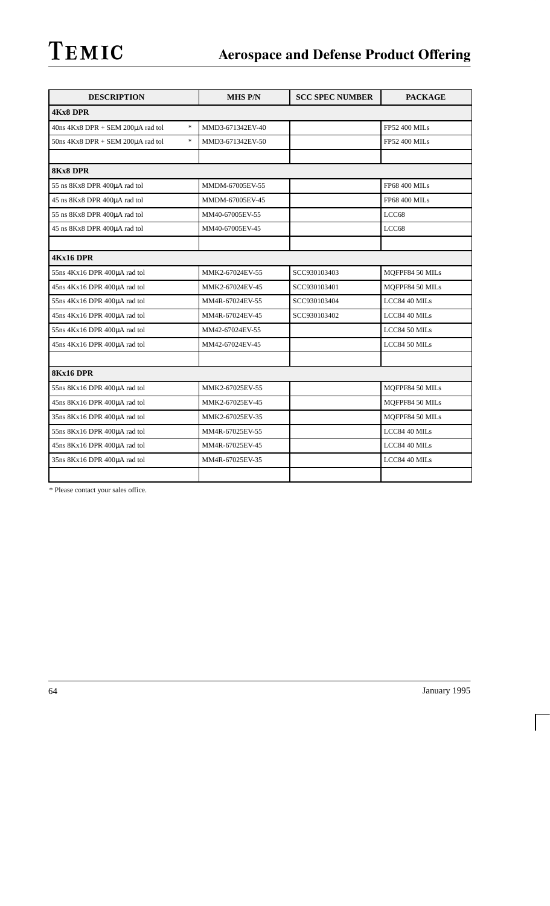| DESCRIPTION | MHS P/N | SCC SPEC NUMBER | PACKAGE |
|---|---|---|---|
| **4Kx8 DPR** | | | |
| 40ns 4Kx8 DPR + SEM 200µA rad tol * | MMD3-671342EV-40 | | FP52 400 MILs |
| 50ns 4Kx8 DPR + SEM 200µA rad tol * | MMD3-671342EV-50 | | FP52 400 MILs |
| | | | |
| **8Kx8 DPR** | | | |
| 55 ns 8Kx8 DPR 400µA rad tol | MMDM-67005EV-55 | | FP68 400 MILs |
| 45 ns 8Kx8 DPR 400µA rad tol | MMDM-67005EV-45 | | FP68 400 MILs |
| 55 ns 8Kx8 DPR 400µA rad tol | MM40-67005EV-55 | | LCC68 |
| 45 ns 8Kx8 DPR 400µA rad tol | MM40-67005EV-45 | | LCC68 |
| | | | |
| **4Kx16 DPR** | | | |
| 55ns 4Kx16 DPR 400µA rad tol | MMK2-67024EV-55 | SCC930103403 | MQFPF84 50 MILs |
| 45ns 4Kx16 DPR 400µA rad tol | MMK2-67024EV-45 | SCC930103401 | MQFPF84 50 MILs |
| 55ns 4Kx16 DPR 400µA rad tol | MM4R-67024EV-55 | SCC930103404 | LCC84 40 MILs |
| 45ns 4Kx16 DPR 400µA rad tol | MM4R-67024EV-45 | SCC930103402 | LCC84 40 MILs |
| 55ns 4Kx16 DPR 400µA rad tol | MM42-67024EV-55 | | LCC84 50 MILs |
| 45ns 4Kx16 DPR 400µA rad tol | MM42-67024EV-45 | | LCC84 50 MILs |
| | | | |
| **8Kx16 DPR** | | | |
| 55ns 8Kx16 DPR 400µA rad tol | MMK2-67025EV-55 | | MQFPF84 50 MILs |
| 45ns 8Kx16 DPR 400µA rad tol | MMK2-67025EV-45 | | MQFPF84 50 MILs |
| 35ns 8Kx16 DPR 400µA rad tol | MMK2-67025EV-35 | | MQFPF84 50 MILs |
| 55ns 8Kx16 DPR 400µA rad tol | MM4R-67025EV-55 | | LCC84 40 MILs |
| 45ns 8Kx16 DPR 400µA rad tol | MM4R-67025EV-45 | | LCC84 40 MILs |
| 35ns 8Kx16 DPR 400µA rad tol | MM4R-67025EV-35 | | LCC84 40 MILs |
| | | | |

* Please contact your sales office.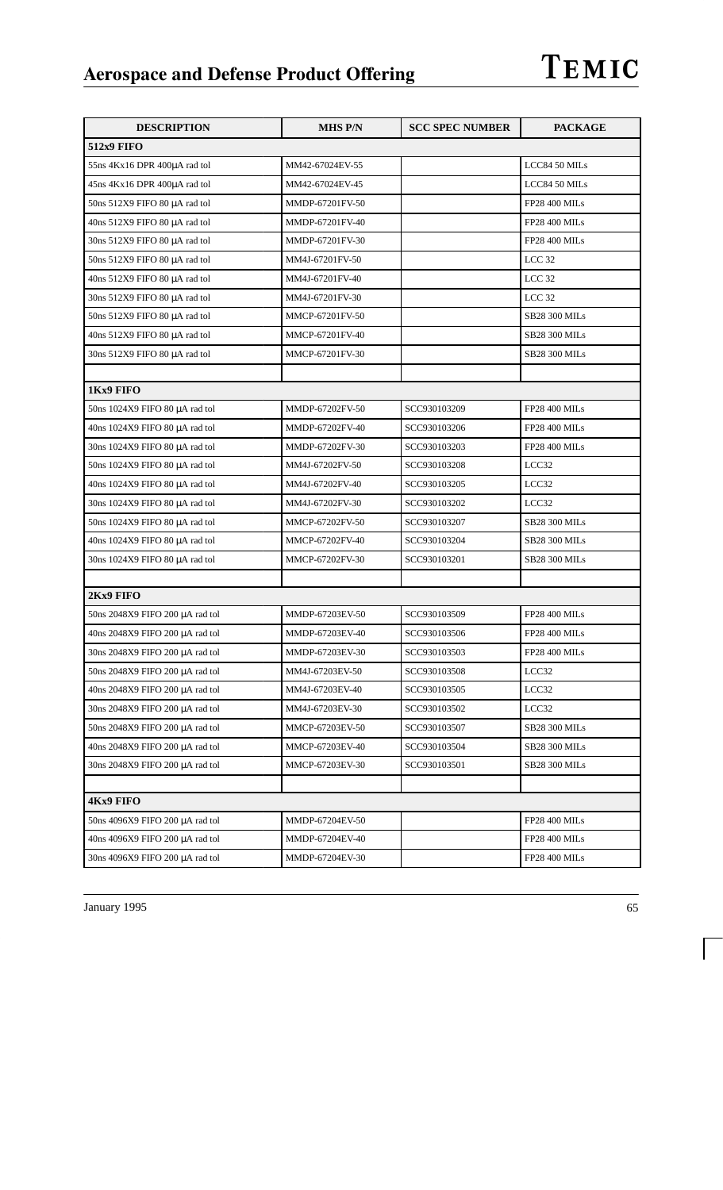# Aerospace and Defense Product Offering

| DESCRIPTION | MHS P/N | SCC SPEC NUMBER | PACKAGE |
|---|---|---|---|
| **512x9 FIFO** | | | |
| 55ns 4Kx16 DPR 400µA rad tol | MM42-67024EV-55 | | LCC84 50 MILs |
| 45ns 4Kx16 DPR 400µA rad tol | MM42-67024EV-45 | | LCC84 50 MILs |
| 50ns 512X9 FIFO 80 µA rad tol | MMDP-67201FV-50 | | FP28 400 MILs |
| 40ns 512X9 FIFO 80 µA rad tol | MMDP-67201FV-40 | | FP28 400 MILs |
| 30ns 512X9 FIFO 80 µA rad tol | MMDP-67201FV-30 | | FP28 400 MILs |
| 50ns 512X9 FIFO 80 µA rad tol | MM4J-67201FV-50 | | LCC 32 |
| 40ns 512X9 FIFO 80 µA rad tol | MM4J-67201FV-40 | | LCC 32 |
| 30ns 512X9 FIFO 80 µA rad tol | MM4J-67201FV-30 | | LCC 32 |
| 50ns 512X9 FIFO 80 µA rad tol | MMCP-67201FV-50 | | SB28 300 MILs |
| 40ns 512X9 FIFO 80 µA rad tol | MMCP-67201FV-40 | | SB28 300 MILs |
| 30ns 512X9 FIFO 80 µA rad tol | MMCP-67201FV-30 | | SB28 300 MILs |
| | | | |
| **1Kx9 FIFO** | | | |
| 50ns 1024X9 FIFO 80 µA rad tol | MMDP-67202FV-50 | SCC930103209 | FP28 400 MILs |
| 40ns 1024X9 FIFO 80 µA rad tol | MMDP-67202FV-40 | SCC930103206 | FP28 400 MILs |
| 30ns 1024X9 FIFO 80 µA rad tol | MMDP-67202FV-30 | SCC930103203 | FP28 400 MILs |
| 50ns 1024X9 FIFO 80 µA rad tol | MM4J-67202FV-50 | SCC930103208 | LCC32 |
| 40ns 1024X9 FIFO 80 µA rad tol | MM4J-67202FV-40 | SCC930103205 | LCC32 |
| 30ns 1024X9 FIFO 80 µA rad tol | MM4J-67202FV-30 | SCC930103202 | LCC32 |
| 50ns 1024X9 FIFO 80 µA rad tol | MMCP-67202FV-50 | SCC930103207 | SB28 300 MILs |
| 40ns 1024X9 FIFO 80 µA rad tol | MMCP-67202FV-40 | SCC930103204 | SB28 300 MILs |
| 30ns 1024X9 FIFO 80 µA rad tol | MMCP-67202FV-30 | SCC930103201 | SB28 300 MILs |
| | | | |
| **2Kx9 FIFO** | | | |
| 50ns 2048X9 FIFO 200 µA rad tol | MMDP-67203EV-50 | SCC930103509 | FP28 400 MILs |
| 40ns 2048X9 FIFO 200 µA rad tol | MMDP-67203EV-40 | SCC930103506 | FP28 400 MILs |
| 30ns 2048X9 FIFO 200 µA rad tol | MMDP-67203EV-30 | SCC930103503 | FP28 400 MILs |
| 50ns 2048X9 FIFO 200 µA rad tol | MM4J-67203EV-50 | SCC930103508 | LCC32 |
| 40ns 2048X9 FIFO 200 µA rad tol | MM4J-67203EV-40 | SCC930103505 | LCC32 |
| 30ns 2048X9 FIFO 200 µA rad tol | MM4J-67203EV-30 | SCC930103502 | LCC32 |
| 50ns 2048X9 FIFO 200 µA rad tol | MMCP-67203EV-50 | SCC930103507 | SB28 300 MILs |
| 40ns 2048X9 FIFO 200 µA rad tol | MMCP-67203EV-40 | SCC930103504 | SB28 300 MILs |
| 30ns 2048X9 FIFO 200 µA rad tol | MMCP-67203EV-30 | SCC930103501 | SB28 300 MILs |
| | | | |
| **4Kx9 FIFO** | | | |
| 50ns 4096X9 FIFO 200 µA rad tol | MMDP-67204EV-50 | | FP28 400 MILs |
| 40ns 4096X9 FIFO 200 µA rad tol | MMDP-67204EV-40 | | FP28 400 MILs |
| 30ns 4096X9 FIFO 200 µA rad tol | MMDP-67204EV-30 | | FP28 400 MILs |

January 1995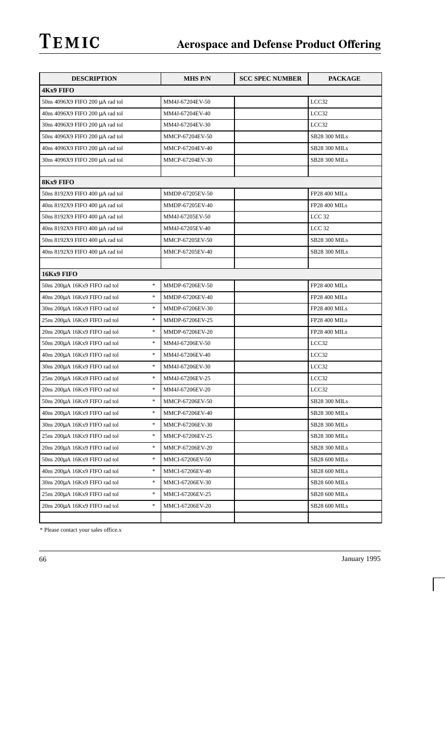| DESCRIPTION | MHS P/N | SCC SPEC NUMBER | PACKAGE |
|---|---|---|---|
| **4Kx9 FIFO** | | | |
| 50ns 4096X9 FIFO 200 µA rad tol | MM4J-67204EV-50 | | LCC32 |
| 40ns 4096X9 FIFO 200 µA rad tol | MM4J-67204EV-40 | | LCC32 |
| 30ns 4096X9 FIFO 200 µA rad tol | MM4J-67204EV-30 | | LCC32 |
| 50ns 4096X9 FIFO 200 µA rad tol | MMCP-67204EV-50 | | SB28 300 MILs |
| 40ns 4096X9 FIFO 200 µA rad tol | MMCP-67204EV-40 | | SB28 300 MILs |
| 30ns 4096X9 FIFO 200 µA rad tol | MMCP-67204EV-30 | | SB28 300 MILs |
| | | | |
| **8Kx9 FIFO** | | | |
| 50ns 8192X9 FIFO 400 µA rad tol | MMDP-67205EV-50 | | FP28 400 MILs |
| 40ns 8192X9 FIFO 400 µA rad tol | MMDP-67205EV-40 | | FP28 400 MILs |
| 50ns 8192X9 FIFO 400 µA rad tol | MM4J-67205EV-50 | | LCC 32 |
| 40ns 8192X9 FIFO 400 µA rad tol | MM4J-67205EV-40 | | LCC 32 |
| 50ns 8192X9 FIFO 400 µA rad tol | MMCP-67205EV-50 | | SB28 300 MILs |
| 40ns 8192X9 FIFO 400 µA rad tol | MMCP-67205EV-40 | | SB28 300 MILs |
| | | | |
| **16Kx9 FIFO** | | | |
| 50ns 200µA 16Kx9 FIFO rad tol * | MMDP-67206EV-50 | | FP28 400 MILs |
| 40ns 200µA 16Kx9 FIFO rad tol * | MMDP-67206EV-40 | | FP28 400 MILs |
| 30ns 200µA 16Kx9 FIFO rad tol * | MMDP-67206EV-30 | | FP28 400 MILs |
| 25ns 200µA 16Kx9 FIFO rad tol * | MMDP-67206EV-25 | | FP28 400 MILs |
| 20ns 200µA 16Kx9 FIFO rad tol * | MMDP-67206EV-20 | | FP28 400 MILs |
| 50ns 200µA 16Kx9 FIFO rad tol * | MM4J-67206EV-50 | | LCC32 |
| 40ns 200µA 16Kx9 FIFO rad tol * | MM4J-67206EV-40 | | LCC32 |
| 30ns 200µA 16Kx9 FIFO rad tol * | MM4J-67206EV-30 | | LCC32 |
| 25ns 200µA 16Kx9 FIFO rad tol * | MM4J-67206EV-25 | | LCC32 |
| 20ns 200µA 16Kx9 FIFO rad tol * | MM4J-67206EV-20 | | LCC32 |
| 50ns 200µA 16Kx9 FIFO rad tol * | MMCP-67206EV-50 | | SB28 300 MILs |
| 40ns 200µA 16Kx9 FIFO rad tol * | MMCP-67206EV-40 | | SB28 300 MILs |
| 30ns 200µA 16Kx9 FIFO rad tol * | MMCP-67206EV-30 | | SB28 300 MILs |
| 25ns 200µA 16Kx9 FIFO rad tol * | MMCP-67206EV-25 | | SB28 300 MILs |
| 20ns 200µA 16Kx9 FIFO rad tol * | MMCP-67206EV-20 | | SB28 300 MILs |
| 50ns 200µA 16Kx9 FIFO rad tol * | MMCI-67206EV-50 | | SB28 600 MILs |
| 40ns 200µA 16Kx9 FIFO rad tol * | MMCI-67206EV-40 | | SB28 600 MILs |
| 30ns 200µA 16Kx9 FIFO rad tol * | MMCI-67206EV-30 | | SB28 600 MILs |
| 25ns 200µA 16Kx9 FIFO rad tol * | MMCI-67206EV-25 | | SB28 600 MILs |
| 20ns 200µA 16Kx9 FIFO rad tol * | MMCI-67206EV-20 | | SB28 600 MILs |
| | | | |

* Please contact your sales office.x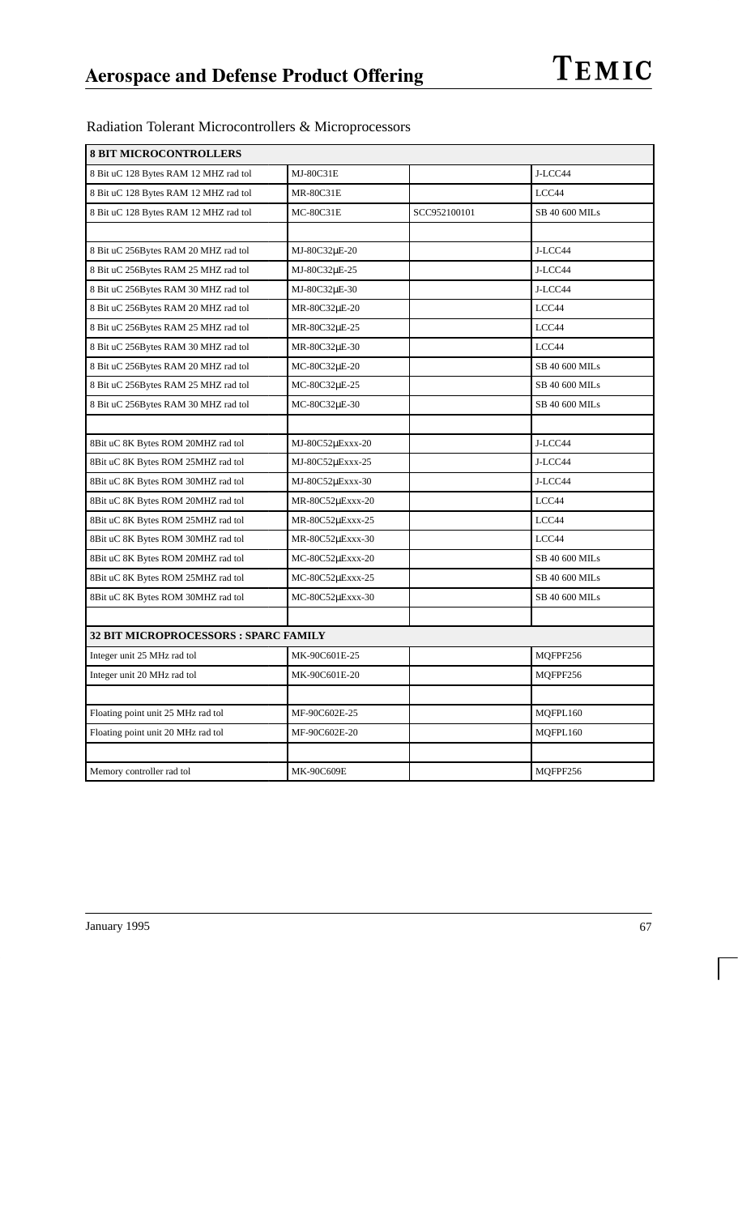Radiation Tolerant Microcontrollers & Microprocessors

| **8 BIT MICROCONTROLLERS** | | | |
|---|---|---|---|
| 8 Bit uC 128 Bytes RAM 12 MHZ rad tol | MJ-80C31E | | J-LCC44 |
| 8 Bit uC 128 Bytes RAM 12 MHZ rad tol | MR-80C31E | | LCC44 |
| 8 Bit uC 128 Bytes RAM 12 MHZ rad tol | MC-80C31E | SCC952100101 | SB 40 600 MILs |
| | | | |
| 8 Bit uC 256Bytes RAM 20 MHZ rad tol | MJ-80C32μE-20 | | J-LCC44 |
| 8 Bit uC 256Bytes RAM 25 MHZ rad tol | MJ-80C32μE-25 | | J-LCC44 |
| 8 Bit uC 256Bytes RAM 30 MHZ rad tol | MJ-80C32μE-30 | | J-LCC44 |
| 8 Bit uC 256Bytes RAM 20 MHZ rad tol | MR-80C32μE-20 | | LCC44 |
| 8 Bit uC 256Bytes RAM 25 MHZ rad tol | MR-80C32μE-25 | | LCC44 |
| 8 Bit uC 256Bytes RAM 30 MHZ rad tol | MR-80C32μE-30 | | LCC44 |
| 8 Bit uC 256Bytes RAM 20 MHZ rad tol | MC-80C32μE-20 | | SB 40 600 MILs |
| 8 Bit uC 256Bytes RAM 25 MHZ rad tol | MC-80C32μE-25 | | SB 40 600 MILs |
| 8 Bit uC 256Bytes RAM 30 MHZ rad tol | MC-80C32μE-30 | | SB 40 600 MILs |
| | | | |
| 8Bit uC 8K Bytes ROM 20MHZ rad tol | MJ-80C52μExxx-20 | | J-LCC44 |
| 8Bit uC 8K Bytes ROM 25MHZ rad tol | MJ-80C52μExxx-25 | | J-LCC44 |
| 8Bit uC 8K Bytes ROM 30MHZ rad tol | MJ-80C52μExxx-30 | | J-LCC44 |
| 8Bit uC 8K Bytes ROM 20MHZ rad tol | MR-80C52μExxx-20 | | LCC44 |
| 8Bit uC 8K Bytes ROM 25MHZ rad tol | MR-80C52μExxx-25 | | LCC44 |
| 8Bit uC 8K Bytes ROM 30MHZ rad tol | MR-80C52μExxx-30 | | LCC44 |
| 8Bit uC 8K Bytes ROM 20MHZ rad tol | MC-80C52μExxx-20 | | SB 40 600 MILs |
| 8Bit uC 8K Bytes ROM 25MHZ rad tol | MC-80C52μExxx-25 | | SB 40 600 MILs |
| 8Bit uC 8K Bytes ROM 30MHZ rad tol | MC-80C52μExxx-30 | | SB 40 600 MILs |
| | | | |
| **32 BIT MICROPROCESSORS : SPARC FAMILY** | | | |
| Integer unit 25 MHz rad tol | MK-90C601E-25 | | MQFPF256 |
| Integer unit 20 MHz rad tol | MK-90C601E-20 | | MQFPF256 |
| | | | |
| Floating point unit 25 MHz rad tol | MF-90C602E-25 | | MQFPL160 |
| Floating point unit 20 MHz rad tol | MF-90C602E-20 | | MQFPL160 |
| | | | |
| Memory controller rad tol | MK-90C609E | | MQFPF256 |

January 1995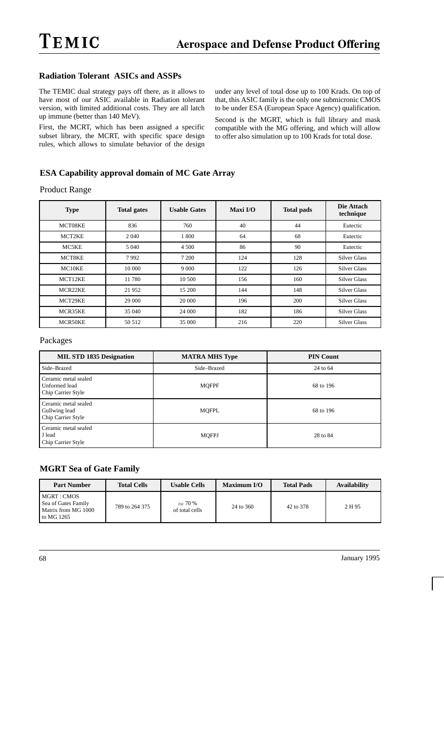## Radiation Tolerant ASICs and ASSPs

The TEMIC dual strategy pays off there, as it allows to have most of our ASIC available in Radiation tolerant version, with limited additional costs. They are all latch up immune (better than 140 MeV).

First, the MCRT, which has been assigned a specific subset library, the MCRT, with specific space design rules, which allows to simulate behavior of the design under any level of total dose up to 100 Krads. On top of that, this ASIC family is the only one submicronic CMOS to be under ESA (European Space Agency) qualification.

Second is the MGRT, which is full library and mask compatible with the MG offering, and which will allow to offer also simulation up to 100 Krads for total dose.

## ESA Capability approval domain of MC Gate Array

Product Range

| Type | Total gates | Usable Gates | Maxi I/O | Total pads | Die Attach technique |
|---|---|---|---|---|---|
| MCT08KE | 836 | 760 | 40 | 44 | Eutectic |
| MCT2KE | 2 040 | 1 800 | 64 | 68 | Eutectic |
| MC5KE | 5 040 | 4 500 | 86 | 90 | Eutectic |
| MCT8KE | 7 992 | 7 200 | 124 | 128 | Silver Glass |
| MC10KE | 10 000 | 9 000 | 122 | 126 | Silver Glass |
| MCT12KE | 11 780 | 10 500 | 156 | 160 | Silver Glass |
| MCR22KE | 21 952 | 15 200 | 144 | 148 | Silver Glass |
| MCT29KE | 29 000 | 20 000 | 196 | 200 | Silver Glass |
| MCR35KE | 35 040 | 24 000 | 182 | 186 | Silver Glass |
| MCR50KE | 50 512 | 35 000 | 216 | 220 | Silver Glass |

Packages

| MIL STD 1835 Designation | MATRA MHS Type | PIN Count |
|---|---|---|
| Side–Brazed | Side–Brazed | 24 to 64 |
| Ceramic metal sealed Unformed lead Chip Carrier Style | MQFPF | 68 to 196 |
| Ceramic metal sealed Gullwing lead Chip Carrier Style | MQFPL | 68 to 196 |
| Ceramic metal sealed J lead Chip Carrier Style | MQFPJ | 28 to 84 |

## MGRT Sea of Gate Family

| Part Number | Total Cells | Usable Cells | Maximum I/O | Total Pads | Availability |
|---|---|---|---|---|---|
| MGRT : CMOS Sea of Gates Family Matrix from MG 1000 to MG 1265 | 789 to 264 375 | $\simeq$ 70 % of total cells | 24 to 360 | 42 to 378 | 2 H 95 |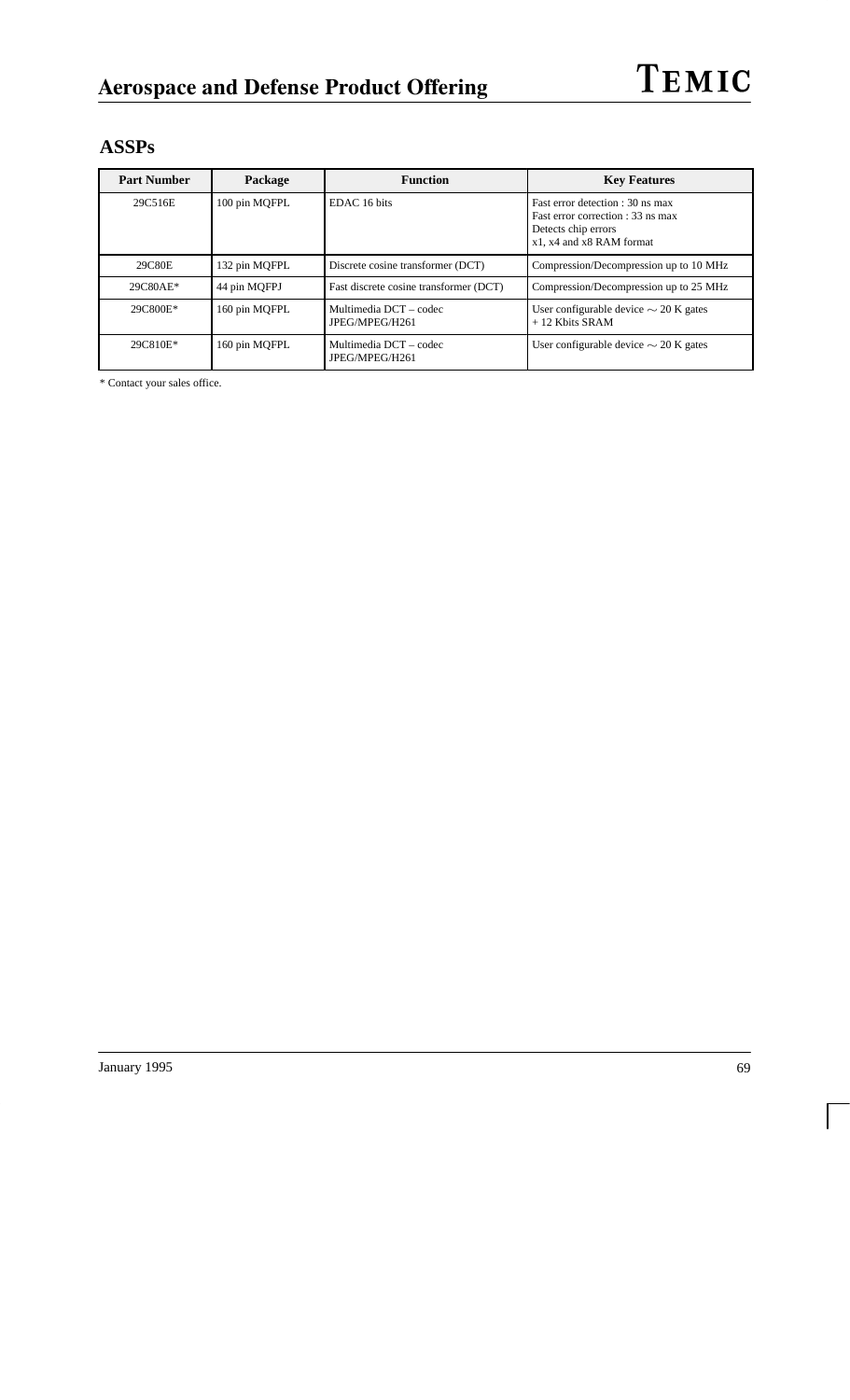## ASSPs

| Part Number | Package | Function | Key Features |
|---|---|---|---|
| 29C516E | 100 pin MQFPL | EDAC 16 bits | Fast error detection : 30 ns max<br>Fast error correction : 33 ns max<br>Detects chip errors<br>x1, x4 and x8 RAM format |
| 29C80E | 132 pin MQFPL | Discrete cosine transformer (DCT) | Compression/Decompression up to 10 MHz |
| 29C80AE* | 44 pin MQFPJ | Fast discrete cosine transformer (DCT) | Compression/Decompression up to 25 MHz |
| 29C800E* | 160 pin MQFPL | Multimedia DCT – codec JPEG/MPEG/H261 | User configurable device $\sim$ 20 K gates + 12 Kbits SRAM |
| 29C810E* | 160 pin MQFPL | Multimedia DCT – codec JPEG/MPEG/H261 | User configurable device $\sim$ 20 K gates |

\* Contact your sales office.